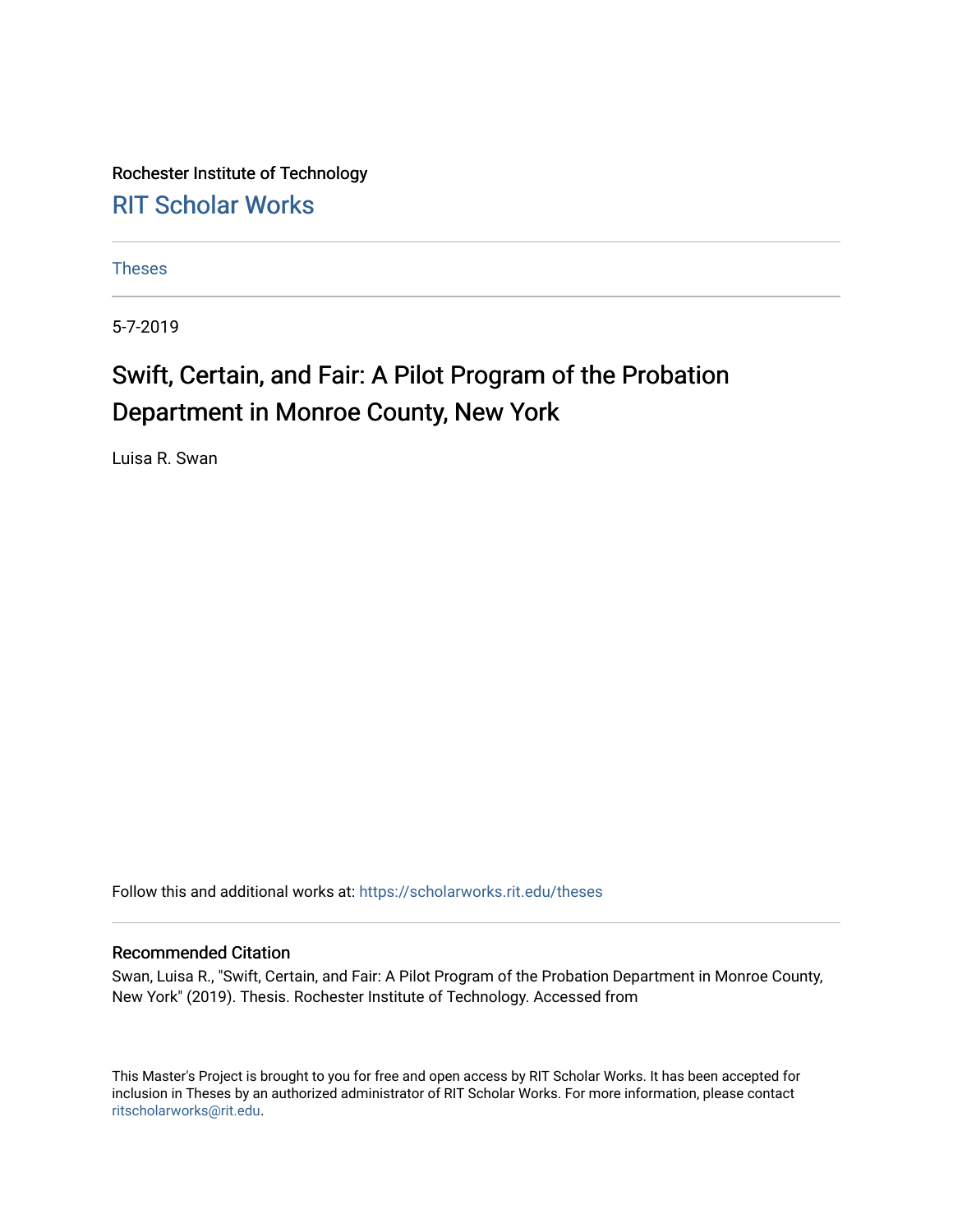Rochester Institute of Technology

RIT Scholar Works

Theses

5-7-2019

# Swift, Certain, and Fair: A Pilot Program of the Probation Department in Monroe County, New York

Luisa R. Swan

Follow this and additional works at: https://scholarworks.rit.edu/theses

## Recommended Citation

Swan, Luisa R., "Swift, Certain, and Fair: A Pilot Program of the Probation Department in Monroe County, New York" (2019). Thesis. Rochester Institute of Technology. Accessed from

This Master's Project is brought to you for free and open access by RIT Scholar Works. It has been accepted for inclusion in Theses by an authorized administrator of RIT Scholar Works. For more information, please contact ritscholarworks@rit.edu.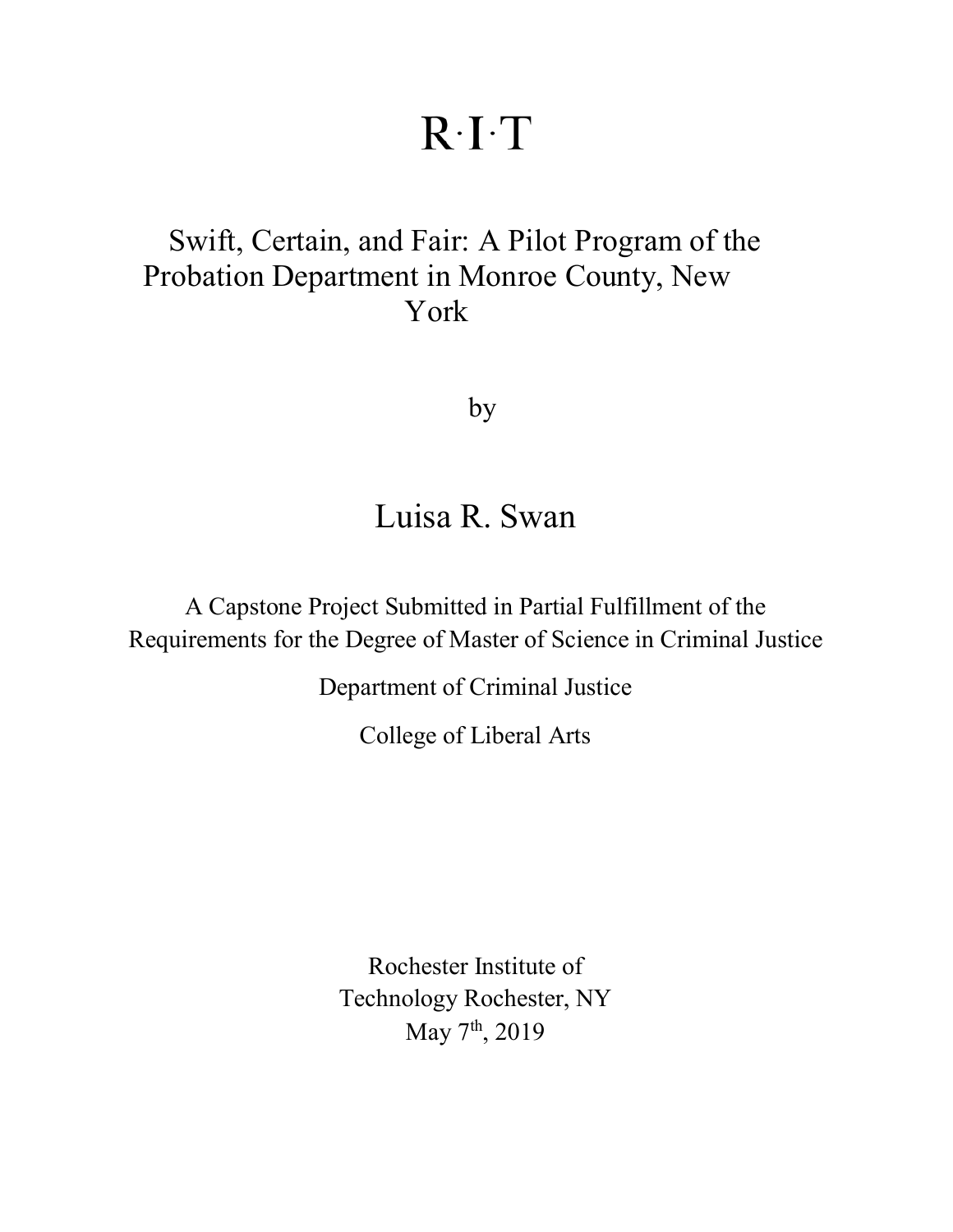# R·I·T

## Swift, Certain, and Fair: A Pilot Program of the Probation Department in Monroe County, New York

by

## Luisa R. Swan

A Capstone Project Submitted in Partial Fulfillment of the Requirements for the Degree of Master of Science in Criminal Justice

Department of Criminal Justice

College of Liberal Arts

Rochester Institute of Technology Rochester, NY
May 7th, 2019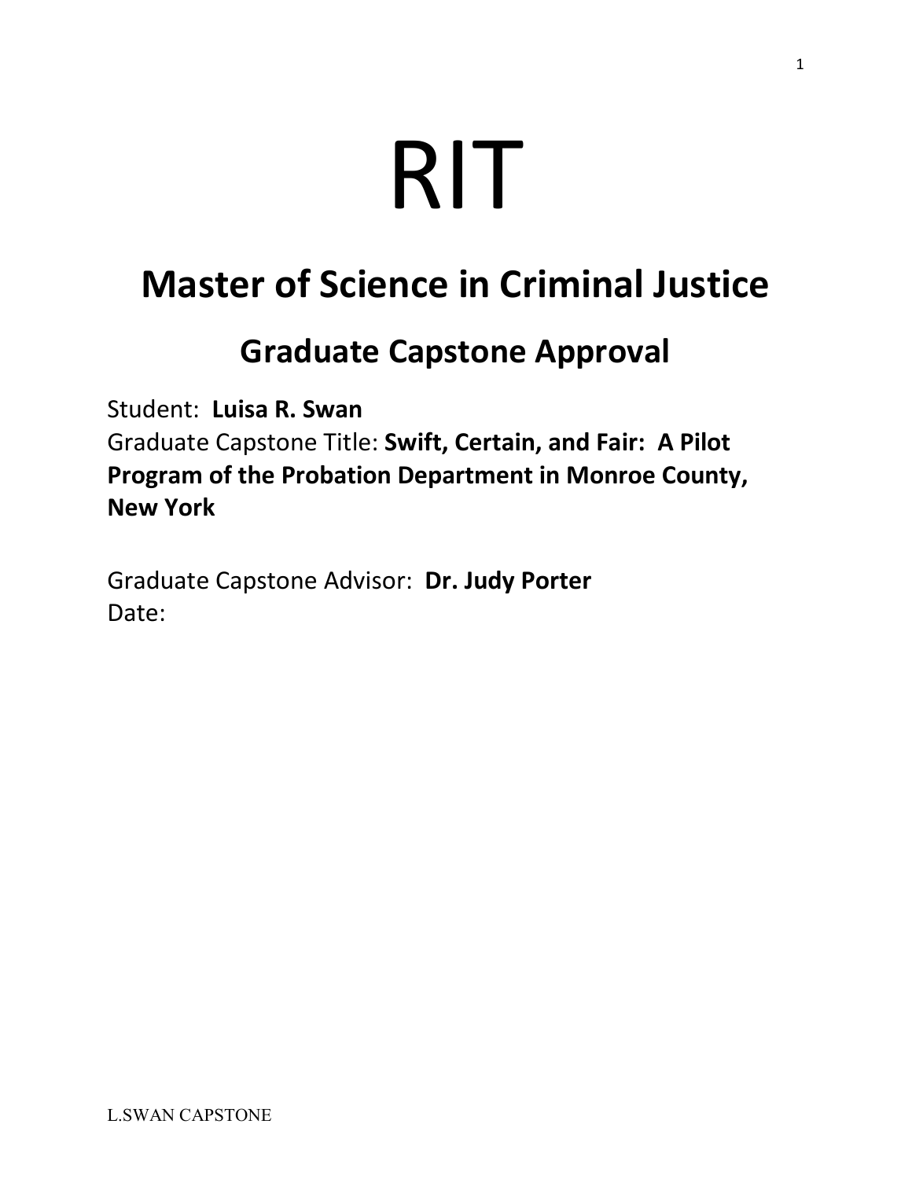# RIT

## Master of Science in Criminal Justice

### Graduate Capstone Approval

Student: **Luisa R. Swan**
Graduate Capstone Title: **Swift, Certain, and Fair: A Pilot Program of the Probation Department in Monroe County, New York**

Graduate Capstone Advisor: **Dr. Judy Porter**
Date: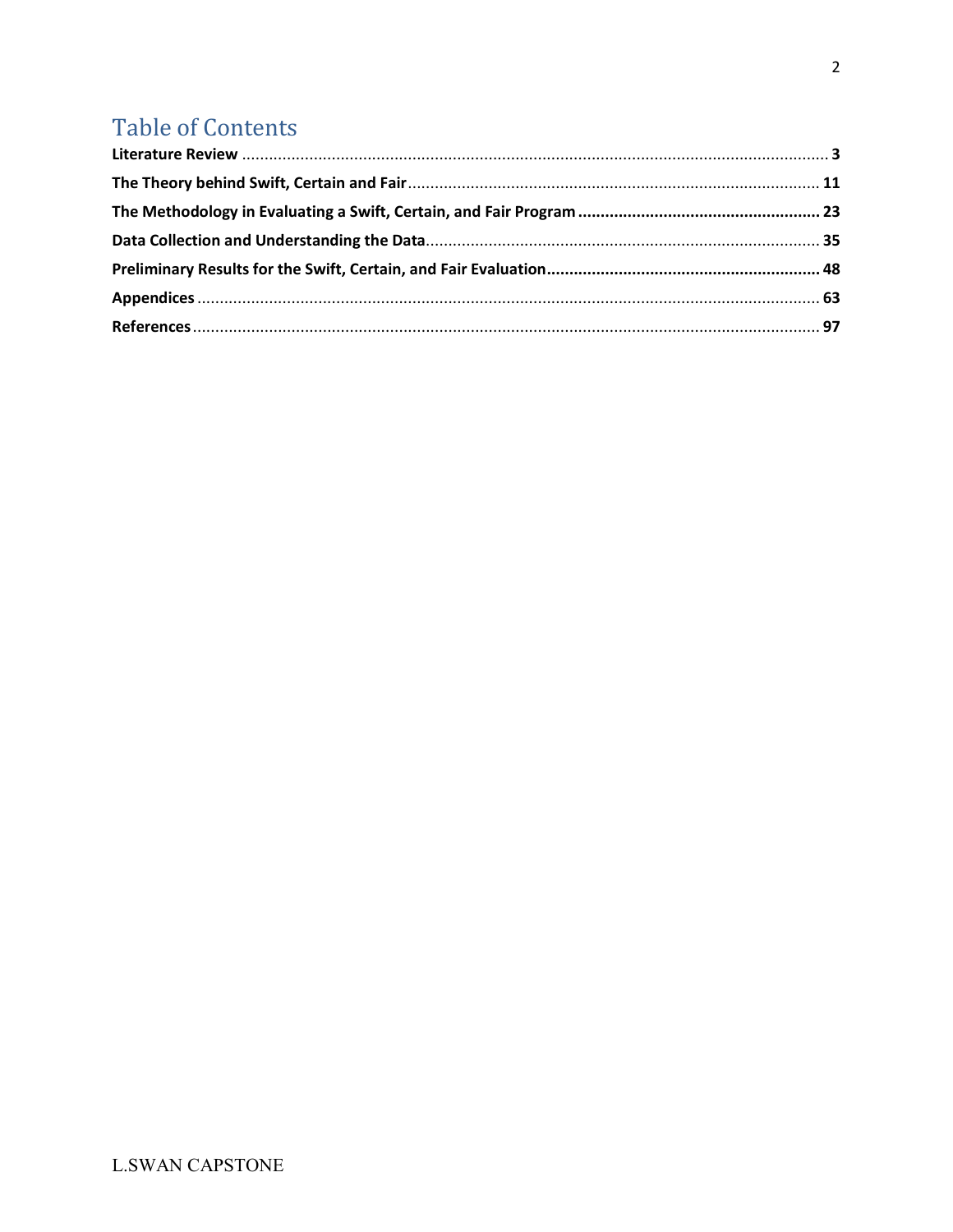# Table of Contents

**Literature Review** ........................................................ **3**

**The Theory behind Swift, Certain and Fair** ........................................................ **11**

**The Methodology in Evaluating a Swift, Certain, and Fair Program** ........................................................ **23**

**Data Collection and Understanding the Data** ........................................................ **35**

**Preliminary Results for the Swift, Certain, and Fair Evaluation** ........................................................ **48**

**Appendices** ........................................................ **63**

**References** ........................................................ **97**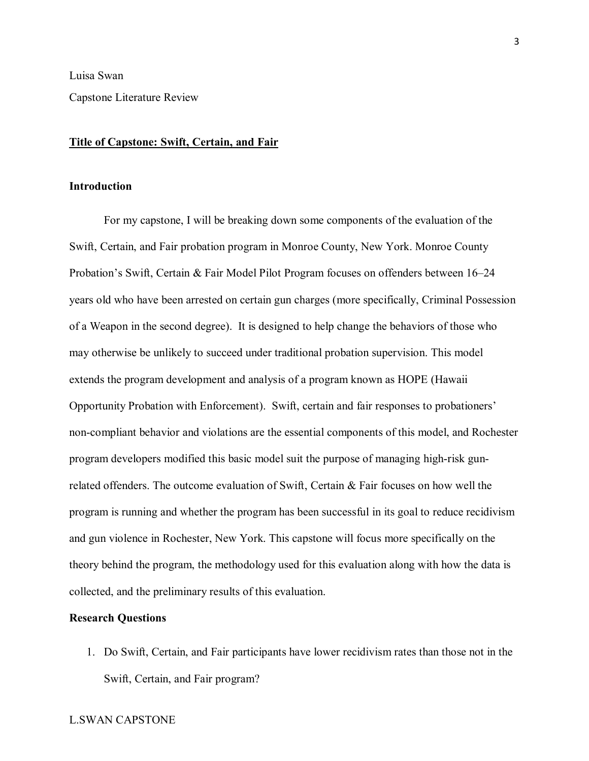Luisa Swan

Capstone Literature Review

**Title of Capstone: Swift, Certain, and Fair**

## Introduction

For my capstone, I will be breaking down some components of the evaluation of the Swift, Certain, and Fair probation program in Monroe County, New York. Monroe County Probation's Swift, Certain & Fair Model Pilot Program focuses on offenders between 16–24 years old who have been arrested on certain gun charges (more specifically, Criminal Possession of a Weapon in the second degree). It is designed to help change the behaviors of those who may otherwise be unlikely to succeed under traditional probation supervision. This model extends the program development and analysis of a program known as HOPE (Hawaii Opportunity Probation with Enforcement). Swift, certain and fair responses to probationers' non-compliant behavior and violations are the essential components of this model, and Rochester program developers modified this basic model suit the purpose of managing high-risk gun-related offenders. The outcome evaluation of Swift, Certain & Fair focuses on how well the program is running and whether the program has been successful in its goal to reduce recidivism and gun violence in Rochester, New York. This capstone will focus more specifically on the theory behind the program, the methodology used for this evaluation along with how the data is collected, and the preliminary results of this evaluation.

## Research Questions

1. Do Swift, Certain, and Fair participants have lower recidivism rates than those not in the Swift, Certain, and Fair program?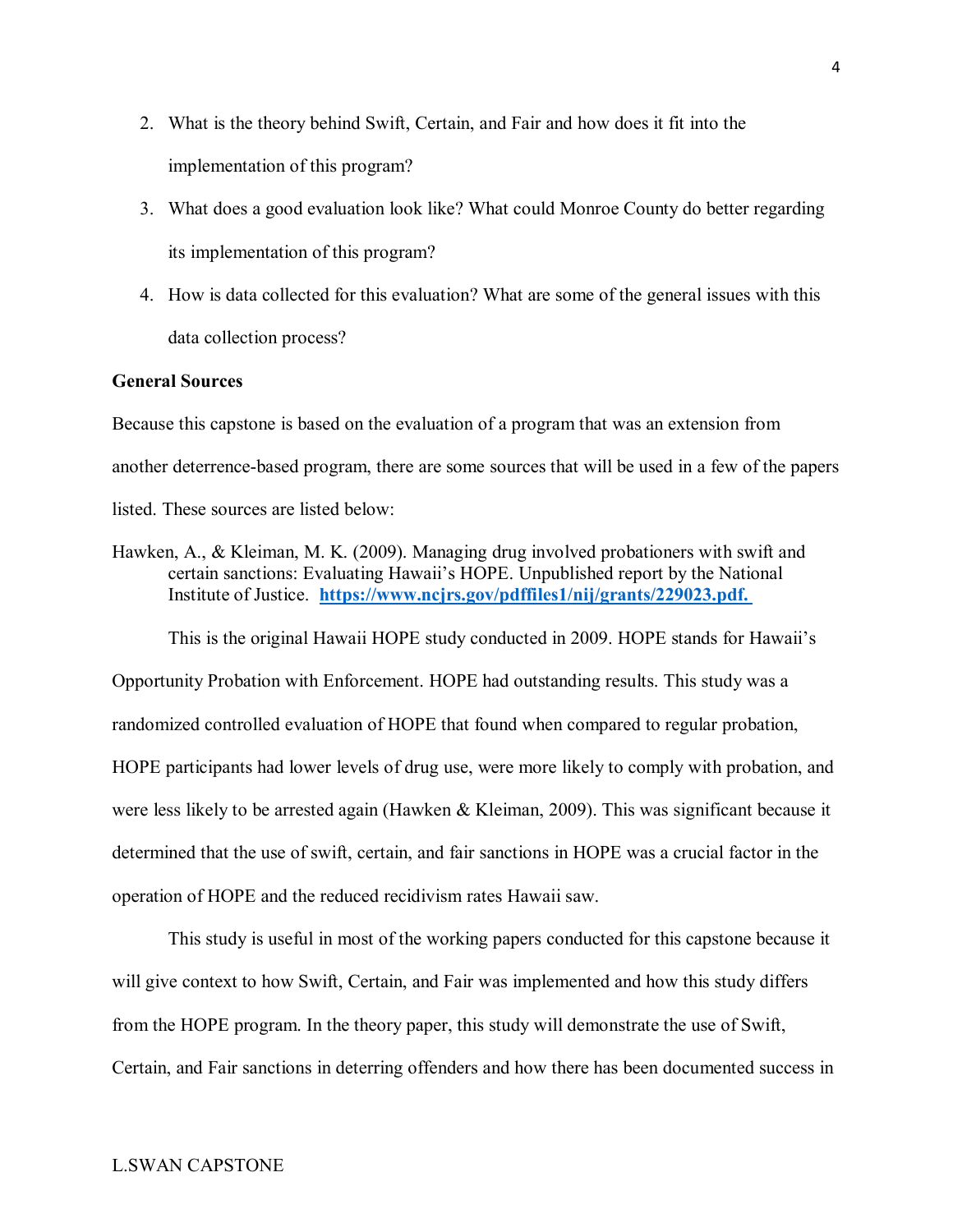2. What is the theory behind Swift, Certain, and Fair and how does it fit into the implementation of this program?
3. What does a good evaluation look like? What could Monroe County do better regarding its implementation of this program?
4. How is data collected for this evaluation? What are some of the general issues with this data collection process?

**General Sources**

Because this capstone is based on the evaluation of a program that was an extension from another deterrence-based program, there are some sources that will be used in a few of the papers listed. These sources are listed below:

Hawken, A., & Kleiman, M. K. (2009). Managing drug involved probationers with swift and certain sanctions: Evaluating Hawaii's HOPE. Unpublished report by the National Institute of Justice. **https://www.ncjrs.gov/pdffiles1/nij/grants/229023.pdf.**

This is the original Hawaii HOPE study conducted in 2009. HOPE stands for Hawaii's Opportunity Probation with Enforcement. HOPE had outstanding results. This study was a randomized controlled evaluation of HOPE that found when compared to regular probation, HOPE participants had lower levels of drug use, were more likely to comply with probation, and were less likely to be arrested again (Hawken & Kleiman, 2009). This was significant because it determined that the use of swift, certain, and fair sanctions in HOPE was a crucial factor in the operation of HOPE and the reduced recidivism rates Hawaii saw.

This study is useful in most of the working papers conducted for this capstone because it will give context to how Swift, Certain, and Fair was implemented and how this study differs from the HOPE program. In the theory paper, this study will demonstrate the use of Swift, Certain, and Fair sanctions in deterring offenders and how there has been documented success in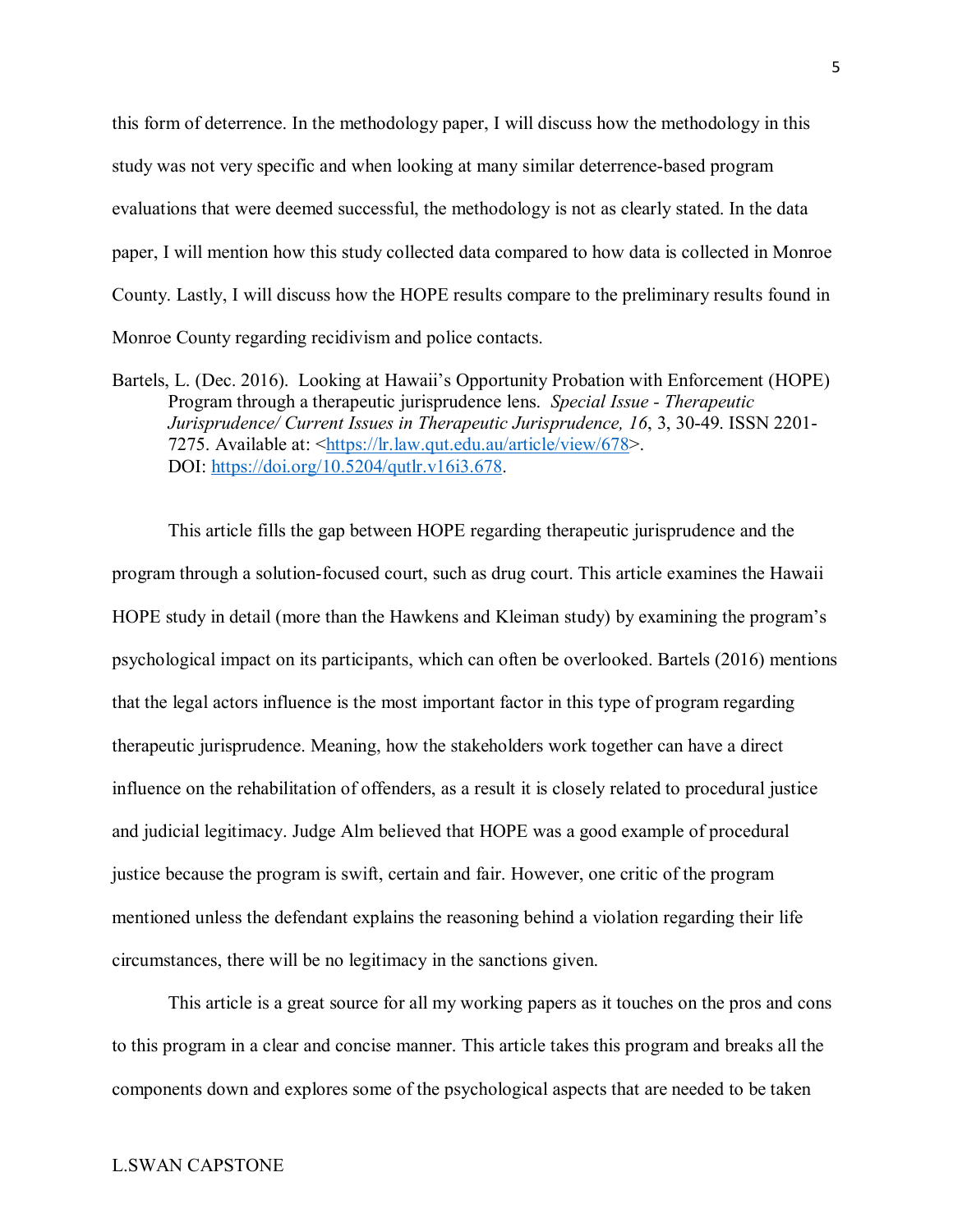this form of deterrence. In the methodology paper, I will discuss how the methodology in this study was not very specific and when looking at many similar deterrence-based program evaluations that were deemed successful, the methodology is not as clearly stated. In the data paper, I will mention how this study collected data compared to how data is collected in Monroe County. Lastly, I will discuss how the HOPE results compare to the preliminary results found in Monroe County regarding recidivism and police contacts.

Bartels, L. (Dec. 2016). Looking at Hawaii's Opportunity Probation with Enforcement (HOPE) Program through a therapeutic jurisprudence lens. *Special Issue - Therapeutic Jurisprudence/ Current Issues in Therapeutic Jurisprudence, 16*, 3, 30-49. ISSN 2201-7275. Available at: <https://lr.law.qut.edu.au/article/view/678>. DOI: https://doi.org/10.5204/qutlr.v16i3.678.

This article fills the gap between HOPE regarding therapeutic jurisprudence and the program through a solution-focused court, such as drug court. This article examines the Hawaii HOPE study in detail (more than the Hawkens and Kleiman study) by examining the program's psychological impact on its participants, which can often be overlooked. Bartels (2016) mentions that the legal actors influence is the most important factor in this type of program regarding therapeutic jurisprudence. Meaning, how the stakeholders work together can have a direct influence on the rehabilitation of offenders, as a result it is closely related to procedural justice and judicial legitimacy. Judge Alm believed that HOPE was a good example of procedural justice because the program is swift, certain and fair. However, one critic of the program mentioned unless the defendant explains the reasoning behind a violation regarding their life circumstances, there will be no legitimacy in the sanctions given.

This article is a great source for all my working papers as it touches on the pros and cons to this program in a clear and concise manner. This article takes this program and breaks all the components down and explores some of the psychological aspects that are needed to be taken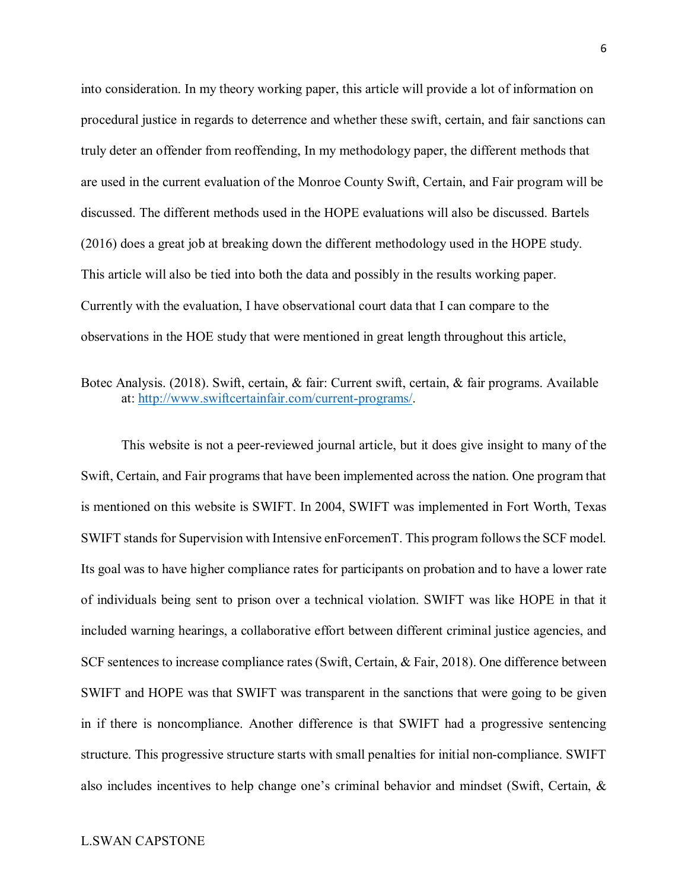into consideration. In my theory working paper, this article will provide a lot of information on procedural justice in regards to deterrence and whether these swift, certain, and fair sanctions can truly deter an offender from reoffending, In my methodology paper, the different methods that are used in the current evaluation of the Monroe County Swift, Certain, and Fair program will be discussed. The different methods used in the HOPE evaluations will also be discussed. Bartels (2016) does a great job at breaking down the different methodology used in the HOPE study. This article will also be tied into both the data and possibly in the results working paper. Currently with the evaluation, I have observational court data that I can compare to the observations in the HOE study that were mentioned in great length throughout this article,

Botec Analysis. (2018). Swift, certain, & fair: Current swift, certain, & fair programs. Available at: [http://www.swiftcertainfair.com/current-programs/](http://www.swiftcertainfair.com/current-programs/).

This website is not a peer-reviewed journal article, but it does give insight to many of the Swift, Certain, and Fair programs that have been implemented across the nation. One program that is mentioned on this website is SWIFT. In 2004, SWIFT was implemented in Fort Worth, Texas SWIFT stands for Supervision with Intensive enForcemenT. This program follows the SCF model. Its goal was to have higher compliance rates for participants on probation and to have a lower rate of individuals being sent to prison over a technical violation. SWIFT was like HOPE in that it included warning hearings, a collaborative effort between different criminal justice agencies, and SCF sentences to increase compliance rates (Swift, Certain, & Fair, 2018). One difference between SWIFT and HOPE was that SWIFT was transparent in the sanctions that were going to be given in if there is noncompliance. Another difference is that SWIFT had a progressive sentencing structure. This progressive structure starts with small penalties for initial non-compliance. SWIFT also includes incentives to help change one's criminal behavior and mindset (Swift, Certain, &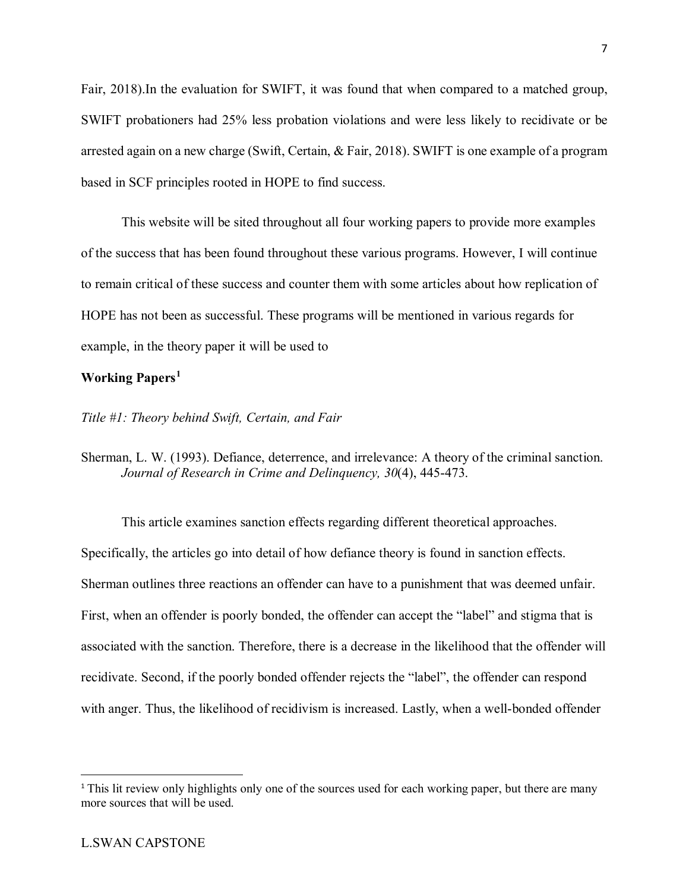Fair, 2018).In the evaluation for SWIFT, it was found that when compared to a matched group, SWIFT probationers had 25% less probation violations and were less likely to recidivate or be arrested again on a new charge (Swift, Certain, & Fair, 2018). SWIFT is one example of a program based in SCF principles rooted in HOPE to find success.

This website will be sited throughout all four working papers to provide more examples of the success that has been found throughout these various programs. However, I will continue to remain critical of these success and counter them with some articles about how replication of HOPE has not been as successful. These programs will be mentioned in various regards for example, in the theory paper it will be used to

**Working Papers**[1]

*Title #1: Theory behind Swift, Certain, and Fair*

Sherman, L. W. (1993). Defiance, deterrence, and irrelevance: A theory of the criminal sanction. *Journal of Research in Crime and Delinquency, 30*(4), 445-473.

This article examines sanction effects regarding different theoretical approaches. Specifically, the articles go into detail of how defiance theory is found in sanction effects. Sherman outlines three reactions an offender can have to a punishment that was deemed unfair. First, when an offender is poorly bonded, the offender can accept the "label" and stigma that is associated with the sanction. Therefore, there is a decrease in the likelihood that the offender will recidivate. Second, if the poorly bonded offender rejects the "label", the offender can respond with anger. Thus, the likelihood of recidivism is increased. Lastly, when a well-bonded offender

[1] This lit review only highlights only one of the sources used for each working paper, but there are many more sources that will be used.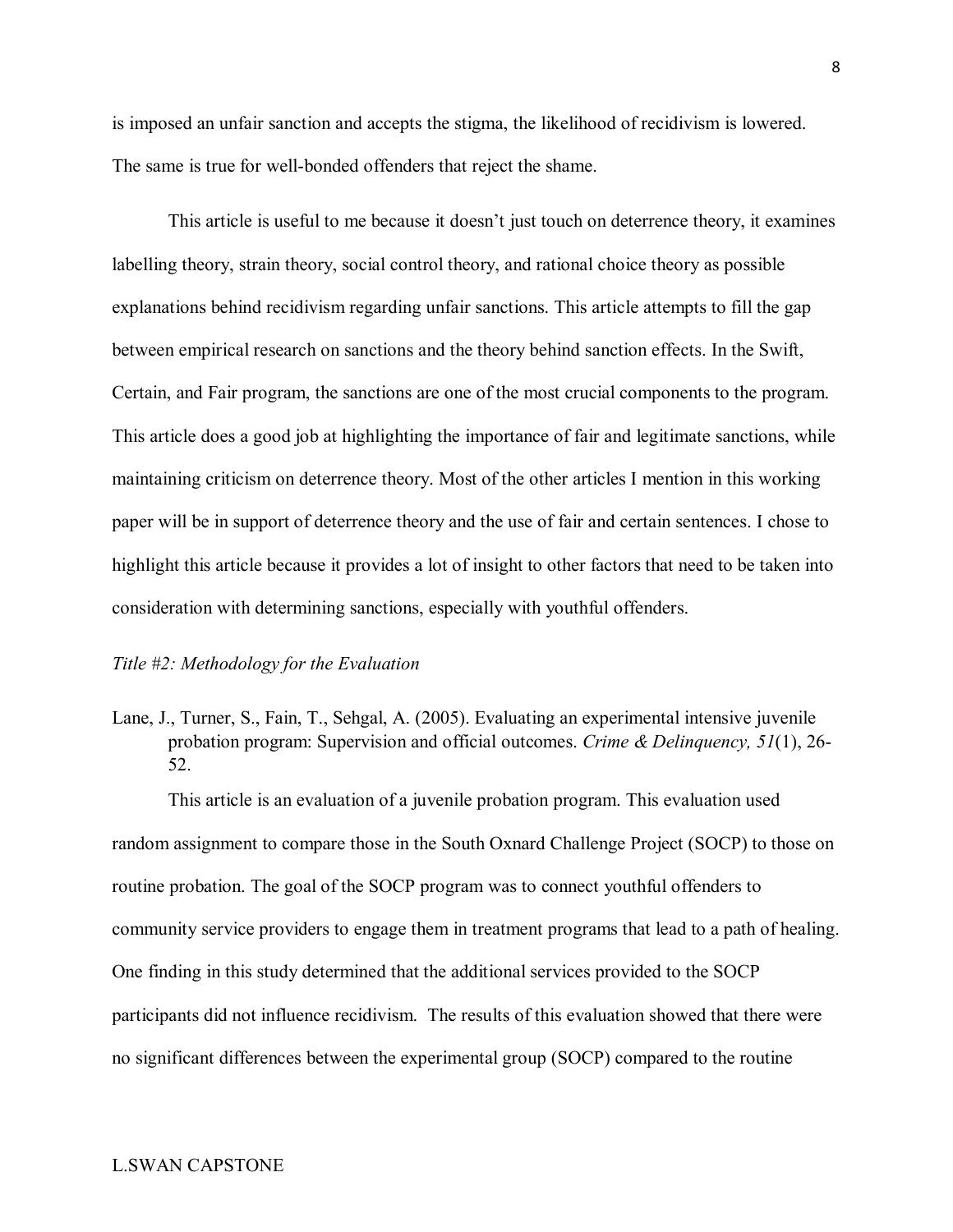is imposed an unfair sanction and accepts the stigma, the likelihood of recidivism is lowered. The same is true for well-bonded offenders that reject the shame.

This article is useful to me because it doesn't just touch on deterrence theory, it examines labelling theory, strain theory, social control theory, and rational choice theory as possible explanations behind recidivism regarding unfair sanctions. This article attempts to fill the gap between empirical research on sanctions and the theory behind sanction effects. In the Swift, Certain, and Fair program, the sanctions are one of the most crucial components to the program. This article does a good job at highlighting the importance of fair and legitimate sanctions, while maintaining criticism on deterrence theory. Most of the other articles I mention in this working paper will be in support of deterrence theory and the use of fair and certain sentences. I chose to highlight this article because it provides a lot of insight to other factors that need to be taken into consideration with determining sanctions, especially with youthful offenders.

*Title #2: Methodology for the Evaluation*

Lane, J., Turner, S., Fain, T., Sehgal, A. (2005). Evaluating an experimental intensive juvenile probation program: Supervision and official outcomes. *Crime & Delinquency, 51*(1), 26-52.

This article is an evaluation of a juvenile probation program. This evaluation used random assignment to compare those in the South Oxnard Challenge Project (SOCP) to those on routine probation. The goal of the SOCP program was to connect youthful offenders to community service providers to engage them in treatment programs that lead to a path of healing. One finding in this study determined that the additional services provided to the SOCP participants did not influence recidivism. The results of this evaluation showed that there were no significant differences between the experimental group (SOCP) compared to the routine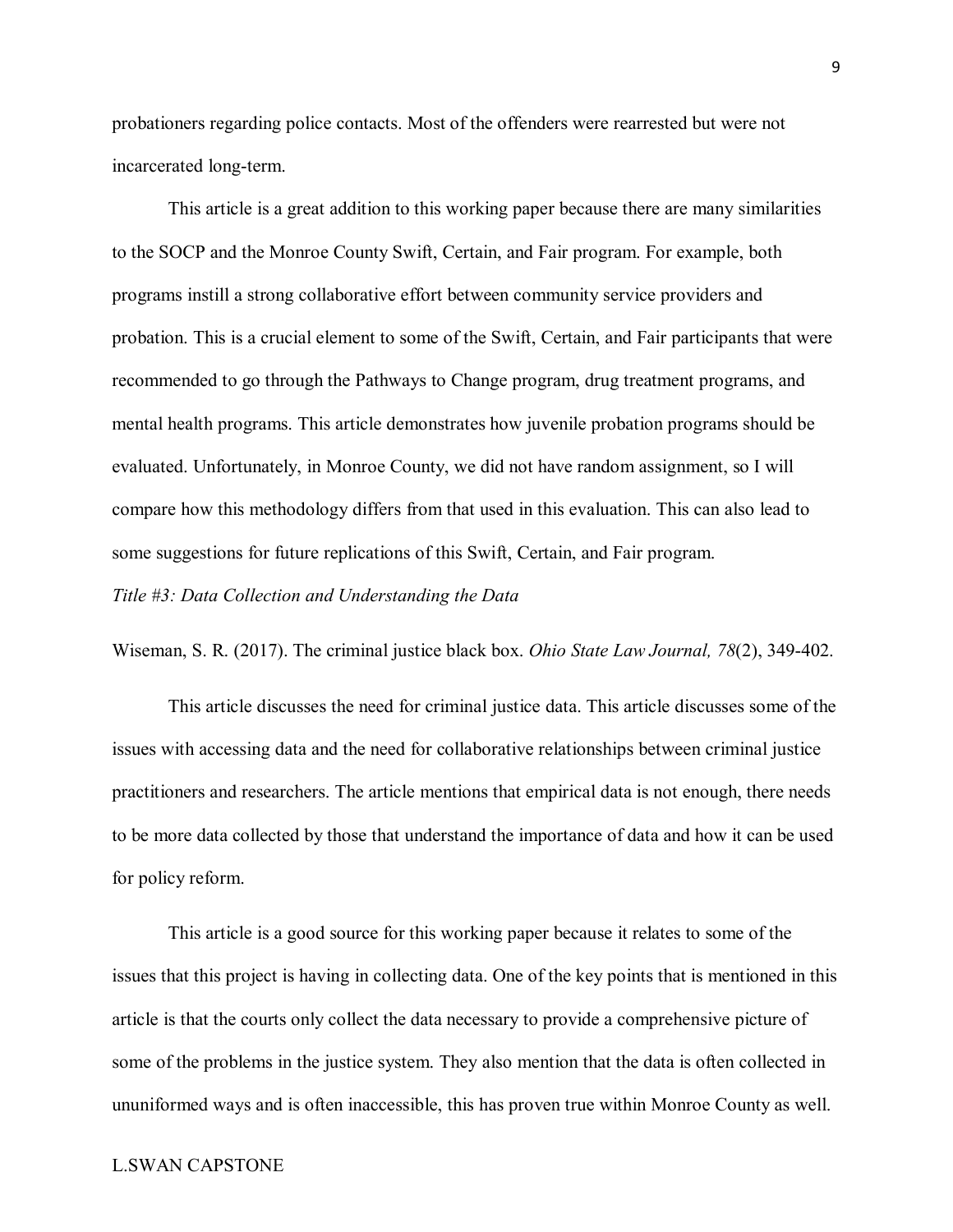probationers regarding police contacts. Most of the offenders were rearrested but were not incarcerated long-term.

This article is a great addition to this working paper because there are many similarities to the SOCP and the Monroe County Swift, Certain, and Fair program. For example, both programs instill a strong collaborative effort between community service providers and probation. This is a crucial element to some of the Swift, Certain, and Fair participants that were recommended to go through the Pathways to Change program, drug treatment programs, and mental health programs. This article demonstrates how juvenile probation programs should be evaluated. Unfortunately, in Monroe County, we did not have random assignment, so I will compare how this methodology differs from that used in this evaluation. This can also lead to some suggestions for future replications of this Swift, Certain, and Fair program.

*Title #3: Data Collection and Understanding the Data*

Wiseman, S. R. (2017). The criminal justice black box. *Ohio State Law Journal, 78*(2), 349-402.

This article discusses the need for criminal justice data. This article discusses some of the issues with accessing data and the need for collaborative relationships between criminal justice practitioners and researchers. The article mentions that empirical data is not enough, there needs to be more data collected by those that understand the importance of data and how it can be used for policy reform.

This article is a good source for this working paper because it relates to some of the issues that this project is having in collecting data. One of the key points that is mentioned in this article is that the courts only collect the data necessary to provide a comprehensive picture of some of the problems in the justice system. They also mention that the data is often collected in ununiformed ways and is often inaccessible, this has proven true within Monroe County as well.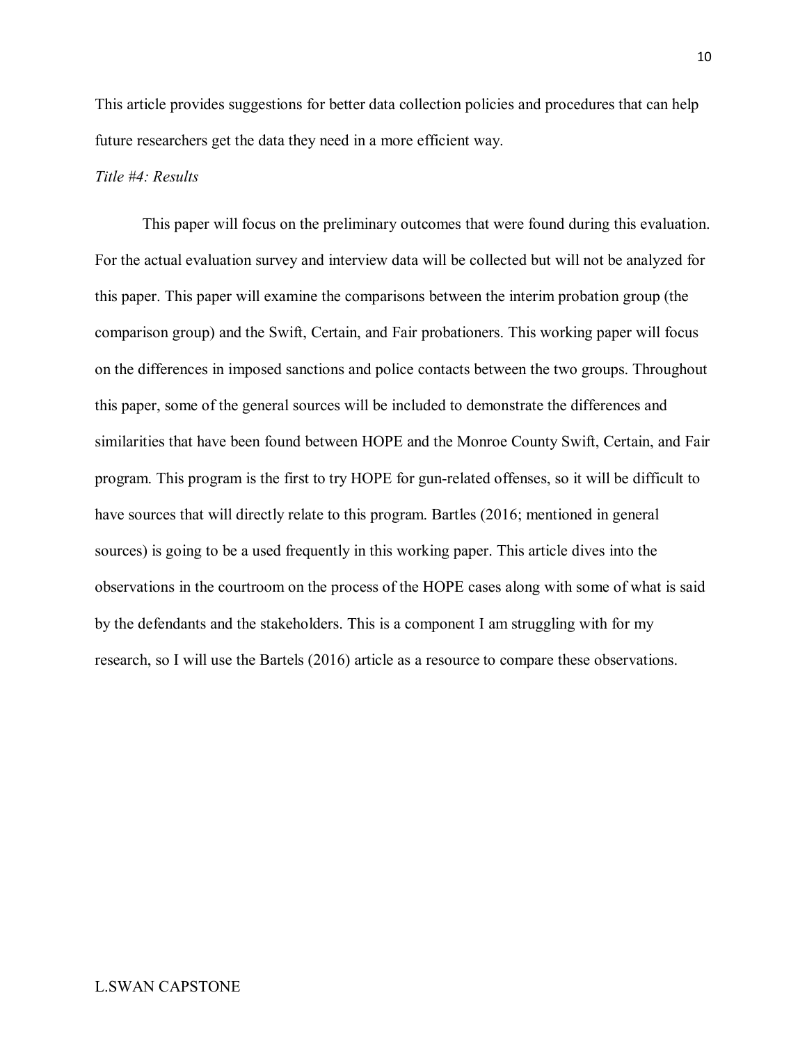This article provides suggestions for better data collection policies and procedures that can help future researchers get the data they need in a more efficient way.

*Title #4: Results*

This paper will focus on the preliminary outcomes that were found during this evaluation. For the actual evaluation survey and interview data will be collected but will not be analyzed for this paper. This paper will examine the comparisons between the interim probation group (the comparison group) and the Swift, Certain, and Fair probationers. This working paper will focus on the differences in imposed sanctions and police contacts between the two groups. Throughout this paper, some of the general sources will be included to demonstrate the differences and similarities that have been found between HOPE and the Monroe County Swift, Certain, and Fair program. This program is the first to try HOPE for gun-related offenses, so it will be difficult to have sources that will directly relate to this program. Bartles (2016; mentioned in general sources) is going to be a used frequently in this working paper. This article dives into the observations in the courtroom on the process of the HOPE cases along with some of what is said by the defendants and the stakeholders. This is a component I am struggling with for my research, so I will use the Bartels (2016) article as a resource to compare these observations.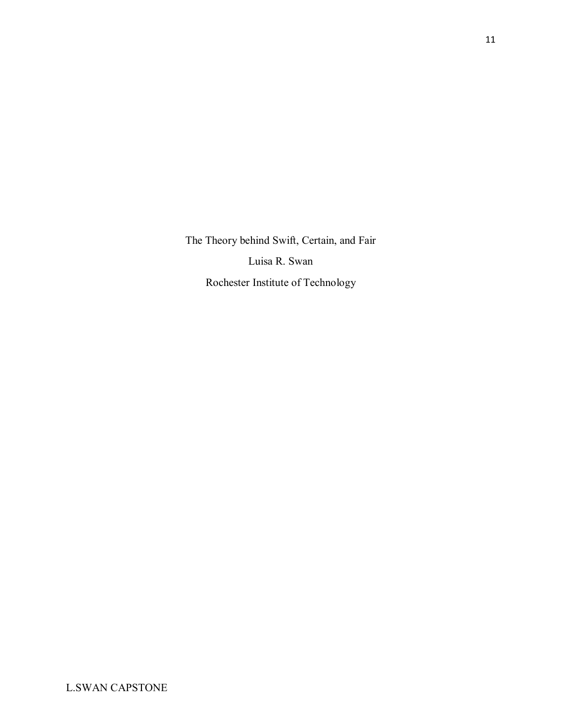The Theory behind Swift, Certain, and Fair

Luisa R. Swan

Rochester Institute of Technology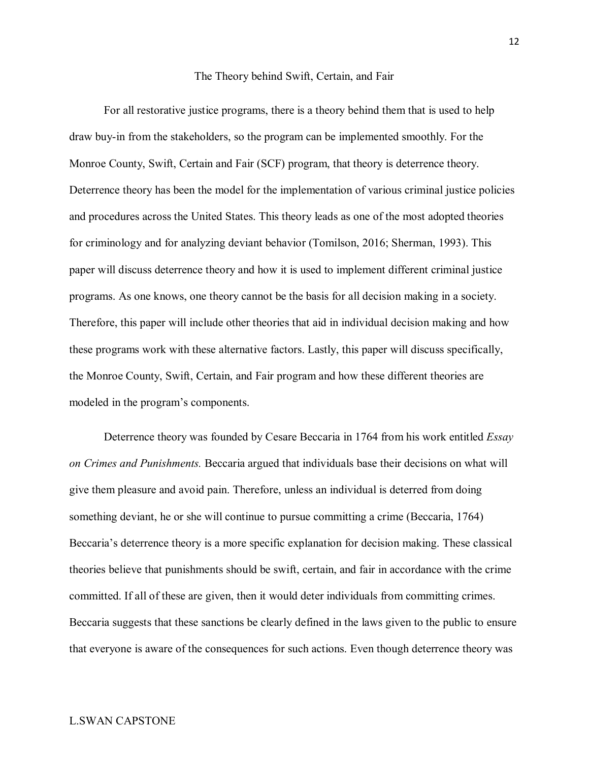## The Theory behind Swift, Certain, and Fair

For all restorative justice programs, there is a theory behind them that is used to help draw buy-in from the stakeholders, so the program can be implemented smoothly. For the Monroe County, Swift, Certain and Fair (SCF) program, that theory is deterrence theory. Deterrence theory has been the model for the implementation of various criminal justice policies and procedures across the United States. This theory leads as one of the most adopted theories for criminology and for analyzing deviant behavior (Tomilson, 2016; Sherman, 1993). This paper will discuss deterrence theory and how it is used to implement different criminal justice programs. As one knows, one theory cannot be the basis for all decision making in a society. Therefore, this paper will include other theories that aid in individual decision making and how these programs work with these alternative factors. Lastly, this paper will discuss specifically, the Monroe County, Swift, Certain, and Fair program and how these different theories are modeled in the program's components.

Deterrence theory was founded by Cesare Beccaria in 1764 from his work entitled *Essay on Crimes and Punishments.* Beccaria argued that individuals base their decisions on what will give them pleasure and avoid pain. Therefore, unless an individual is deterred from doing something deviant, he or she will continue to pursue committing a crime (Beccaria, 1764) Beccaria's deterrence theory is a more specific explanation for decision making. These classical theories believe that punishments should be swift, certain, and fair in accordance with the crime committed. If all of these are given, then it would deter individuals from committing crimes. Beccaria suggests that these sanctions be clearly defined in the laws given to the public to ensure that everyone is aware of the consequences for such actions. Even though deterrence theory was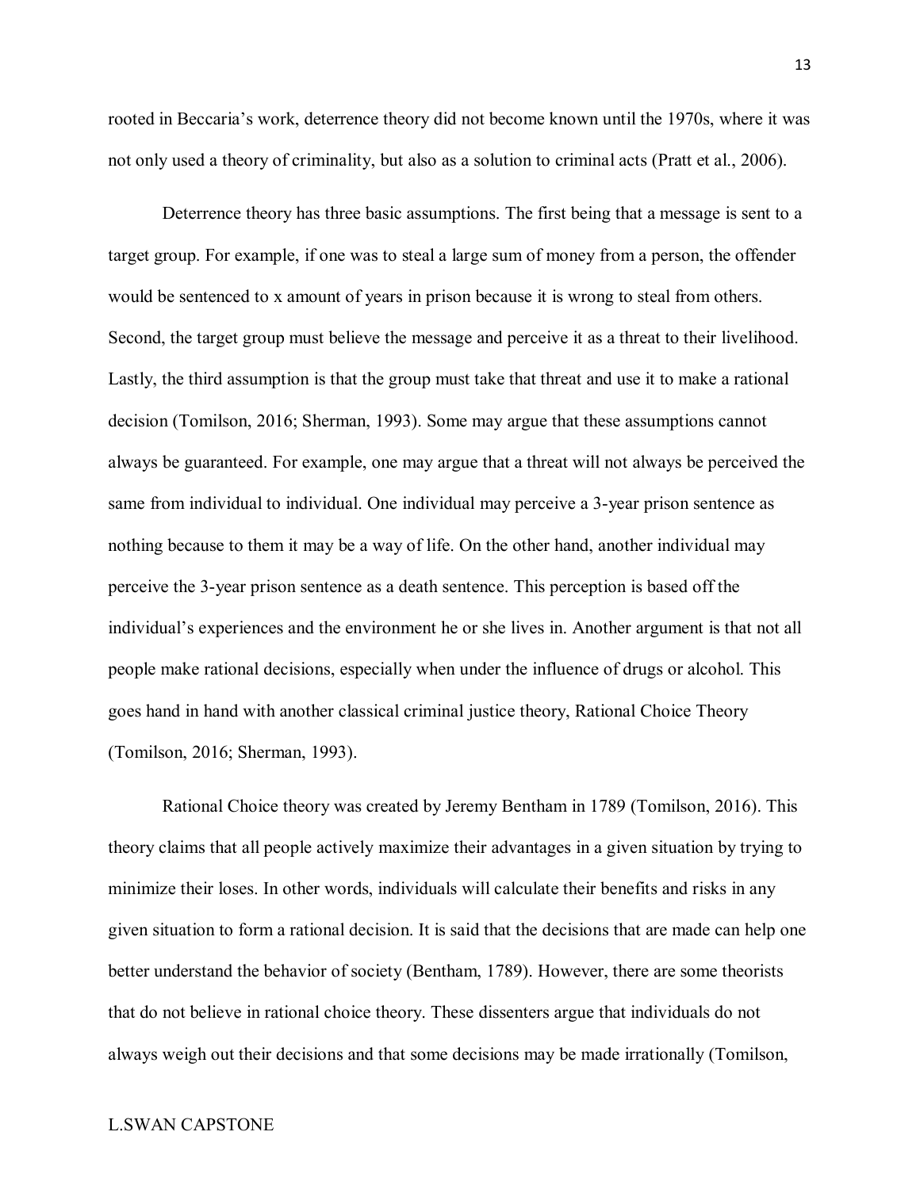rooted in Beccaria's work, deterrence theory did not become known until the 1970s, where it was not only used a theory of criminality, but also as a solution to criminal acts (Pratt et al., 2006).

Deterrence theory has three basic assumptions. The first being that a message is sent to a target group. For example, if one was to steal a large sum of money from a person, the offender would be sentenced to x amount of years in prison because it is wrong to steal from others. Second, the target group must believe the message and perceive it as a threat to their livelihood. Lastly, the third assumption is that the group must take that threat and use it to make a rational decision (Tomilson, 2016; Sherman, 1993). Some may argue that these assumptions cannot always be guaranteed. For example, one may argue that a threat will not always be perceived the same from individual to individual. One individual may perceive a 3-year prison sentence as nothing because to them it may be a way of life. On the other hand, another individual may perceive the 3-year prison sentence as a death sentence. This perception is based off the individual's experiences and the environment he or she lives in. Another argument is that not all people make rational decisions, especially when under the influence of drugs or alcohol. This goes hand in hand with another classical criminal justice theory, Rational Choice Theory (Tomilson, 2016; Sherman, 1993).

Rational Choice theory was created by Jeremy Bentham in 1789 (Tomilson, 2016). This theory claims that all people actively maximize their advantages in a given situation by trying to minimize their loses. In other words, individuals will calculate their benefits and risks in any given situation to form a rational decision. It is said that the decisions that are made can help one better understand the behavior of society (Bentham, 1789). However, there are some theorists that do not believe in rational choice theory. These dissenters argue that individuals do not always weigh out their decisions and that some decisions may be made irrationally (Tomilson,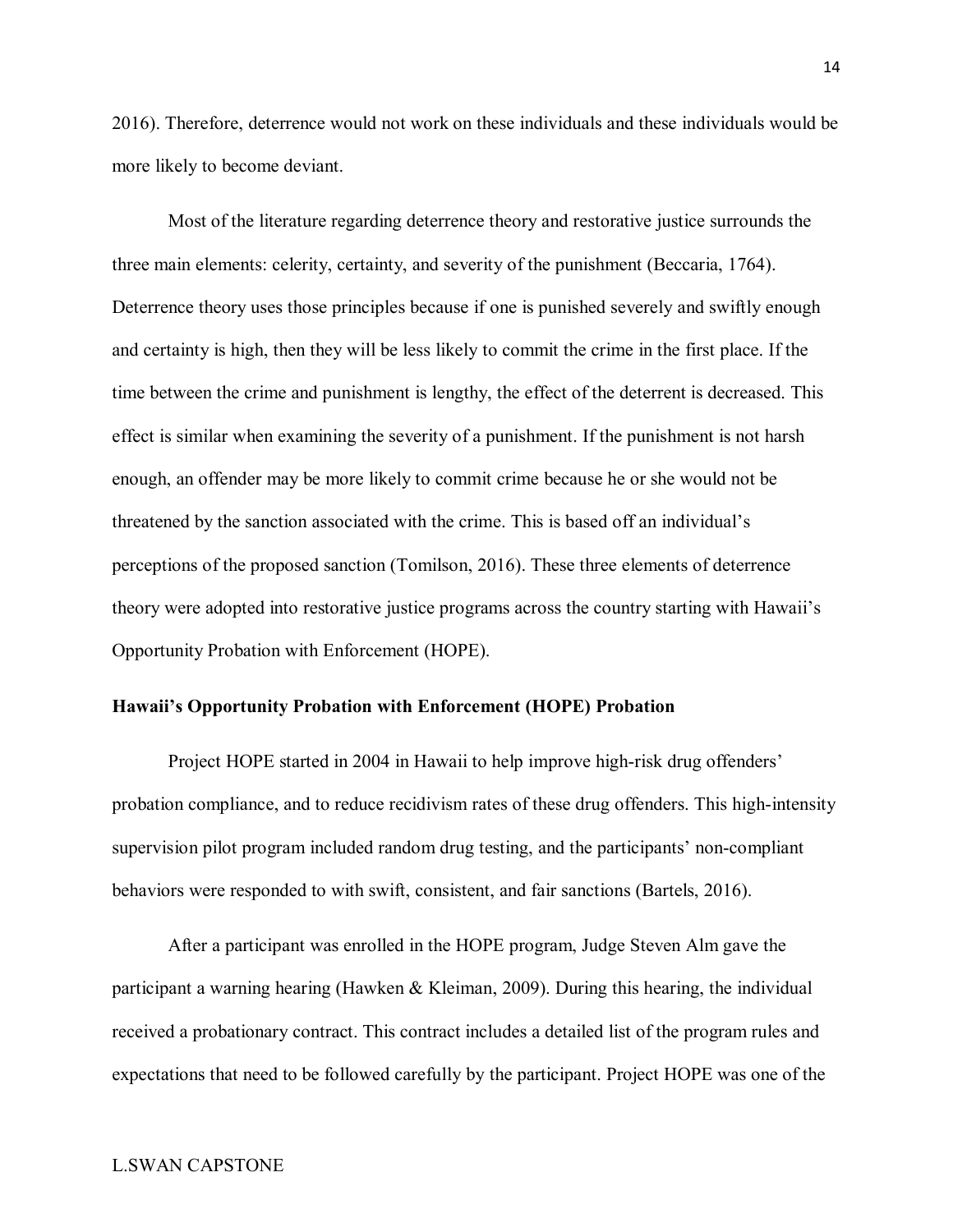2016). Therefore, deterrence would not work on these individuals and these individuals would be more likely to become deviant.

Most of the literature regarding deterrence theory and restorative justice surrounds the three main elements: celerity, certainty, and severity of the punishment (Beccaria, 1764). Deterrence theory uses those principles because if one is punished severely and swiftly enough and certainty is high, then they will be less likely to commit the crime in the first place. If the time between the crime and punishment is lengthy, the effect of the deterrent is decreased. This effect is similar when examining the severity of a punishment. If the punishment is not harsh enough, an offender may be more likely to commit crime because he or she would not be threatened by the sanction associated with the crime. This is based off an individual's perceptions of the proposed sanction (Tomilson, 2016). These three elements of deterrence theory were adopted into restorative justice programs across the country starting with Hawaii's Opportunity Probation with Enforcement (HOPE).

**Hawaii's Opportunity Probation with Enforcement (HOPE) Probation**

Project HOPE started in 2004 in Hawaii to help improve high-risk drug offenders' probation compliance, and to reduce recidivism rates of these drug offenders. This high-intensity supervision pilot program included random drug testing, and the participants' non-compliant behaviors were responded to with swift, consistent, and fair sanctions (Bartels, 2016).

After a participant was enrolled in the HOPE program, Judge Steven Alm gave the participant a warning hearing (Hawken & Kleiman, 2009). During this hearing, the individual received a probationary contract. This contract includes a detailed list of the program rules and expectations that need to be followed carefully by the participant. Project HOPE was one of the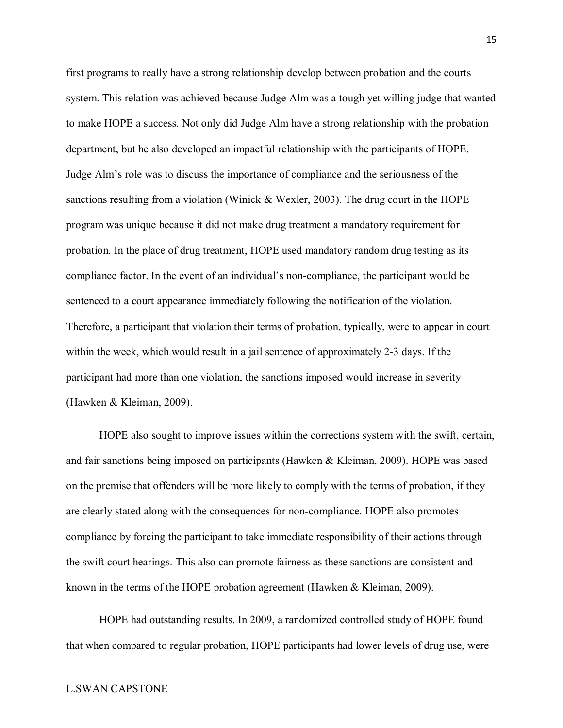first programs to really have a strong relationship develop between probation and the courts system. This relation was achieved because Judge Alm was a tough yet willing judge that wanted to make HOPE a success. Not only did Judge Alm have a strong relationship with the probation department, but he also developed an impactful relationship with the participants of HOPE. Judge Alm's role was to discuss the importance of compliance and the seriousness of the sanctions resulting from a violation (Winick & Wexler, 2003). The drug court in the HOPE program was unique because it did not make drug treatment a mandatory requirement for probation. In the place of drug treatment, HOPE used mandatory random drug testing as its compliance factor. In the event of an individual's non-compliance, the participant would be sentenced to a court appearance immediately following the notification of the violation. Therefore, a participant that violation their terms of probation, typically, were to appear in court within the week, which would result in a jail sentence of approximately 2-3 days. If the participant had more than one violation, the sanctions imposed would increase in severity (Hawken & Kleiman, 2009).

HOPE also sought to improve issues within the corrections system with the swift, certain, and fair sanctions being imposed on participants (Hawken & Kleiman, 2009). HOPE was based on the premise that offenders will be more likely to comply with the terms of probation, if they are clearly stated along with the consequences for non-compliance. HOPE also promotes compliance by forcing the participant to take immediate responsibility of their actions through the swift court hearings. This also can promote fairness as these sanctions are consistent and known in the terms of the HOPE probation agreement (Hawken & Kleiman, 2009).

HOPE had outstanding results. In 2009, a randomized controlled study of HOPE found that when compared to regular probation, HOPE participants had lower levels of drug use, were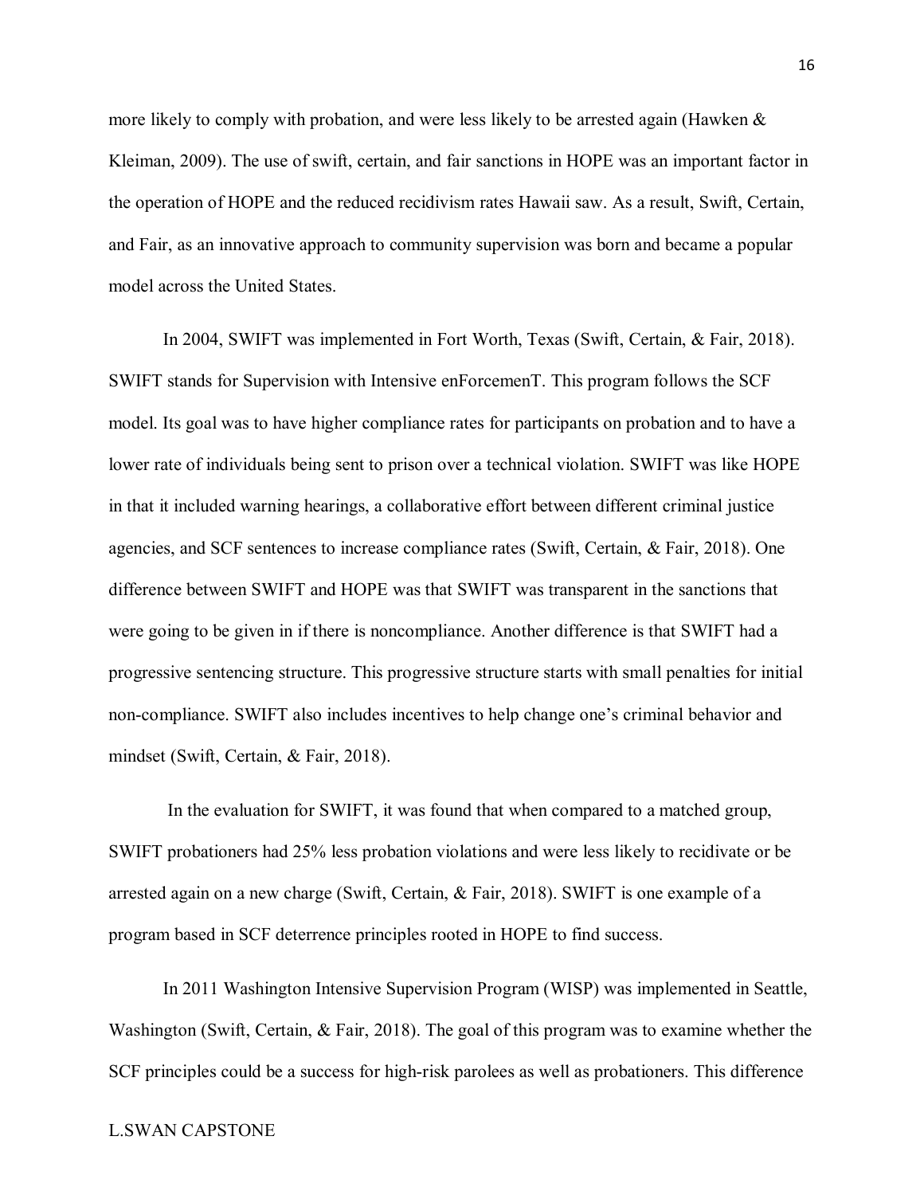more likely to comply with probation, and were less likely to be arrested again (Hawken & Kleiman, 2009). The use of swift, certain, and fair sanctions in HOPE was an important factor in the operation of HOPE and the reduced recidivism rates Hawaii saw. As a result, Swift, Certain, and Fair, as an innovative approach to community supervision was born and became a popular model across the United States.

In 2004, SWIFT was implemented in Fort Worth, Texas (Swift, Certain, & Fair, 2018). SWIFT stands for Supervision with Intensive enForcemenT. This program follows the SCF model. Its goal was to have higher compliance rates for participants on probation and to have a lower rate of individuals being sent to prison over a technical violation. SWIFT was like HOPE in that it included warning hearings, a collaborative effort between different criminal justice agencies, and SCF sentences to increase compliance rates (Swift, Certain, & Fair, 2018). One difference between SWIFT and HOPE was that SWIFT was transparent in the sanctions that were going to be given in if there is noncompliance. Another difference is that SWIFT had a progressive sentencing structure. This progressive structure starts with small penalties for initial non-compliance. SWIFT also includes incentives to help change one's criminal behavior and mindset (Swift, Certain, & Fair, 2018).

In the evaluation for SWIFT, it was found that when compared to a matched group, SWIFT probationers had 25% less probation violations and were less likely to recidivate or be arrested again on a new charge (Swift, Certain, & Fair, 2018). SWIFT is one example of a program based in SCF deterrence principles rooted in HOPE to find success.

In 2011 Washington Intensive Supervision Program (WISP) was implemented in Seattle, Washington (Swift, Certain, & Fair, 2018). The goal of this program was to examine whether the SCF principles could be a success for high-risk parolees as well as probationers. This difference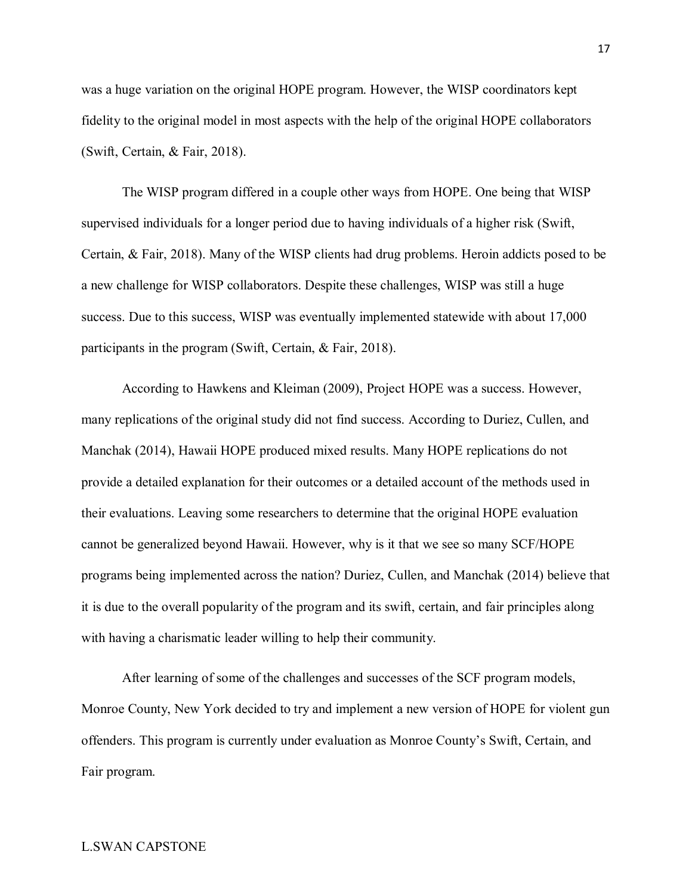was a huge variation on the original HOPE program. However, the WISP coordinators kept fidelity to the original model in most aspects with the help of the original HOPE collaborators (Swift, Certain, & Fair, 2018).

The WISP program differed in a couple other ways from HOPE. One being that WISP supervised individuals for a longer period due to having individuals of a higher risk (Swift, Certain, & Fair, 2018). Many of the WISP clients had drug problems. Heroin addicts posed to be a new challenge for WISP collaborators. Despite these challenges, WISP was still a huge success. Due to this success, WISP was eventually implemented statewide with about 17,000 participants in the program (Swift, Certain, & Fair, 2018).

According to Hawkens and Kleiman (2009), Project HOPE was a success. However, many replications of the original study did not find success. According to Duriez, Cullen, and Manchak (2014), Hawaii HOPE produced mixed results. Many HOPE replications do not provide a detailed explanation for their outcomes or a detailed account of the methods used in their evaluations. Leaving some researchers to determine that the original HOPE evaluation cannot be generalized beyond Hawaii. However, why is it that we see so many SCF/HOPE programs being implemented across the nation? Duriez, Cullen, and Manchak (2014) believe that it is due to the overall popularity of the program and its swift, certain, and fair principles along with having a charismatic leader willing to help their community.

After learning of some of the challenges and successes of the SCF program models, Monroe County, New York decided to try and implement a new version of HOPE for violent gun offenders. This program is currently under evaluation as Monroe County's Swift, Certain, and Fair program.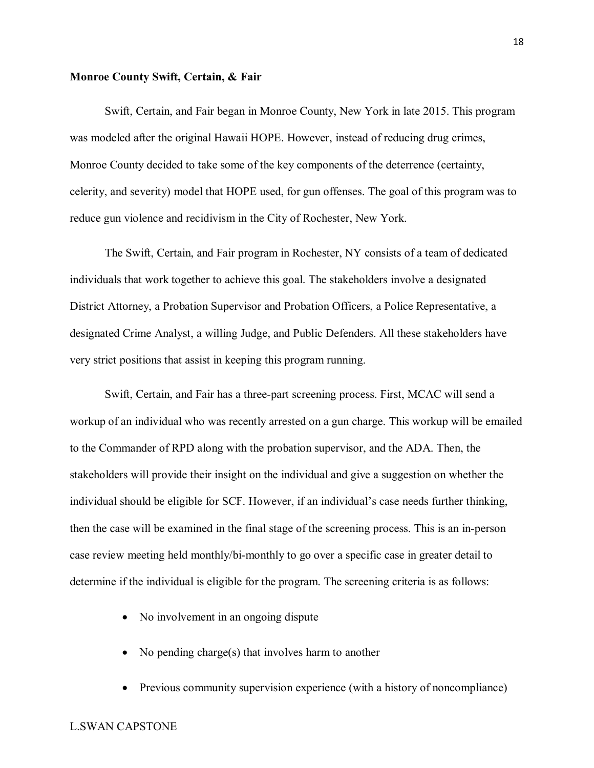**Monroe County Swift, Certain, & Fair**

Swift, Certain, and Fair began in Monroe County, New York in late 2015. This program was modeled after the original Hawaii HOPE. However, instead of reducing drug crimes, Monroe County decided to take some of the key components of the deterrence (certainty, celerity, and severity) model that HOPE used, for gun offenses. The goal of this program was to reduce gun violence and recidivism in the City of Rochester, New York.

The Swift, Certain, and Fair program in Rochester, NY consists of a team of dedicated individuals that work together to achieve this goal. The stakeholders involve a designated District Attorney, a Probation Supervisor and Probation Officers, a Police Representative, a designated Crime Analyst, a willing Judge, and Public Defenders. All these stakeholders have very strict positions that assist in keeping this program running.

Swift, Certain, and Fair has a three-part screening process. First, MCAC will send a workup of an individual who was recently arrested on a gun charge. This workup will be emailed to the Commander of RPD along with the probation supervisor, and the ADA. Then, the stakeholders will provide their insight on the individual and give a suggestion on whether the individual should be eligible for SCF. However, if an individual's case needs further thinking, then the case will be examined in the final stage of the screening process. This is an in-person case review meeting held monthly/bi-monthly to go over a specific case in greater detail to determine if the individual is eligible for the program. The screening criteria is as follows:

- No involvement in an ongoing dispute
- No pending charge(s) that involves harm to another
- Previous community supervision experience (with a history of noncompliance)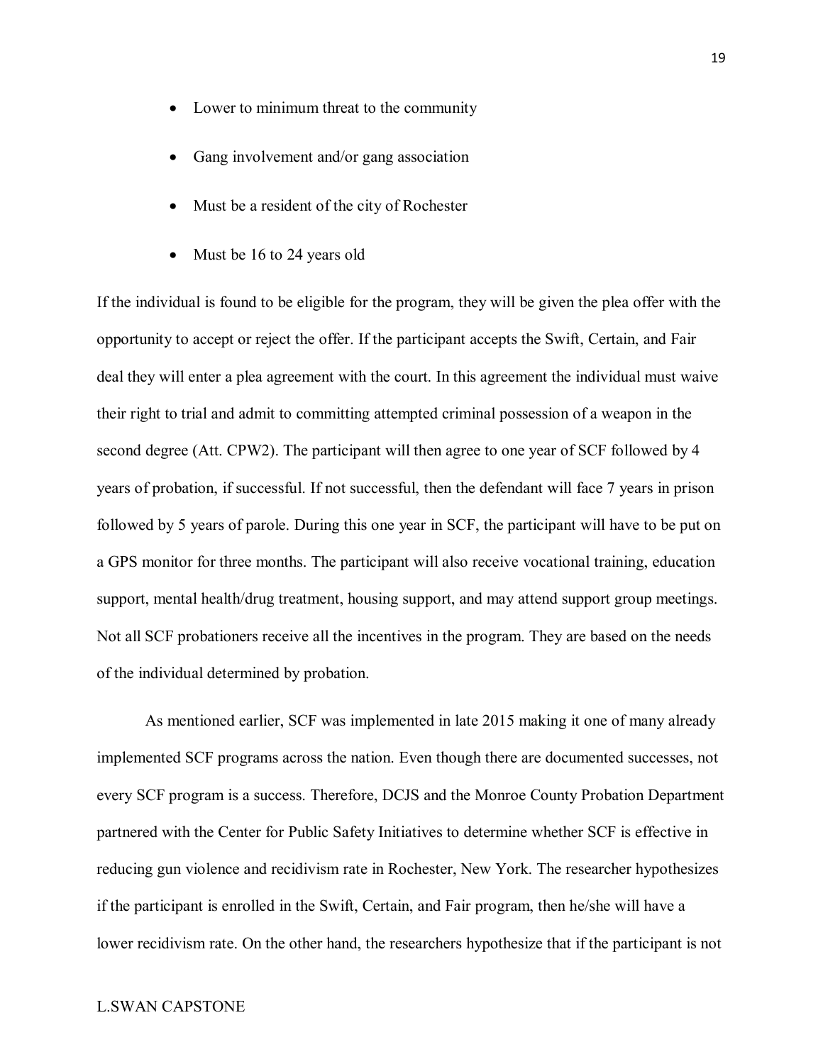- Lower to minimum threat to the community
- Gang involvement and/or gang association
- Must be a resident of the city of Rochester
- Must be 16 to 24 years old

If the individual is found to be eligible for the program, they will be given the plea offer with the opportunity to accept or reject the offer. If the participant accepts the Swift, Certain, and Fair deal they will enter a plea agreement with the court. In this agreement the individual must waive their right to trial and admit to committing attempted criminal possession of a weapon in the second degree (Att. CPW2). The participant will then agree to one year of SCF followed by 4 years of probation, if successful. If not successful, then the defendant will face 7 years in prison followed by 5 years of parole. During this one year in SCF, the participant will have to be put on a GPS monitor for three months. The participant will also receive vocational training, education support, mental health/drug treatment, housing support, and may attend support group meetings. Not all SCF probationers receive all the incentives in the program. They are based on the needs of the individual determined by probation.

As mentioned earlier, SCF was implemented in late 2015 making it one of many already implemented SCF programs across the nation. Even though there are documented successes, not every SCF program is a success. Therefore, DCJS and the Monroe County Probation Department partnered with the Center for Public Safety Initiatives to determine whether SCF is effective in reducing gun violence and recidivism rate in Rochester, New York. The researcher hypothesizes if the participant is enrolled in the Swift, Certain, and Fair program, then he/she will have a lower recidivism rate. On the other hand, the researchers hypothesize that if the participant is not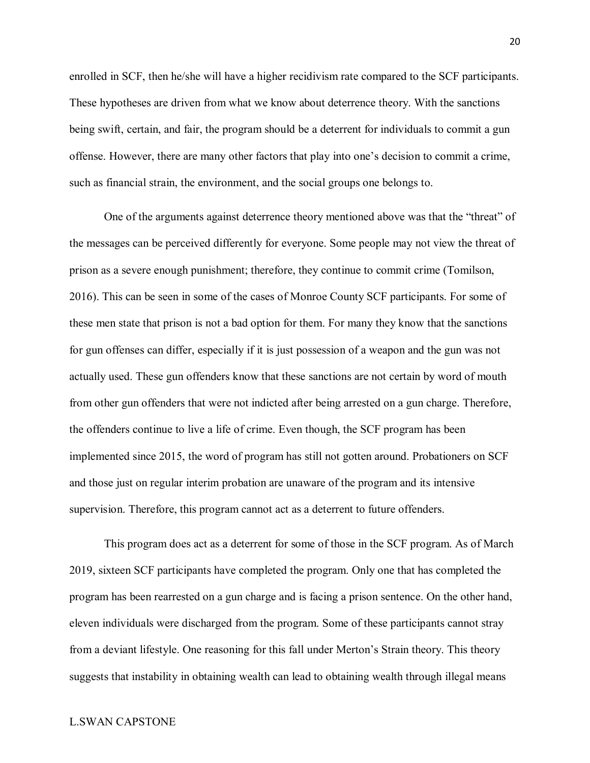enrolled in SCF, then he/she will have a higher recidivism rate compared to the SCF participants. These hypotheses are driven from what we know about deterrence theory. With the sanctions being swift, certain, and fair, the program should be a deterrent for individuals to commit a gun offense. However, there are many other factors that play into one's decision to commit a crime, such as financial strain, the environment, and the social groups one belongs to.

One of the arguments against deterrence theory mentioned above was that the "threat" of the messages can be perceived differently for everyone. Some people may not view the threat of prison as a severe enough punishment; therefore, they continue to commit crime (Tomilson, 2016). This can be seen in some of the cases of Monroe County SCF participants. For some of these men state that prison is not a bad option for them. For many they know that the sanctions for gun offenses can differ, especially if it is just possession of a weapon and the gun was not actually used. These gun offenders know that these sanctions are not certain by word of mouth from other gun offenders that were not indicted after being arrested on a gun charge. Therefore, the offenders continue to live a life of crime. Even though, the SCF program has been implemented since 2015, the word of program has still not gotten around. Probationers on SCF and those just on regular interim probation are unaware of the program and its intensive supervision. Therefore, this program cannot act as a deterrent to future offenders.

This program does act as a deterrent for some of those in the SCF program. As of March 2019, sixteen SCF participants have completed the program. Only one that has completed the program has been rearrested on a gun charge and is facing a prison sentence. On the other hand, eleven individuals were discharged from the program. Some of these participants cannot stray from a deviant lifestyle. One reasoning for this fall under Merton's Strain theory. This theory suggests that instability in obtaining wealth can lead to obtaining wealth through illegal means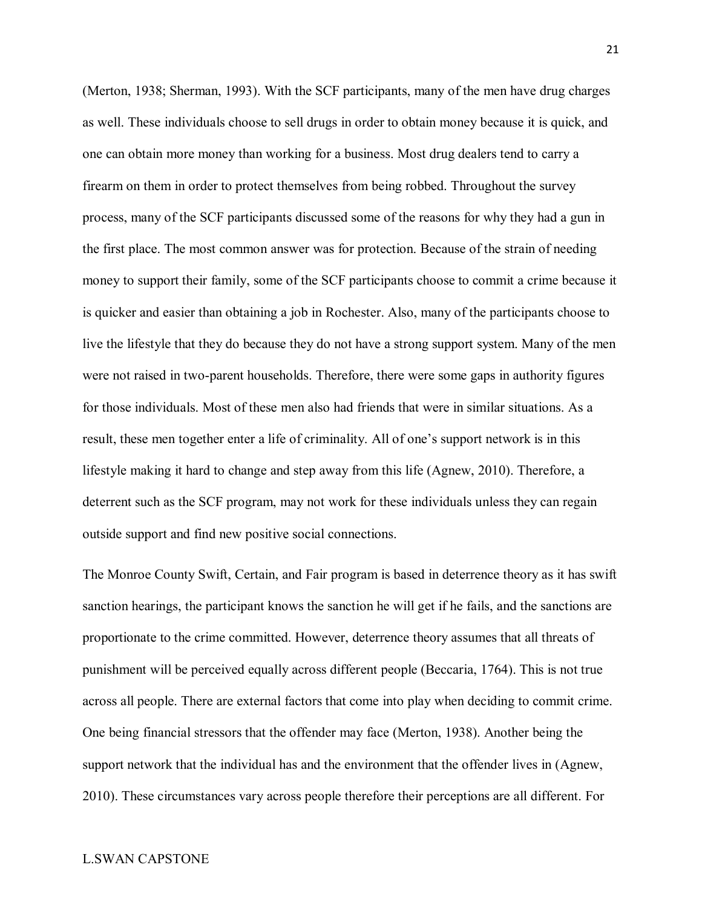(Merton, 1938; Sherman, 1993). With the SCF participants, many of the men have drug charges as well. These individuals choose to sell drugs in order to obtain money because it is quick, and one can obtain more money than working for a business. Most drug dealers tend to carry a firearm on them in order to protect themselves from being robbed. Throughout the survey process, many of the SCF participants discussed some of the reasons for why they had a gun in the first place. The most common answer was for protection. Because of the strain of needing money to support their family, some of the SCF participants choose to commit a crime because it is quicker and easier than obtaining a job in Rochester. Also, many of the participants choose to live the lifestyle that they do because they do not have a strong support system. Many of the men were not raised in two-parent households. Therefore, there were some gaps in authority figures for those individuals. Most of these men also had friends that were in similar situations. As a result, these men together enter a life of criminality. All of one's support network is in this lifestyle making it hard to change and step away from this life (Agnew, 2010). Therefore, a deterrent such as the SCF program, may not work for these individuals unless they can regain outside support and find new positive social connections.

The Monroe County Swift, Certain, and Fair program is based in deterrence theory as it has swift sanction hearings, the participant knows the sanction he will get if he fails, and the sanctions are proportionate to the crime committed. However, deterrence theory assumes that all threats of punishment will be perceived equally across different people (Beccaria, 1764). This is not true across all people. There are external factors that come into play when deciding to commit crime. One being financial stressors that the offender may face (Merton, 1938). Another being the support network that the individual has and the environment that the offender lives in (Agnew, 2010). These circumstances vary across people therefore their perceptions are all different. For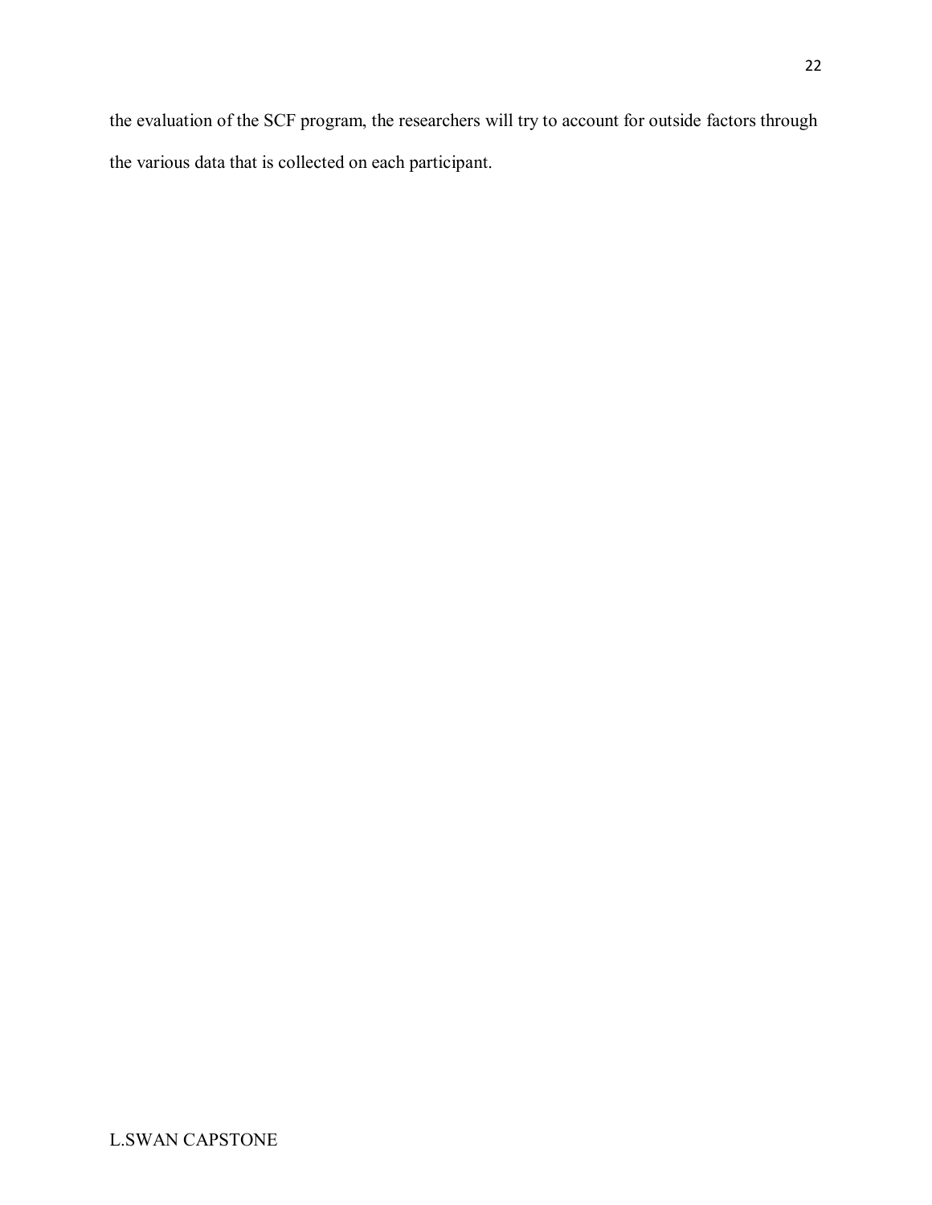the evaluation of the SCF program, the researchers will try to account for outside factors through the various data that is collected on each participant.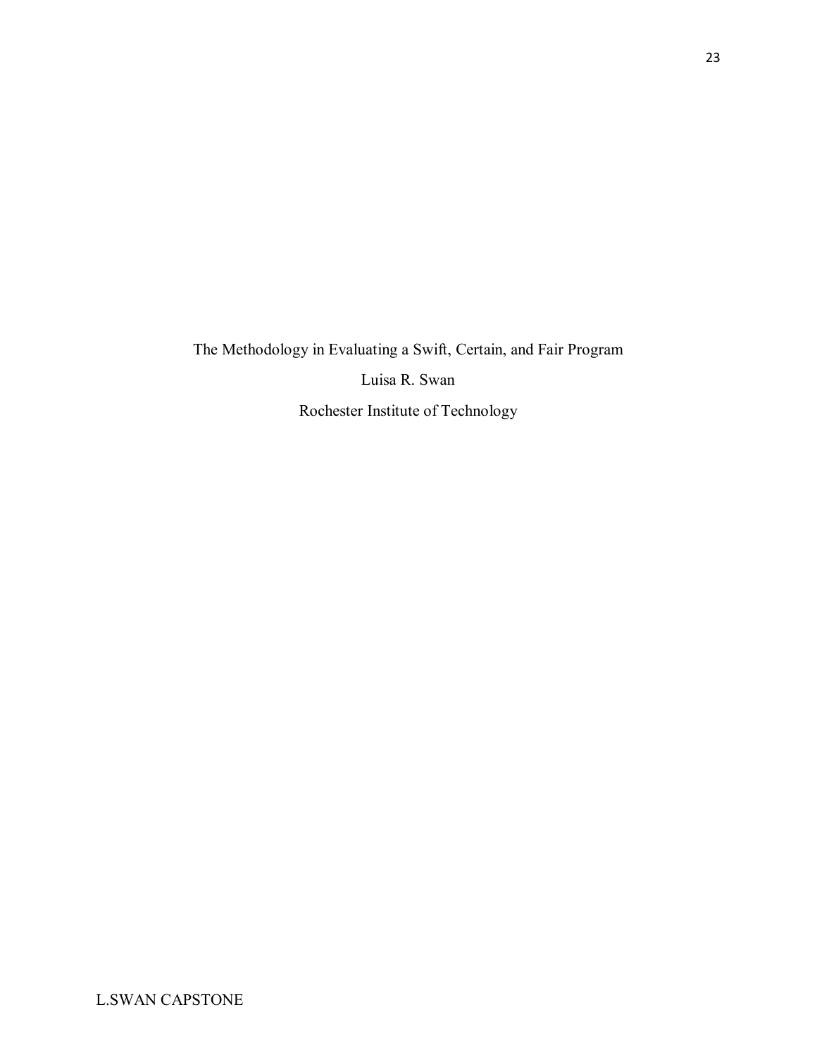The Methodology in Evaluating a Swift, Certain, and Fair Program

Luisa R. Swan

Rochester Institute of Technology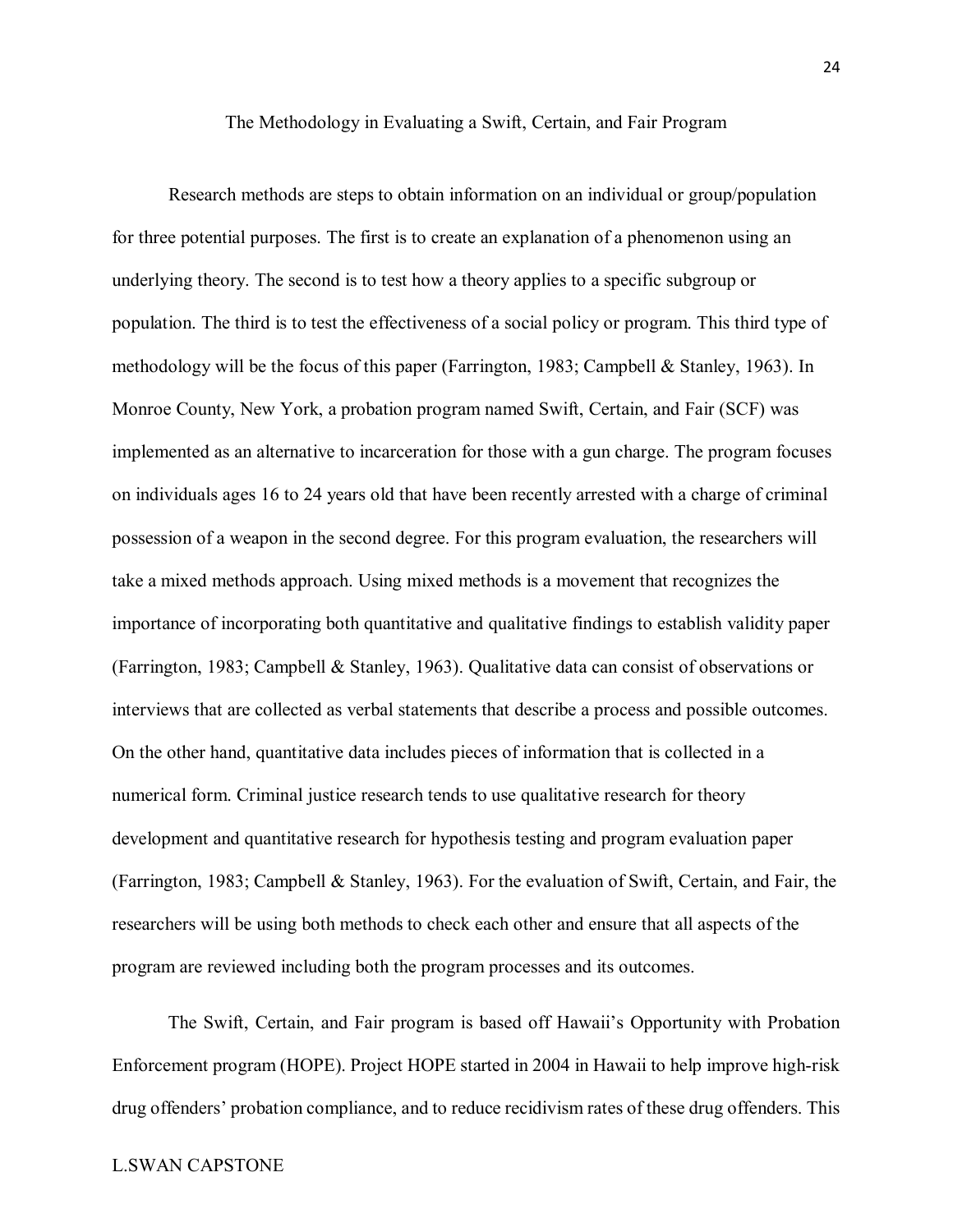## The Methodology in Evaluating a Swift, Certain, and Fair Program

Research methods are steps to obtain information on an individual or group/population for three potential purposes. The first is to create an explanation of a phenomenon using an underlying theory. The second is to test how a theory applies to a specific subgroup or population. The third is to test the effectiveness of a social policy or program. This third type of methodology will be the focus of this paper (Farrington, 1983; Campbell & Stanley, 1963). In Monroe County, New York, a probation program named Swift, Certain, and Fair (SCF) was implemented as an alternative to incarceration for those with a gun charge. The program focuses on individuals ages 16 to 24 years old that have been recently arrested with a charge of criminal possession of a weapon in the second degree. For this program evaluation, the researchers will take a mixed methods approach. Using mixed methods is a movement that recognizes the importance of incorporating both quantitative and qualitative findings to establish validity paper (Farrington, 1983; Campbell & Stanley, 1963). Qualitative data can consist of observations or interviews that are collected as verbal statements that describe a process and possible outcomes. On the other hand, quantitative data includes pieces of information that is collected in a numerical form. Criminal justice research tends to use qualitative research for theory development and quantitative research for hypothesis testing and program evaluation paper (Farrington, 1983; Campbell & Stanley, 1963). For the evaluation of Swift, Certain, and Fair, the researchers will be using both methods to check each other and ensure that all aspects of the program are reviewed including both the program processes and its outcomes.

The Swift, Certain, and Fair program is based off Hawaii's Opportunity with Probation Enforcement program (HOPE). Project HOPE started in 2004 in Hawaii to help improve high-risk drug offenders' probation compliance, and to reduce recidivism rates of these drug offenders. This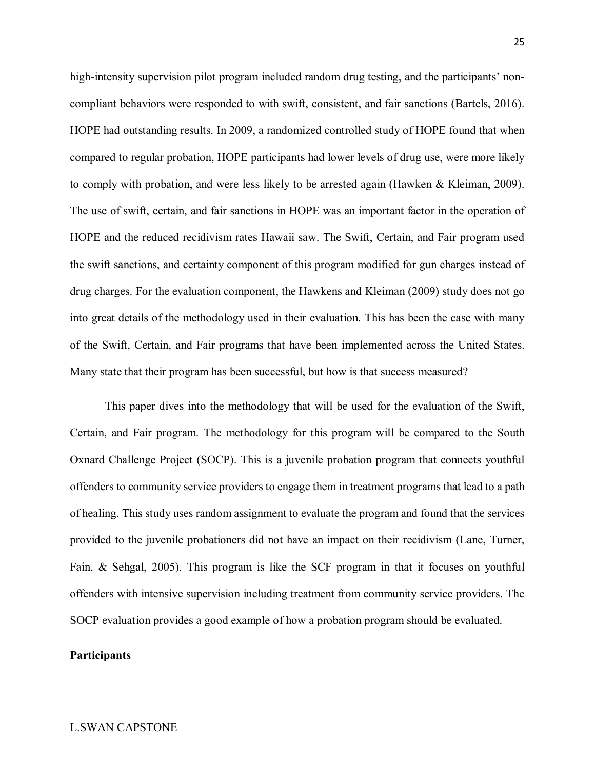high-intensity supervision pilot program included random drug testing, and the participants' non-compliant behaviors were responded to with swift, consistent, and fair sanctions (Bartels, 2016). HOPE had outstanding results. In 2009, a randomized controlled study of HOPE found that when compared to regular probation, HOPE participants had lower levels of drug use, were more likely to comply with probation, and were less likely to be arrested again (Hawken & Kleiman, 2009). The use of swift, certain, and fair sanctions in HOPE was an important factor in the operation of HOPE and the reduced recidivism rates Hawaii saw. The Swift, Certain, and Fair program used the swift sanctions, and certainty component of this program modified for gun charges instead of drug charges. For the evaluation component, the Hawkens and Kleiman (2009) study does not go into great details of the methodology used in their evaluation. This has been the case with many of the Swift, Certain, and Fair programs that have been implemented across the United States. Many state that their program has been successful, but how is that success measured?

This paper dives into the methodology that will be used for the evaluation of the Swift, Certain, and Fair program. The methodology for this program will be compared to the South Oxnard Challenge Project (SOCP). This is a juvenile probation program that connects youthful offenders to community service providers to engage them in treatment programs that lead to a path of healing. This study uses random assignment to evaluate the program and found that the services provided to the juvenile probationers did not have an impact on their recidivism (Lane, Turner, Fain, & Sehgal, 2005). This program is like the SCF program in that it focuses on youthful offenders with intensive supervision including treatment from community service providers. The SOCP evaluation provides a good example of how a probation program should be evaluated.

**Participants**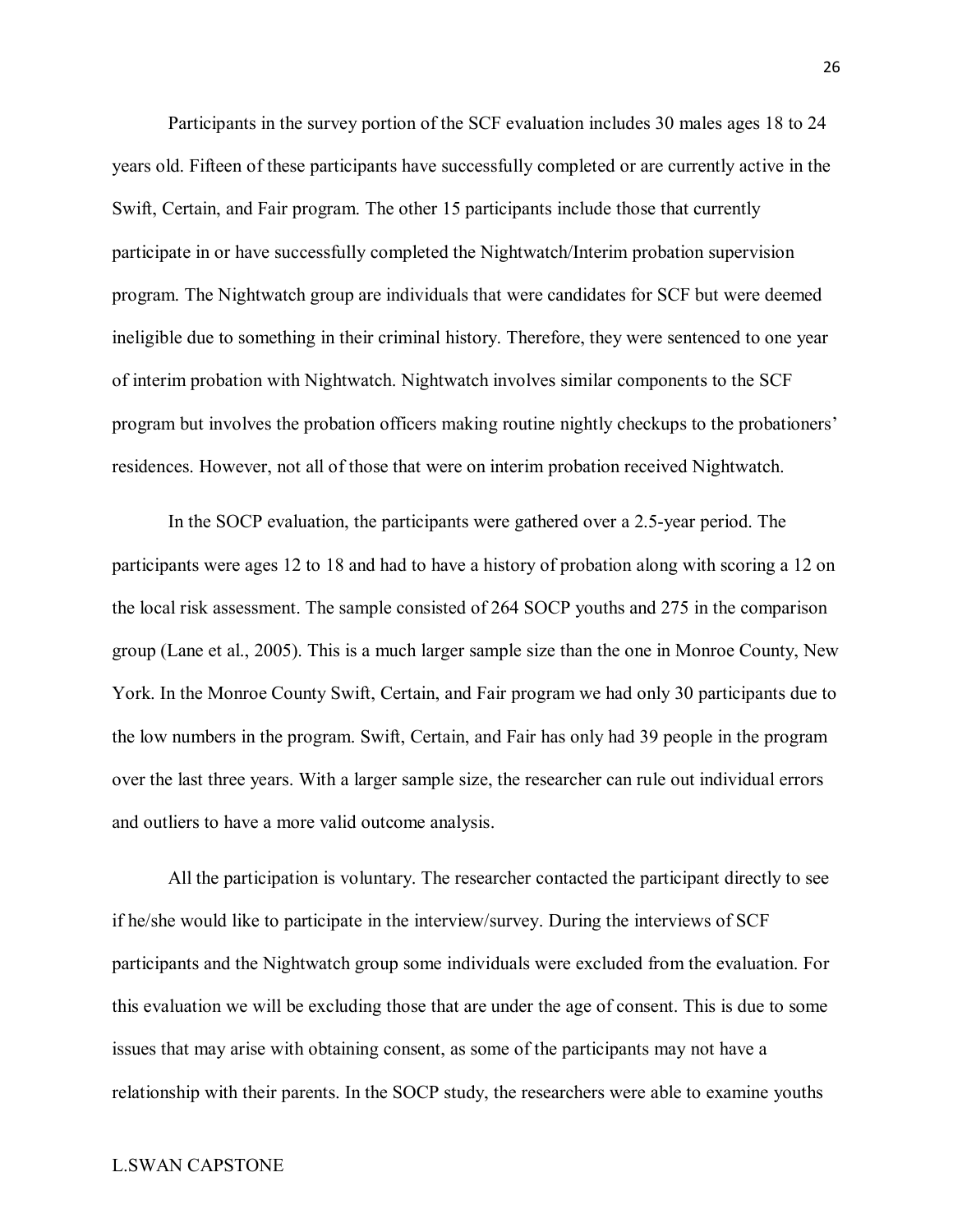Participants in the survey portion of the SCF evaluation includes 30 males ages 18 to 24 years old. Fifteen of these participants have successfully completed or are currently active in the Swift, Certain, and Fair program. The other 15 participants include those that currently participate in or have successfully completed the Nightwatch/Interim probation supervision program. The Nightwatch group are individuals that were candidates for SCF but were deemed ineligible due to something in their criminal history. Therefore, they were sentenced to one year of interim probation with Nightwatch. Nightwatch involves similar components to the SCF program but involves the probation officers making routine nightly checkups to the probationers' residences. However, not all of those that were on interim probation received Nightwatch.

In the SOCP evaluation, the participants were gathered over a 2.5-year period. The participants were ages 12 to 18 and had to have a history of probation along with scoring a 12 on the local risk assessment. The sample consisted of 264 SOCP youths and 275 in the comparison group (Lane et al., 2005). This is a much larger sample size than the one in Monroe County, New York. In the Monroe County Swift, Certain, and Fair program we had only 30 participants due to the low numbers in the program. Swift, Certain, and Fair has only had 39 people in the program over the last three years. With a larger sample size, the researcher can rule out individual errors and outliers to have a more valid outcome analysis.

All the participation is voluntary. The researcher contacted the participant directly to see if he/she would like to participate in the interview/survey. During the interviews of SCF participants and the Nightwatch group some individuals were excluded from the evaluation. For this evaluation we will be excluding those that are under the age of consent. This is due to some issues that may arise with obtaining consent, as some of the participants may not have a relationship with their parents. In the SOCP study, the researchers were able to examine youths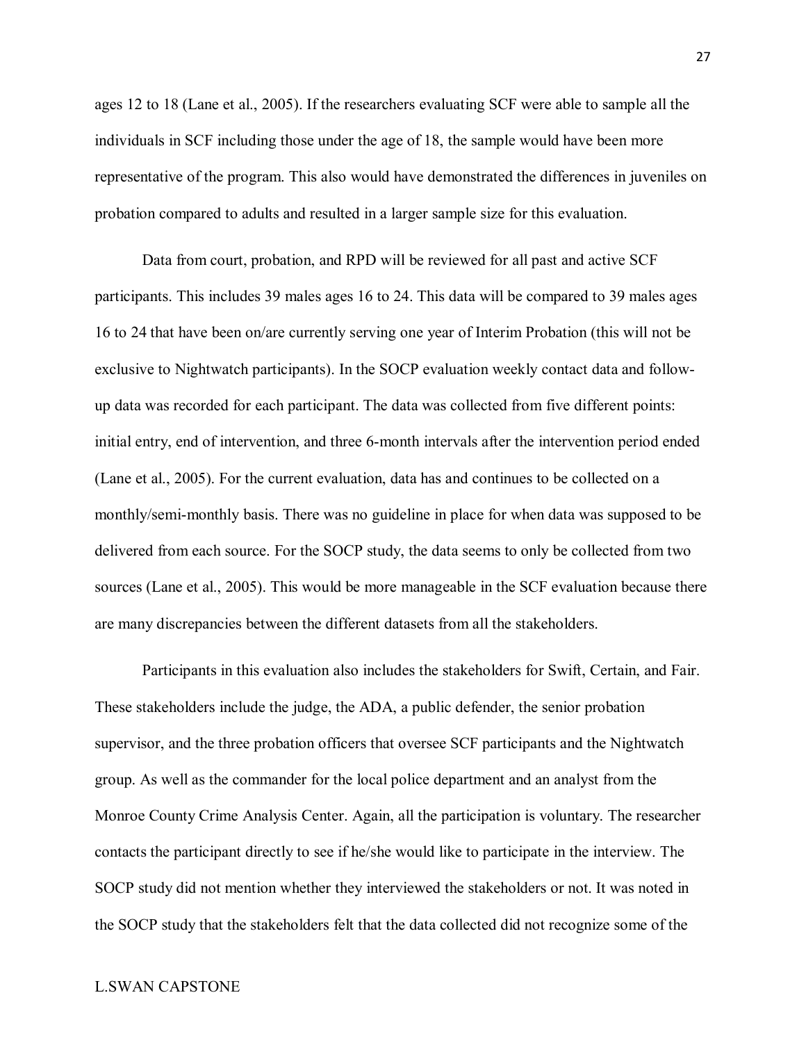ages 12 to 18 (Lane et al., 2005). If the researchers evaluating SCF were able to sample all the individuals in SCF including those under the age of 18, the sample would have been more representative of the program. This also would have demonstrated the differences in juveniles on probation compared to adults and resulted in a larger sample size for this evaluation.

Data from court, probation, and RPD will be reviewed for all past and active SCF participants. This includes 39 males ages 16 to 24. This data will be compared to 39 males ages 16 to 24 that have been on/are currently serving one year of Interim Probation (this will not be exclusive to Nightwatch participants). In the SOCP evaluation weekly contact data and follow-up data was recorded for each participant. The data was collected from five different points: initial entry, end of intervention, and three 6-month intervals after the intervention period ended (Lane et al., 2005). For the current evaluation, data has and continues to be collected on a monthly/semi-monthly basis. There was no guideline in place for when data was supposed to be delivered from each source. For the SOCP study, the data seems to only be collected from two sources (Lane et al., 2005). This would be more manageable in the SCF evaluation because there are many discrepancies between the different datasets from all the stakeholders.

Participants in this evaluation also includes the stakeholders for Swift, Certain, and Fair. These stakeholders include the judge, the ADA, a public defender, the senior probation supervisor, and the three probation officers that oversee SCF participants and the Nightwatch group. As well as the commander for the local police department and an analyst from the Monroe County Crime Analysis Center. Again, all the participation is voluntary. The researcher contacts the participant directly to see if he/she would like to participate in the interview. The SOCP study did not mention whether they interviewed the stakeholders or not. It was noted in the SOCP study that the stakeholders felt that the data collected did not recognize some of the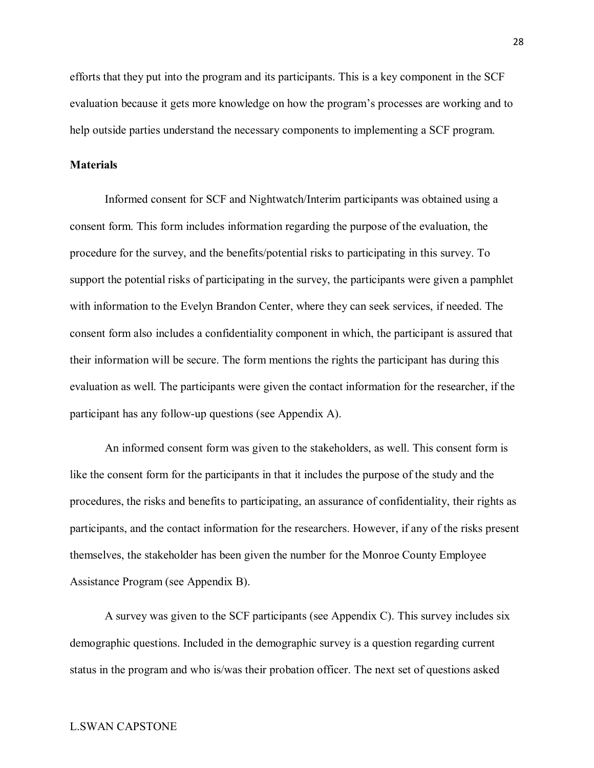efforts that they put into the program and its participants. This is a key component in the SCF evaluation because it gets more knowledge on how the program's processes are working and to help outside parties understand the necessary components to implementing a SCF program.

**Materials**

Informed consent for SCF and Nightwatch/Interim participants was obtained using a consent form. This form includes information regarding the purpose of the evaluation, the procedure for the survey, and the benefits/potential risks to participating in this survey. To support the potential risks of participating in the survey, the participants were given a pamphlet with information to the Evelyn Brandon Center, where they can seek services, if needed. The consent form also includes a confidentiality component in which, the participant is assured that their information will be secure. The form mentions the rights the participant has during this evaluation as well. The participants were given the contact information for the researcher, if the participant has any follow-up questions (see Appendix A).

An informed consent form was given to the stakeholders, as well. This consent form is like the consent form for the participants in that it includes the purpose of the study and the procedures, the risks and benefits to participating, an assurance of confidentiality, their rights as participants, and the contact information for the researchers. However, if any of the risks present themselves, the stakeholder has been given the number for the Monroe County Employee Assistance Program (see Appendix B).

A survey was given to the SCF participants (see Appendix C). This survey includes six demographic questions. Included in the demographic survey is a question regarding current status in the program and who is/was their probation officer. The next set of questions asked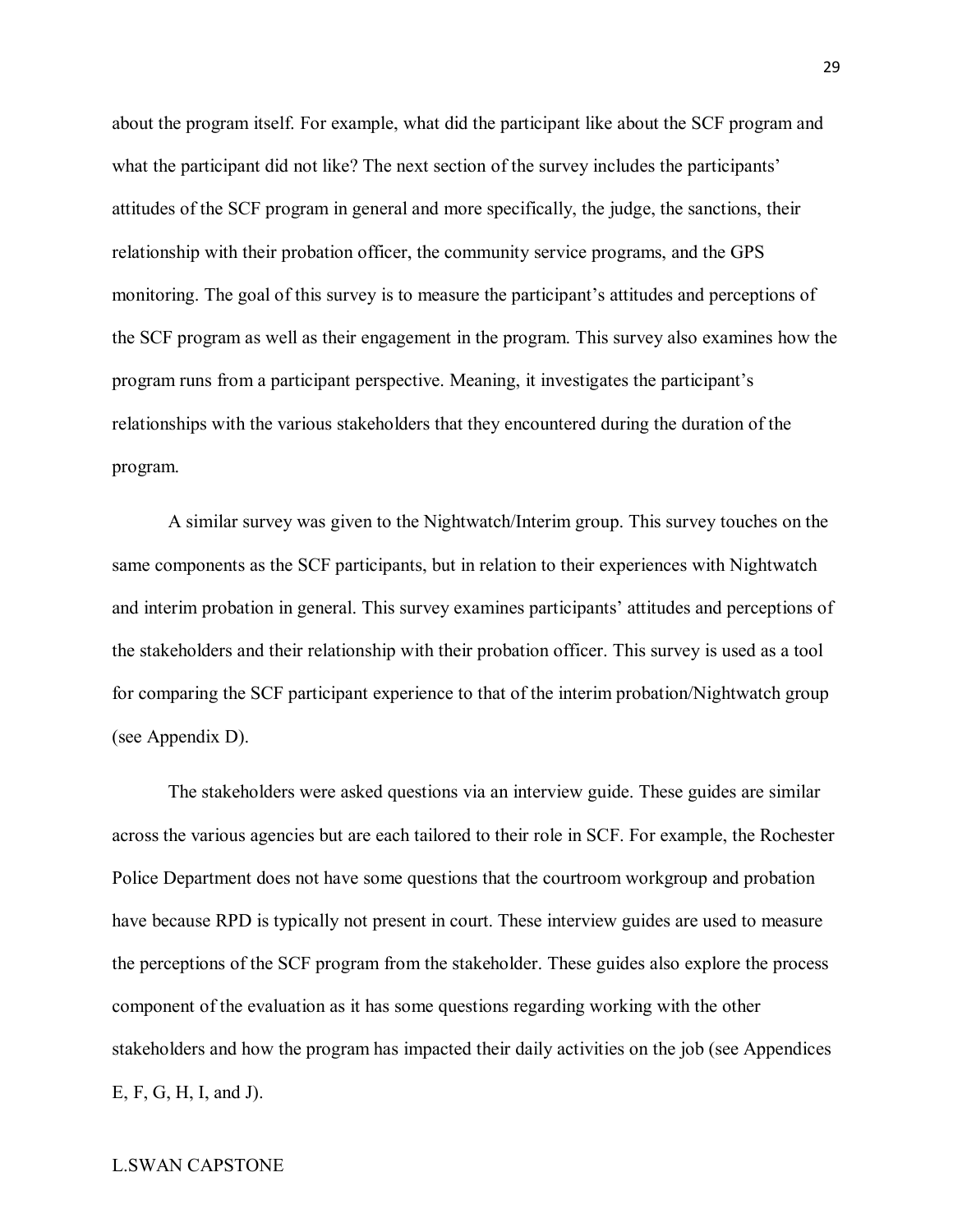about the program itself. For example, what did the participant like about the SCF program and what the participant did not like? The next section of the survey includes the participants' attitudes of the SCF program in general and more specifically, the judge, the sanctions, their relationship with their probation officer, the community service programs, and the GPS monitoring. The goal of this survey is to measure the participant's attitudes and perceptions of the SCF program as well as their engagement in the program. This survey also examines how the program runs from a participant perspective. Meaning, it investigates the participant's relationships with the various stakeholders that they encountered during the duration of the program.

A similar survey was given to the Nightwatch/Interim group. This survey touches on the same components as the SCF participants, but in relation to their experiences with Nightwatch and interim probation in general. This survey examines participants' attitudes and perceptions of the stakeholders and their relationship with their probation officer. This survey is used as a tool for comparing the SCF participant experience to that of the interim probation/Nightwatch group (see Appendix D).

The stakeholders were asked questions via an interview guide. These guides are similar across the various agencies but are each tailored to their role in SCF. For example, the Rochester Police Department does not have some questions that the courtroom workgroup and probation have because RPD is typically not present in court. These interview guides are used to measure the perceptions of the SCF program from the stakeholder. These guides also explore the process component of the evaluation as it has some questions regarding working with the other stakeholders and how the program has impacted their daily activities on the job (see Appendices E, F, G, H, I, and J).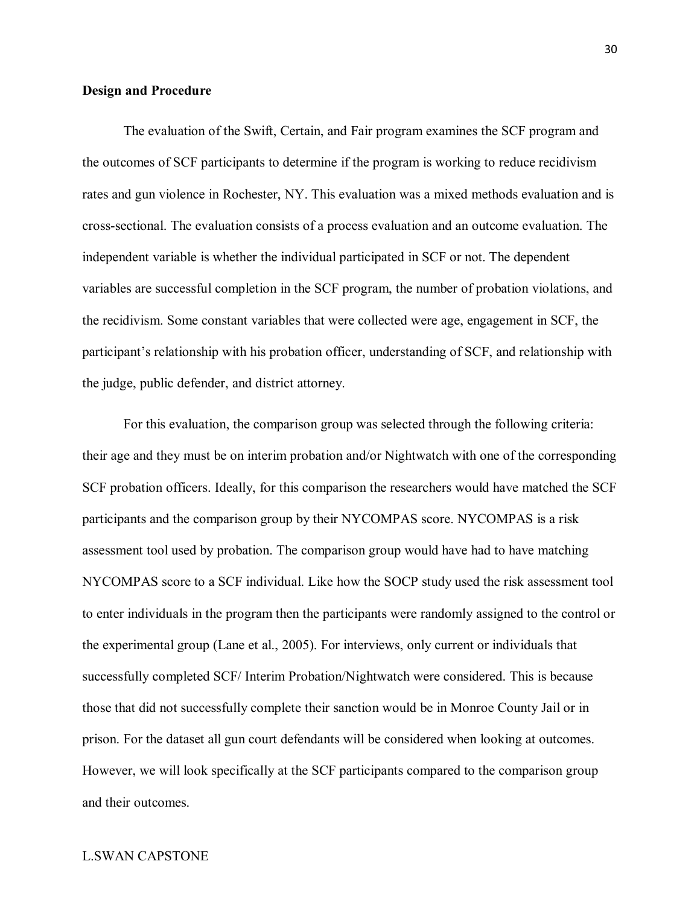**Design and Procedure**

The evaluation of the Swift, Certain, and Fair program examines the SCF program and the outcomes of SCF participants to determine if the program is working to reduce recidivism rates and gun violence in Rochester, NY. This evaluation was a mixed methods evaluation and is cross-sectional. The evaluation consists of a process evaluation and an outcome evaluation. The independent variable is whether the individual participated in SCF or not. The dependent variables are successful completion in the SCF program, the number of probation violations, and the recidivism. Some constant variables that were collected were age, engagement in SCF, the participant's relationship with his probation officer, understanding of SCF, and relationship with the judge, public defender, and district attorney.

For this evaluation, the comparison group was selected through the following criteria: their age and they must be on interim probation and/or Nightwatch with one of the corresponding SCF probation officers. Ideally, for this comparison the researchers would have matched the SCF participants and the comparison group by their NYCOMPAS score. NYCOMPAS is a risk assessment tool used by probation. The comparison group would have had to have matching NYCOMPAS score to a SCF individual. Like how the SOCP study used the risk assessment tool to enter individuals in the program then the participants were randomly assigned to the control or the experimental group (Lane et al., 2005). For interviews, only current or individuals that successfully completed SCF/ Interim Probation/Nightwatch were considered. This is because those that did not successfully complete their sanction would be in Monroe County Jail or in prison. For the dataset all gun court defendants will be considered when looking at outcomes. However, we will look specifically at the SCF participants compared to the comparison group and their outcomes.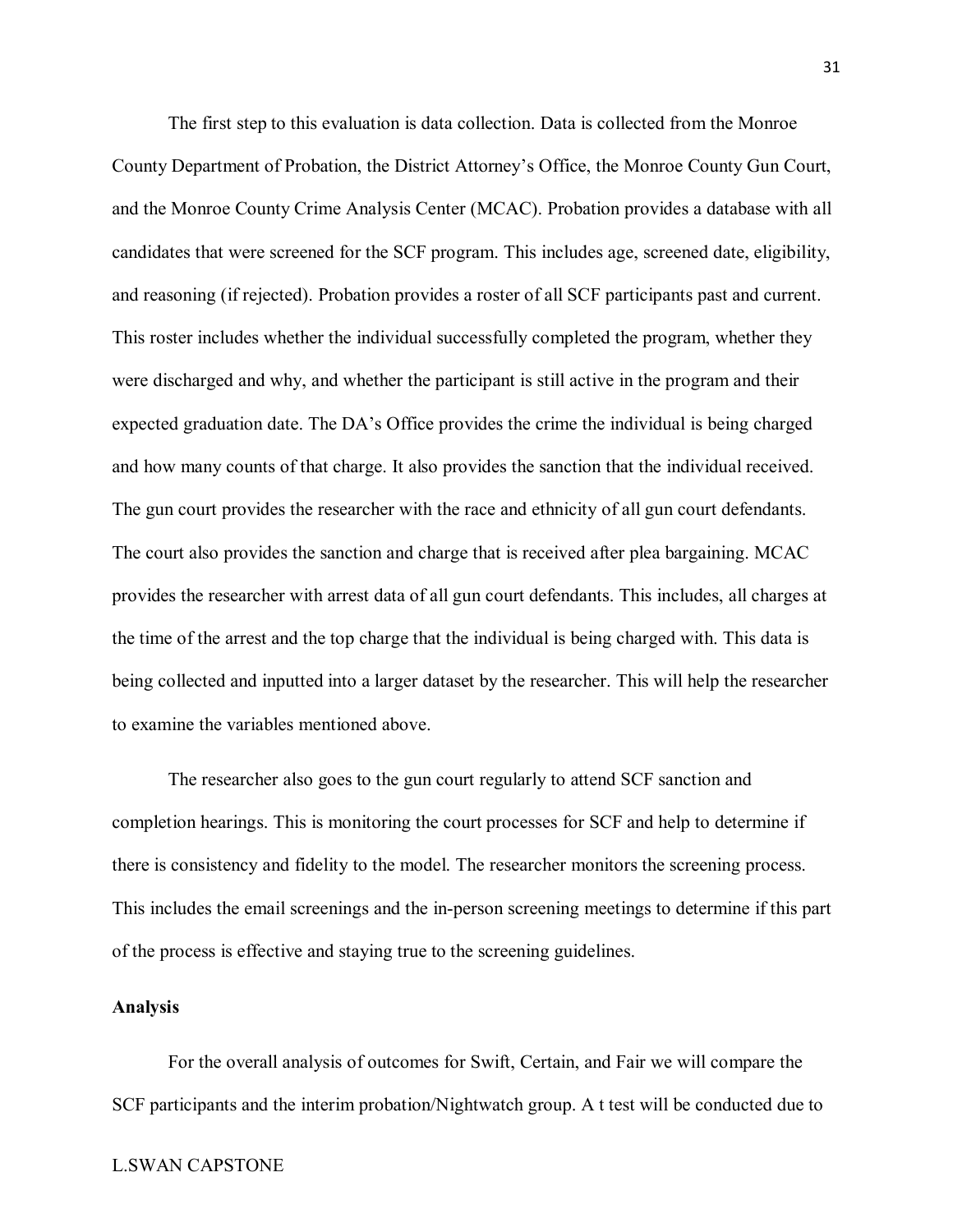The first step to this evaluation is data collection. Data is collected from the Monroe County Department of Probation, the District Attorney's Office, the Monroe County Gun Court, and the Monroe County Crime Analysis Center (MCAC). Probation provides a database with all candidates that were screened for the SCF program. This includes age, screened date, eligibility, and reasoning (if rejected). Probation provides a roster of all SCF participants past and current. This roster includes whether the individual successfully completed the program, whether they were discharged and why, and whether the participant is still active in the program and their expected graduation date. The DA's Office provides the crime the individual is being charged and how many counts of that charge. It also provides the sanction that the individual received. The gun court provides the researcher with the race and ethnicity of all gun court defendants. The court also provides the sanction and charge that is received after plea bargaining. MCAC provides the researcher with arrest data of all gun court defendants. This includes, all charges at the time of the arrest and the top charge that the individual is being charged with. This data is being collected and inputted into a larger dataset by the researcher. This will help the researcher to examine the variables mentioned above.

The researcher also goes to the gun court regularly to attend SCF sanction and completion hearings. This is monitoring the court processes for SCF and help to determine if there is consistency and fidelity to the model. The researcher monitors the screening process. This includes the email screenings and the in-person screening meetings to determine if this part of the process is effective and staying true to the screening guidelines.

**Analysis**

For the overall analysis of outcomes for Swift, Certain, and Fair we will compare the SCF participants and the interim probation/Nightwatch group. A t test will be conducted due to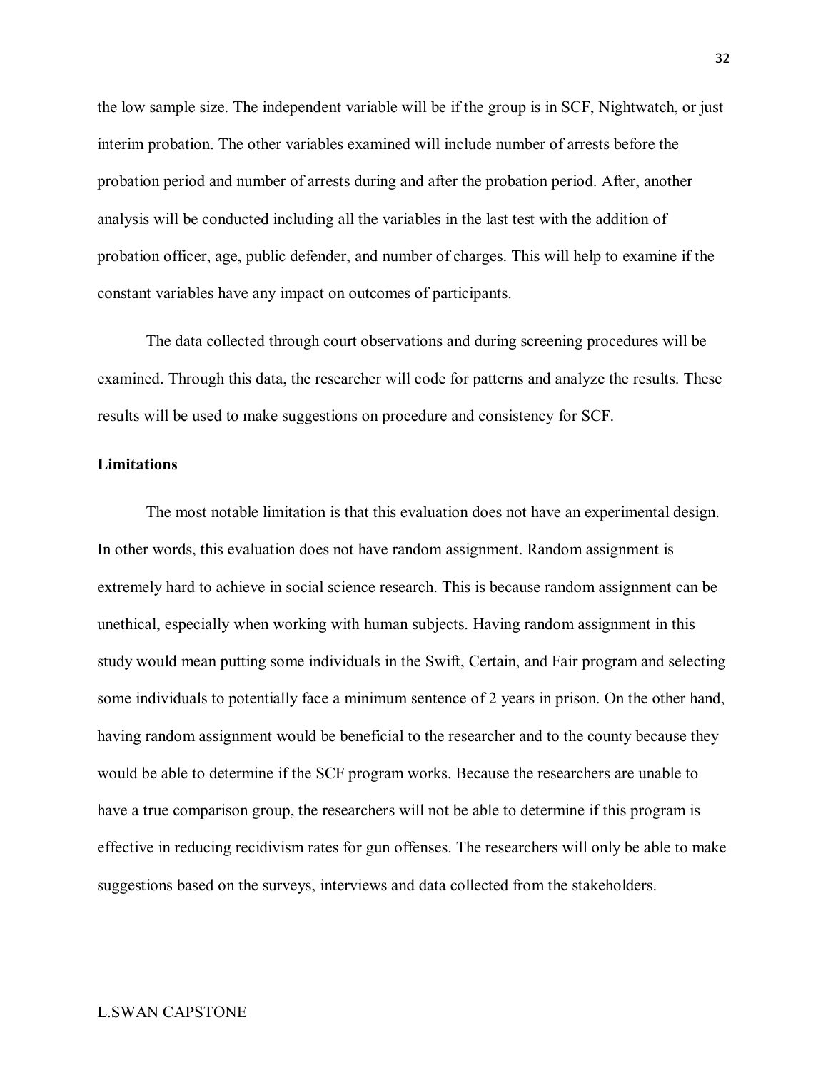the low sample size. The independent variable will be if the group is in SCF, Nightwatch, or just interim probation. The other variables examined will include number of arrests before the probation period and number of arrests during and after the probation period. After, another analysis will be conducted including all the variables in the last test with the addition of probation officer, age, public defender, and number of charges. This will help to examine if the constant variables have any impact on outcomes of participants.

The data collected through court observations and during screening procedures will be examined. Through this data, the researcher will code for patterns and analyze the results. These results will be used to make suggestions on procedure and consistency for SCF.

**Limitations**

The most notable limitation is that this evaluation does not have an experimental design. In other words, this evaluation does not have random assignment. Random assignment is extremely hard to achieve in social science research. This is because random assignment can be unethical, especially when working with human subjects. Having random assignment in this study would mean putting some individuals in the Swift, Certain, and Fair program and selecting some individuals to potentially face a minimum sentence of 2 years in prison. On the other hand, having random assignment would be beneficial to the researcher and to the county because they would be able to determine if the SCF program works. Because the researchers are unable to have a true comparison group, the researchers will not be able to determine if this program is effective in reducing recidivism rates for gun offenses. The researchers will only be able to make suggestions based on the surveys, interviews and data collected from the stakeholders.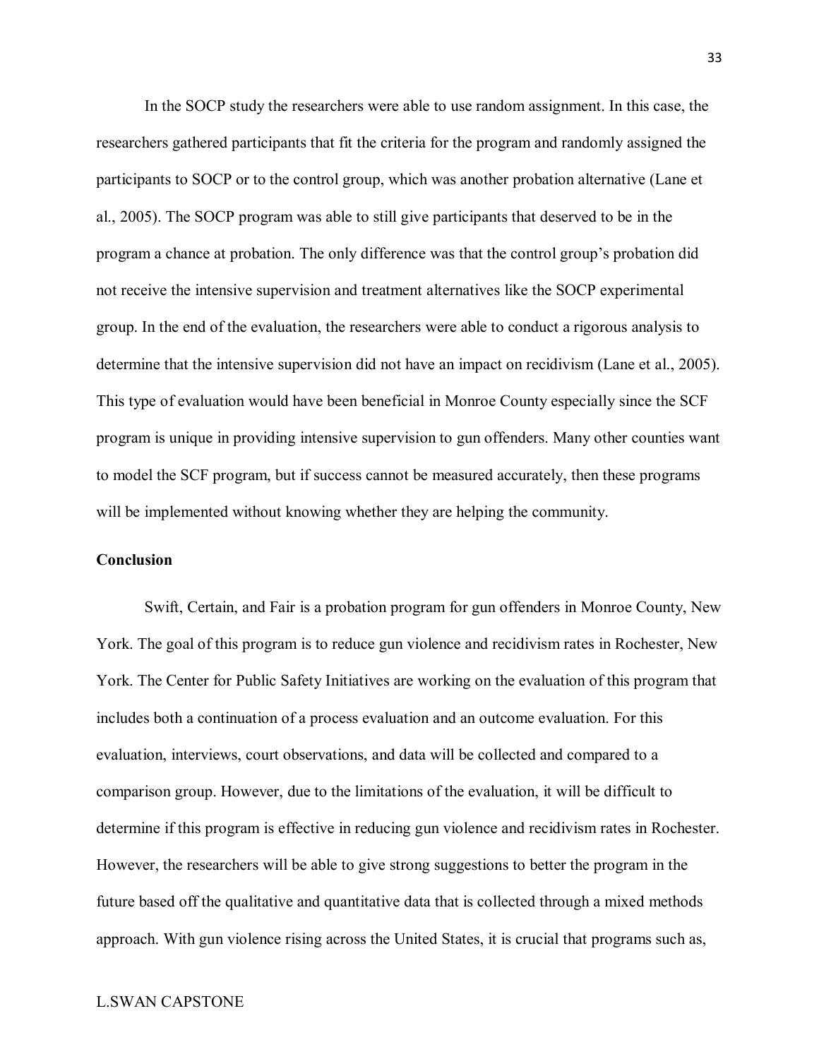In the SOCP study the researchers were able to use random assignment. In this case, the researchers gathered participants that fit the criteria for the program and randomly assigned the participants to SOCP or to the control group, which was another probation alternative (Lane et al., 2005). The SOCP program was able to still give participants that deserved to be in the program a chance at probation. The only difference was that the control group's probation did not receive the intensive supervision and treatment alternatives like the SOCP experimental group. In the end of the evaluation, the researchers were able to conduct a rigorous analysis to determine that the intensive supervision did not have an impact on recidivism (Lane et al., 2005). This type of evaluation would have been beneficial in Monroe County especially since the SCF program is unique in providing intensive supervision to gun offenders. Many other counties want to model the SCF program, but if success cannot be measured accurately, then these programs will be implemented without knowing whether they are helping the community.

**Conclusion**

Swift, Certain, and Fair is a probation program for gun offenders in Monroe County, New York. The goal of this program is to reduce gun violence and recidivism rates in Rochester, New York. The Center for Public Safety Initiatives are working on the evaluation of this program that includes both a continuation of a process evaluation and an outcome evaluation. For this evaluation, interviews, court observations, and data will be collected and compared to a comparison group. However, due to the limitations of the evaluation, it will be difficult to determine if this program is effective in reducing gun violence and recidivism rates in Rochester. However, the researchers will be able to give strong suggestions to better the program in the future based off the qualitative and quantitative data that is collected through a mixed methods approach. With gun violence rising across the United States, it is crucial that programs such as,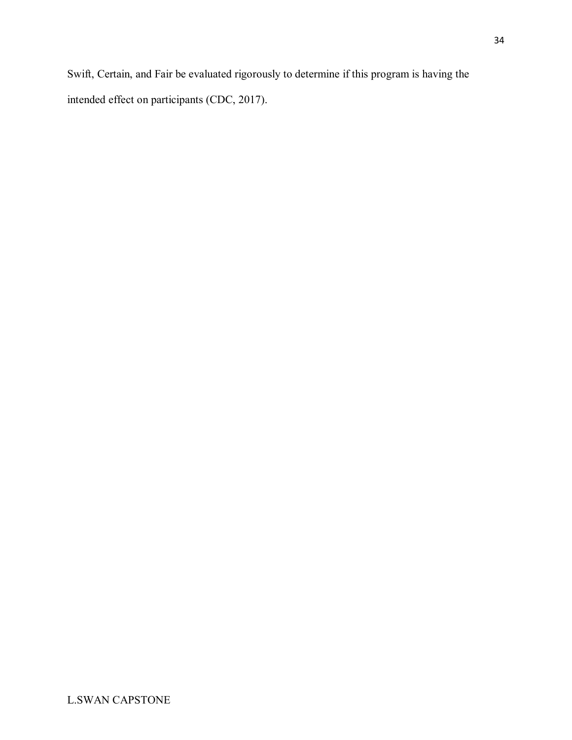Swift, Certain, and Fair be evaluated rigorously to determine if this program is having the intended effect on participants (CDC, 2017).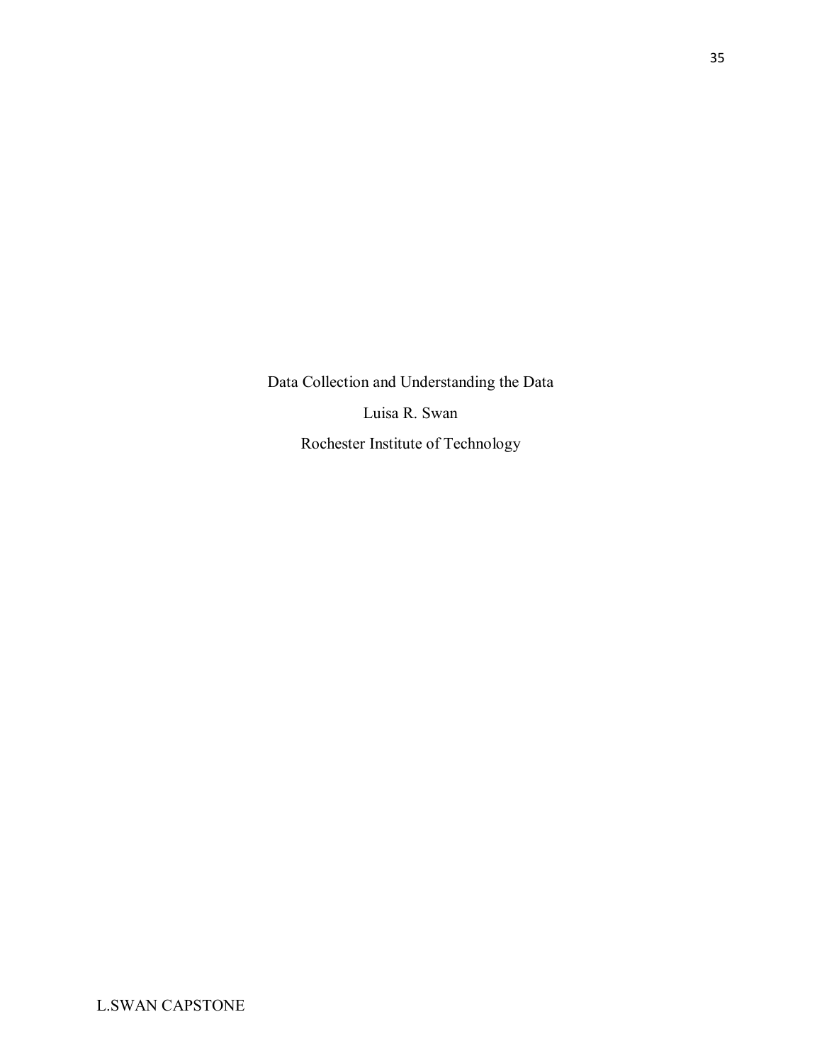Data Collection and Understanding the Data

Luisa R. Swan

Rochester Institute of Technology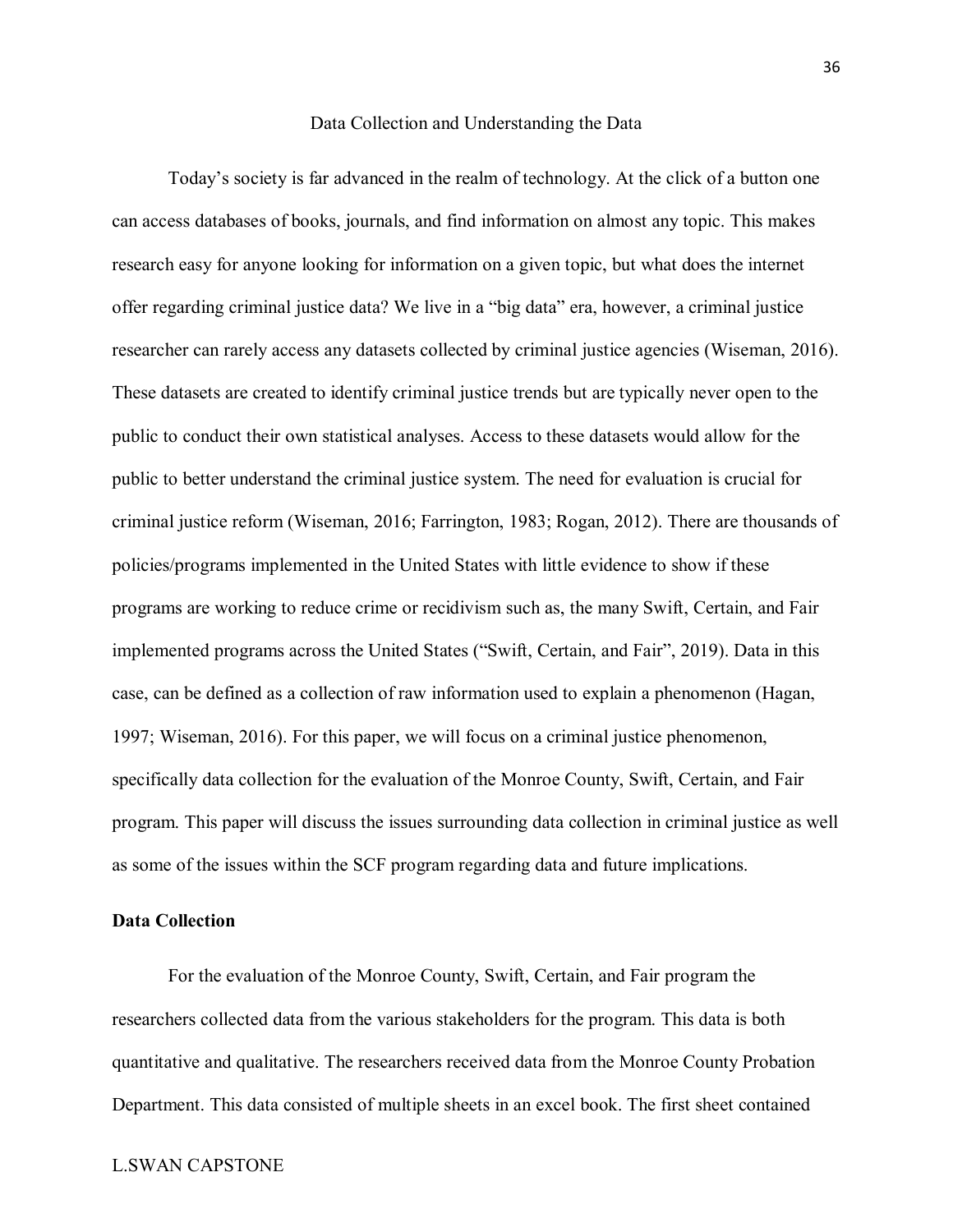## Data Collection and Understanding the Data

Today's society is far advanced in the realm of technology. At the click of a button one can access databases of books, journals, and find information on almost any topic. This makes research easy for anyone looking for information on a given topic, but what does the internet offer regarding criminal justice data? We live in a "big data" era, however, a criminal justice researcher can rarely access any datasets collected by criminal justice agencies (Wiseman, 2016). These datasets are created to identify criminal justice trends but are typically never open to the public to conduct their own statistical analyses. Access to these datasets would allow for the public to better understand the criminal justice system. The need for evaluation is crucial for criminal justice reform (Wiseman, 2016; Farrington, 1983; Rogan, 2012). There are thousands of policies/programs implemented in the United States with little evidence to show if these programs are working to reduce crime or recidivism such as, the many Swift, Certain, and Fair implemented programs across the United States ("Swift, Certain, and Fair", 2019). Data in this case, can be defined as a collection of raw information used to explain a phenomenon (Hagan, 1997; Wiseman, 2016). For this paper, we will focus on a criminal justice phenomenon, specifically data collection for the evaluation of the Monroe County, Swift, Certain, and Fair program. This paper will discuss the issues surrounding data collection in criminal justice as well as some of the issues within the SCF program regarding data and future implications.

### Data Collection

For the evaluation of the Monroe County, Swift, Certain, and Fair program the researchers collected data from the various stakeholders for the program. This data is both quantitative and qualitative. The researchers received data from the Monroe County Probation Department. This data consisted of multiple sheets in an excel book. The first sheet contained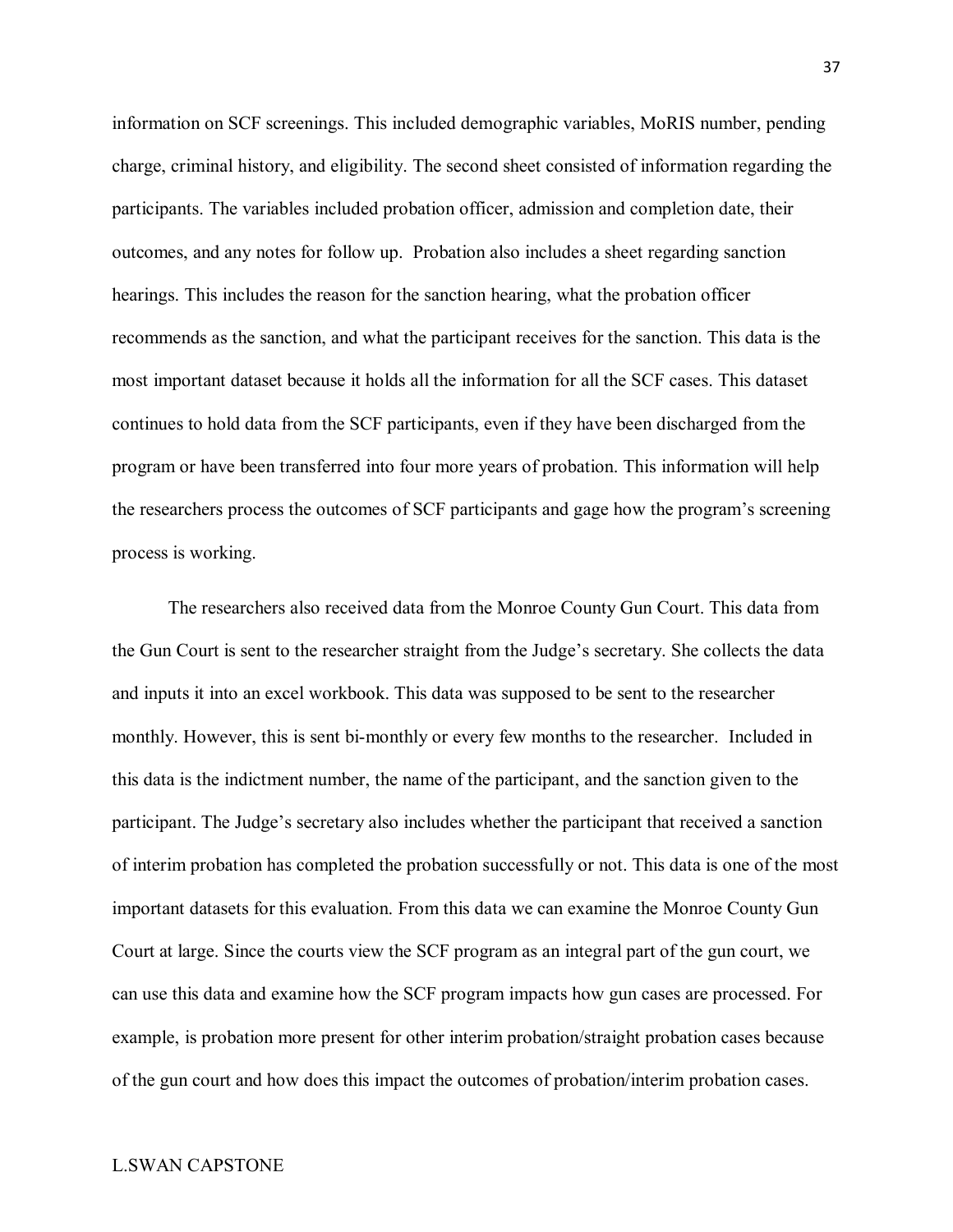information on SCF screenings. This included demographic variables, MoRIS number, pending charge, criminal history, and eligibility. The second sheet consisted of information regarding the participants. The variables included probation officer, admission and completion date, their outcomes, and any notes for follow up. Probation also includes a sheet regarding sanction hearings. This includes the reason for the sanction hearing, what the probation officer recommends as the sanction, and what the participant receives for the sanction. This data is the most important dataset because it holds all the information for all the SCF cases. This dataset continues to hold data from the SCF participants, even if they have been discharged from the program or have been transferred into four more years of probation. This information will help the researchers process the outcomes of SCF participants and gage how the program's screening process is working.

The researchers also received data from the Monroe County Gun Court. This data from the Gun Court is sent to the researcher straight from the Judge's secretary. She collects the data and inputs it into an excel workbook. This data was supposed to be sent to the researcher monthly. However, this is sent bi-monthly or every few months to the researcher. Included in this data is the indictment number, the name of the participant, and the sanction given to the participant. The Judge's secretary also includes whether the participant that received a sanction of interim probation has completed the probation successfully or not. This data is one of the most important datasets for this evaluation. From this data we can examine the Monroe County Gun Court at large. Since the courts view the SCF program as an integral part of the gun court, we can use this data and examine how the SCF program impacts how gun cases are processed. For example, is probation more present for other interim probation/straight probation cases because of the gun court and how does this impact the outcomes of probation/interim probation cases.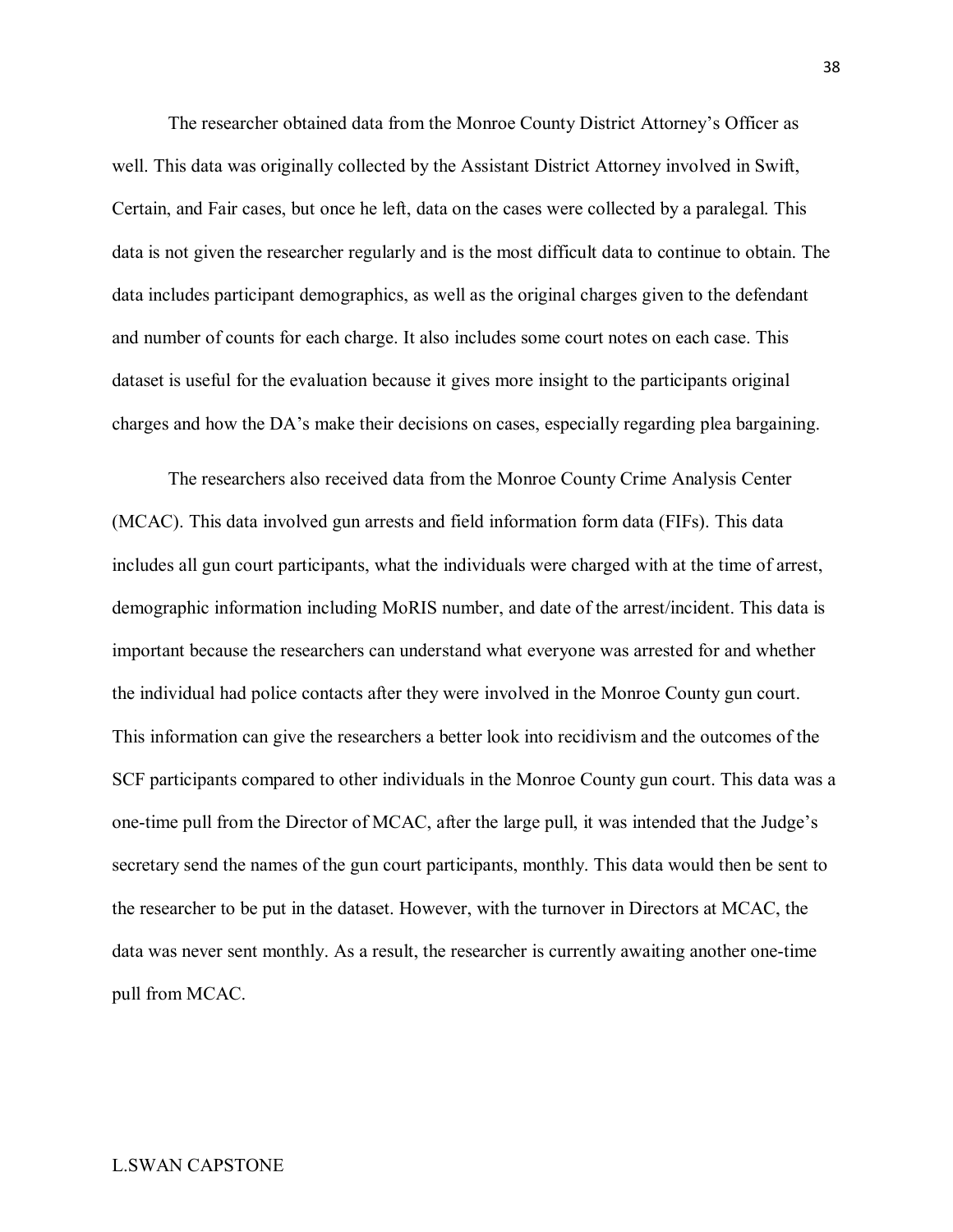The researcher obtained data from the Monroe County District Attorney's Officer as well. This data was originally collected by the Assistant District Attorney involved in Swift, Certain, and Fair cases, but once he left, data on the cases were collected by a paralegal. This data is not given the researcher regularly and is the most difficult data to continue to obtain. The data includes participant demographics, as well as the original charges given to the defendant and number of counts for each charge. It also includes some court notes on each case. This dataset is useful for the evaluation because it gives more insight to the participants original charges and how the DA's make their decisions on cases, especially regarding plea bargaining.

The researchers also received data from the Monroe County Crime Analysis Center (MCAC). This data involved gun arrests and field information form data (FIFs). This data includes all gun court participants, what the individuals were charged with at the time of arrest, demographic information including MoRIS number, and date of the arrest/incident. This data is important because the researchers can understand what everyone was arrested for and whether the individual had police contacts after they were involved in the Monroe County gun court. This information can give the researchers a better look into recidivism and the outcomes of the SCF participants compared to other individuals in the Monroe County gun court. This data was a one-time pull from the Director of MCAC, after the large pull, it was intended that the Judge's secretary send the names of the gun court participants, monthly. This data would then be sent to the researcher to be put in the dataset. However, with the turnover in Directors at MCAC, the data was never sent monthly. As a result, the researcher is currently awaiting another one-time pull from MCAC.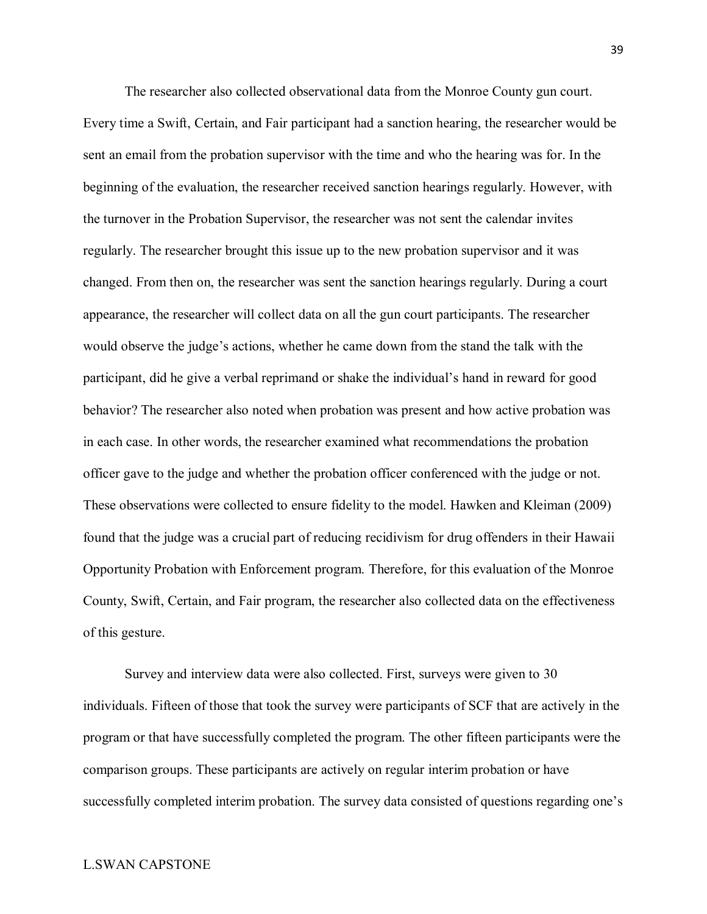The researcher also collected observational data from the Monroe County gun court. Every time a Swift, Certain, and Fair participant had a sanction hearing, the researcher would be sent an email from the probation supervisor with the time and who the hearing was for. In the beginning of the evaluation, the researcher received sanction hearings regularly. However, with the turnover in the Probation Supervisor, the researcher was not sent the calendar invites regularly. The researcher brought this issue up to the new probation supervisor and it was changed. From then on, the researcher was sent the sanction hearings regularly. During a court appearance, the researcher will collect data on all the gun court participants. The researcher would observe the judge's actions, whether he came down from the stand the talk with the participant, did he give a verbal reprimand or shake the individual's hand in reward for good behavior? The researcher also noted when probation was present and how active probation was in each case. In other words, the researcher examined what recommendations the probation officer gave to the judge and whether the probation officer conferenced with the judge or not. These observations were collected to ensure fidelity to the model. Hawken and Kleiman (2009) found that the judge was a crucial part of reducing recidivism for drug offenders in their Hawaii Opportunity Probation with Enforcement program. Therefore, for this evaluation of the Monroe County, Swift, Certain, and Fair program, the researcher also collected data on the effectiveness of this gesture.

Survey and interview data were also collected. First, surveys were given to 30 individuals. Fifteen of those that took the survey were participants of SCF that are actively in the program or that have successfully completed the program. The other fifteen participants were the comparison groups. These participants are actively on regular interim probation or have successfully completed interim probation. The survey data consisted of questions regarding one's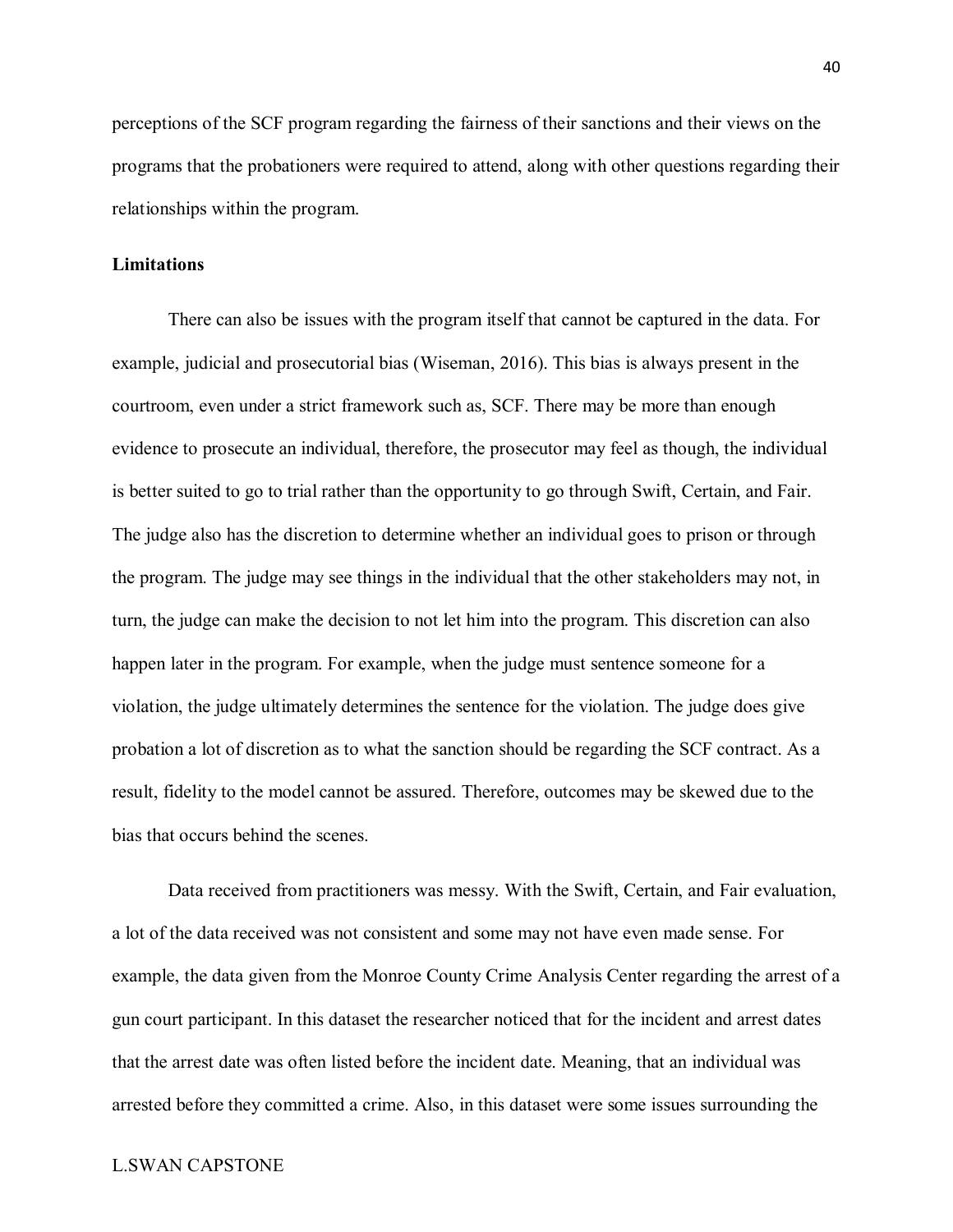perceptions of the SCF program regarding the fairness of their sanctions and their views on the programs that the probationers were required to attend, along with other questions regarding their relationships within the program.

**Limitations**

There can also be issues with the program itself that cannot be captured in the data. For example, judicial and prosecutorial bias (Wiseman, 2016). This bias is always present in the courtroom, even under a strict framework such as, SCF. There may be more than enough evidence to prosecute an individual, therefore, the prosecutor may feel as though, the individual is better suited to go to trial rather than the opportunity to go through Swift, Certain, and Fair. The judge also has the discretion to determine whether an individual goes to prison or through the program. The judge may see things in the individual that the other stakeholders may not, in turn, the judge can make the decision to not let him into the program. This discretion can also happen later in the program. For example, when the judge must sentence someone for a violation, the judge ultimately determines the sentence for the violation. The judge does give probation a lot of discretion as to what the sanction should be regarding the SCF contract. As a result, fidelity to the model cannot be assured. Therefore, outcomes may be skewed due to the bias that occurs behind the scenes.

Data received from practitioners was messy. With the Swift, Certain, and Fair evaluation, a lot of the data received was not consistent and some may not have even made sense. For example, the data given from the Monroe County Crime Analysis Center regarding the arrest of a gun court participant. In this dataset the researcher noticed that for the incident and arrest dates that the arrest date was often listed before the incident date. Meaning, that an individual was arrested before they committed a crime. Also, in this dataset were some issues surrounding the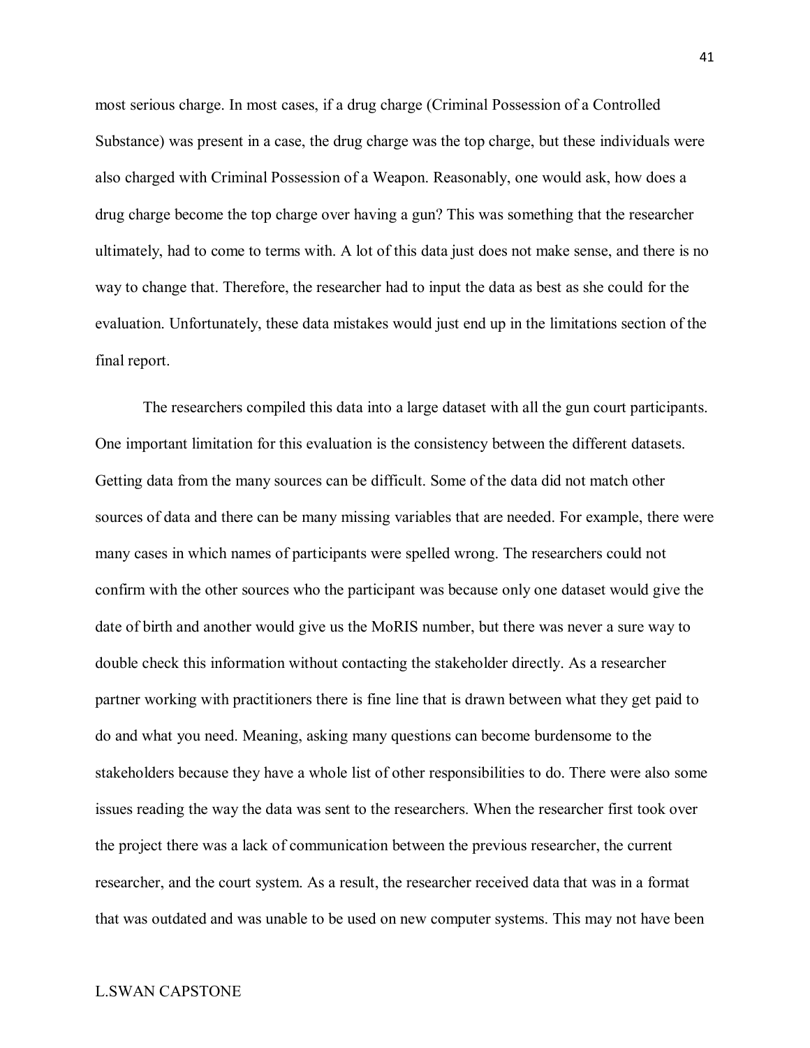most serious charge. In most cases, if a drug charge (Criminal Possession of a Controlled Substance) was present in a case, the drug charge was the top charge, but these individuals were also charged with Criminal Possession of a Weapon. Reasonably, one would ask, how does a drug charge become the top charge over having a gun? This was something that the researcher ultimately, had to come to terms with. A lot of this data just does not make sense, and there is no way to change that. Therefore, the researcher had to input the data as best as she could for the evaluation. Unfortunately, these data mistakes would just end up in the limitations section of the final report.

The researchers compiled this data into a large dataset with all the gun court participants. One important limitation for this evaluation is the consistency between the different datasets. Getting data from the many sources can be difficult. Some of the data did not match other sources of data and there can be many missing variables that are needed. For example, there were many cases in which names of participants were spelled wrong. The researchers could not confirm with the other sources who the participant was because only one dataset would give the date of birth and another would give us the MoRIS number, but there was never a sure way to double check this information without contacting the stakeholder directly. As a researcher partner working with practitioners there is fine line that is drawn between what they get paid to do and what you need. Meaning, asking many questions can become burdensome to the stakeholders because they have a whole list of other responsibilities to do. There were also some issues reading the way the data was sent to the researchers. When the researcher first took over the project there was a lack of communication between the previous researcher, the current researcher, and the court system. As a result, the researcher received data that was in a format that was outdated and was unable to be used on new computer systems. This may not have been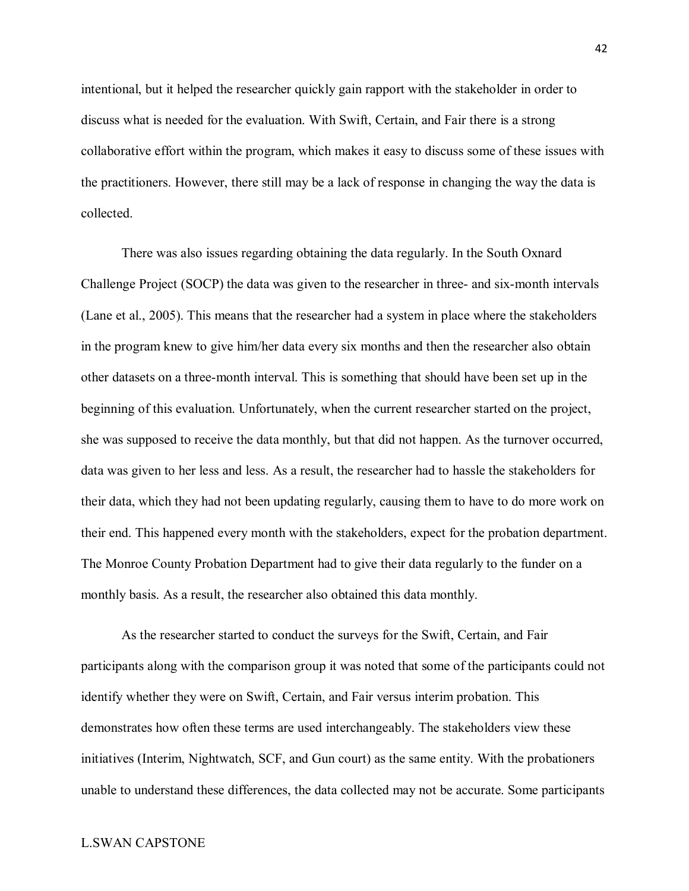intentional, but it helped the researcher quickly gain rapport with the stakeholder in order to discuss what is needed for the evaluation. With Swift, Certain, and Fair there is a strong collaborative effort within the program, which makes it easy to discuss some of these issues with the practitioners. However, there still may be a lack of response in changing the way the data is collected.

There was also issues regarding obtaining the data regularly. In the South Oxnard Challenge Project (SOCP) the data was given to the researcher in three- and six-month intervals (Lane et al., 2005). This means that the researcher had a system in place where the stakeholders in the program knew to give him/her data every six months and then the researcher also obtain other datasets on a three-month interval. This is something that should have been set up in the beginning of this evaluation. Unfortunately, when the current researcher started on the project, she was supposed to receive the data monthly, but that did not happen. As the turnover occurred, data was given to her less and less. As a result, the researcher had to hassle the stakeholders for their data, which they had not been updating regularly, causing them to have to do more work on their end. This happened every month with the stakeholders, expect for the probation department. The Monroe County Probation Department had to give their data regularly to the funder on a monthly basis. As a result, the researcher also obtained this data monthly.

As the researcher started to conduct the surveys for the Swift, Certain, and Fair participants along with the comparison group it was noted that some of the participants could not identify whether they were on Swift, Certain, and Fair versus interim probation. This demonstrates how often these terms are used interchangeably. The stakeholders view these initiatives (Interim, Nightwatch, SCF, and Gun court) as the same entity. With the probationers unable to understand these differences, the data collected may not be accurate. Some participants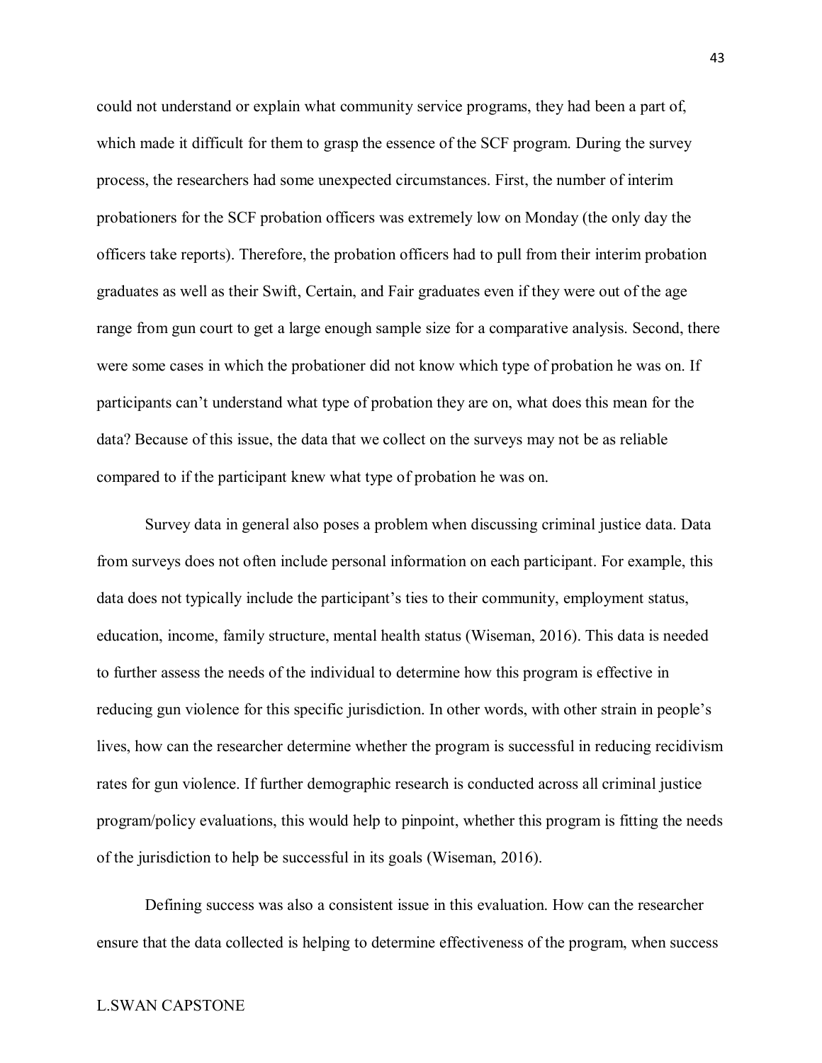could not understand or explain what community service programs, they had been a part of, which made it difficult for them to grasp the essence of the SCF program. During the survey process, the researchers had some unexpected circumstances. First, the number of interim probationers for the SCF probation officers was extremely low on Monday (the only day the officers take reports). Therefore, the probation officers had to pull from their interim probation graduates as well as their Swift, Certain, and Fair graduates even if they were out of the age range from gun court to get a large enough sample size for a comparative analysis. Second, there were some cases in which the probationer did not know which type of probation he was on. If participants can't understand what type of probation they are on, what does this mean for the data? Because of this issue, the data that we collect on the surveys may not be as reliable compared to if the participant knew what type of probation he was on.

Survey data in general also poses a problem when discussing criminal justice data. Data from surveys does not often include personal information on each participant. For example, this data does not typically include the participant's ties to their community, employment status, education, income, family structure, mental health status (Wiseman, 2016). This data is needed to further assess the needs of the individual to determine how this program is effective in reducing gun violence for this specific jurisdiction. In other words, with other strain in people's lives, how can the researcher determine whether the program is successful in reducing recidivism rates for gun violence. If further demographic research is conducted across all criminal justice program/policy evaluations, this would help to pinpoint, whether this program is fitting the needs of the jurisdiction to help be successful in its goals (Wiseman, 2016).

Defining success was also a consistent issue in this evaluation. How can the researcher ensure that the data collected is helping to determine effectiveness of the program, when success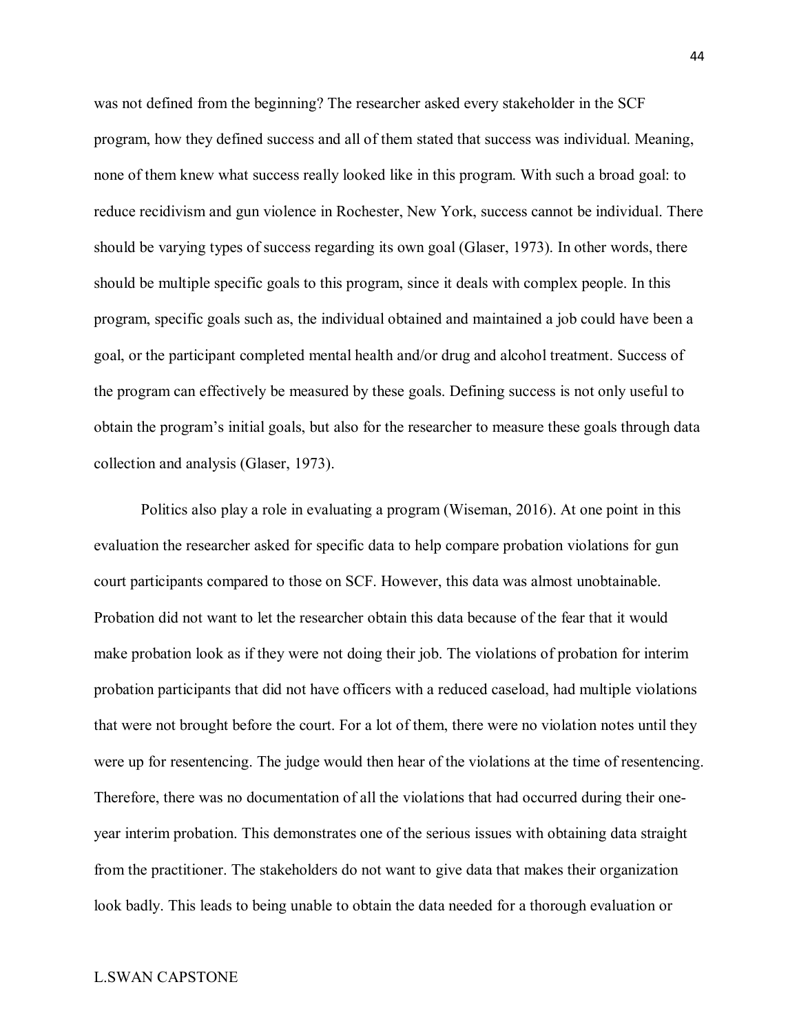was not defined from the beginning? The researcher asked every stakeholder in the SCF program, how they defined success and all of them stated that success was individual. Meaning, none of them knew what success really looked like in this program. With such a broad goal: to reduce recidivism and gun violence in Rochester, New York, success cannot be individual. There should be varying types of success regarding its own goal (Glaser, 1973). In other words, there should be multiple specific goals to this program, since it deals with complex people. In this program, specific goals such as, the individual obtained and maintained a job could have been a goal, or the participant completed mental health and/or drug and alcohol treatment. Success of the program can effectively be measured by these goals. Defining success is not only useful to obtain the program's initial goals, but also for the researcher to measure these goals through data collection and analysis (Glaser, 1973).

Politics also play a role in evaluating a program (Wiseman, 2016). At one point in this evaluation the researcher asked for specific data to help compare probation violations for gun court participants compared to those on SCF. However, this data was almost unobtainable. Probation did not want to let the researcher obtain this data because of the fear that it would make probation look as if they were not doing their job. The violations of probation for interim probation participants that did not have officers with a reduced caseload, had multiple violations that were not brought before the court. For a lot of them, there were no violation notes until they were up for resentencing. The judge would then hear of the violations at the time of resentencing. Therefore, there was no documentation of all the violations that had occurred during their one-year interim probation. This demonstrates one of the serious issues with obtaining data straight from the practitioner. The stakeholders do not want to give data that makes their organization look badly. This leads to being unable to obtain the data needed for a thorough evaluation or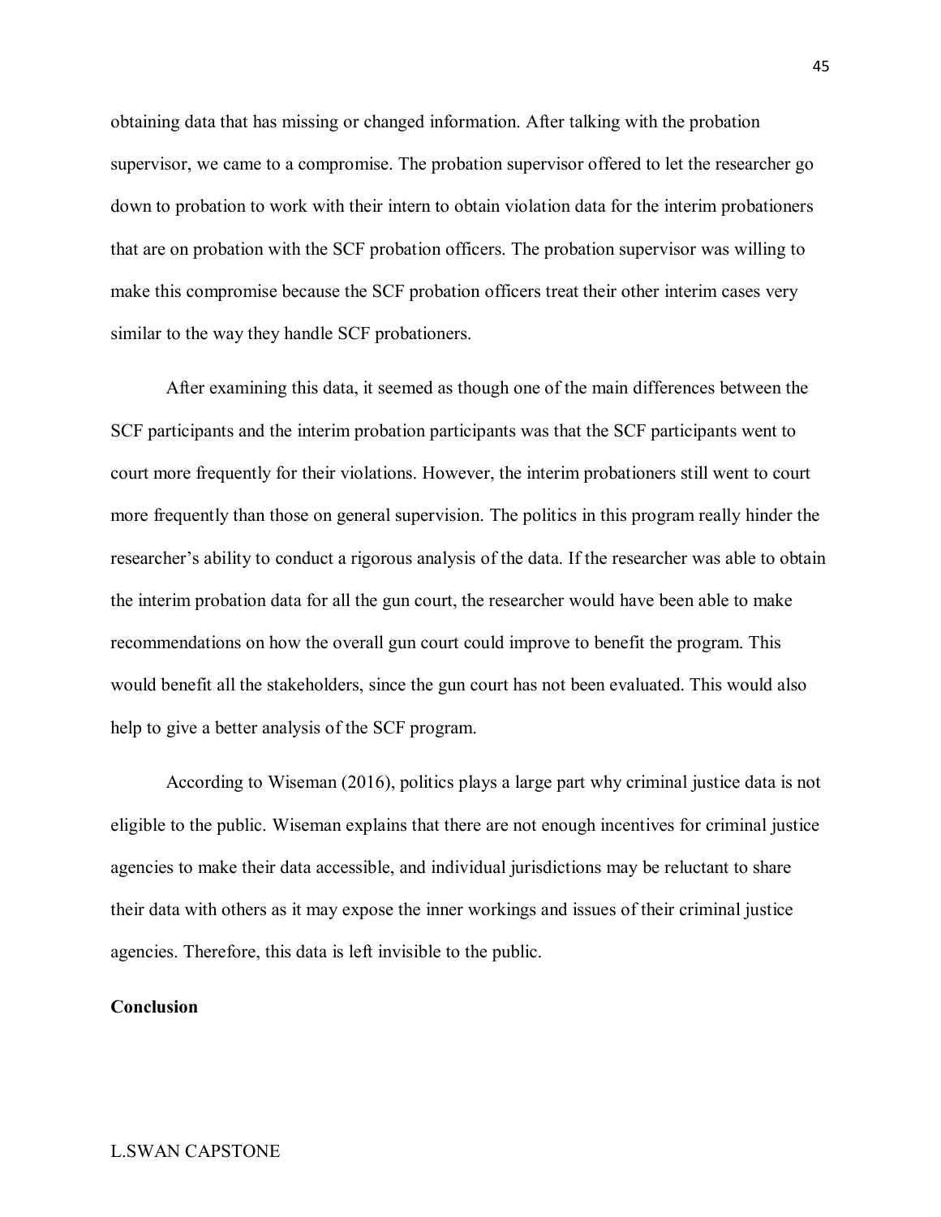obtaining data that has missing or changed information. After talking with the probation supervisor, we came to a compromise. The probation supervisor offered to let the researcher go down to probation to work with their intern to obtain violation data for the interim probationers that are on probation with the SCF probation officers. The probation supervisor was willing to make this compromise because the SCF probation officers treat their other interim cases very similar to the way they handle SCF probationers.

After examining this data, it seemed as though one of the main differences between the SCF participants and the interim probation participants was that the SCF participants went to court more frequently for their violations. However, the interim probationers still went to court more frequently than those on general supervision. The politics in this program really hinder the researcher's ability to conduct a rigorous analysis of the data. If the researcher was able to obtain the interim probation data for all the gun court, the researcher would have been able to make recommendations on how the overall gun court could improve to benefit the program. This would benefit all the stakeholders, since the gun court has not been evaluated. This would also help to give a better analysis of the SCF program.

According to Wiseman (2016), politics plays a large part why criminal justice data is not eligible to the public. Wiseman explains that there are not enough incentives for criminal justice agencies to make their data accessible, and individual jurisdictions may be reluctant to share their data with others as it may expose the inner workings and issues of their criminal justice agencies. Therefore, this data is left invisible to the public.

**Conclusion**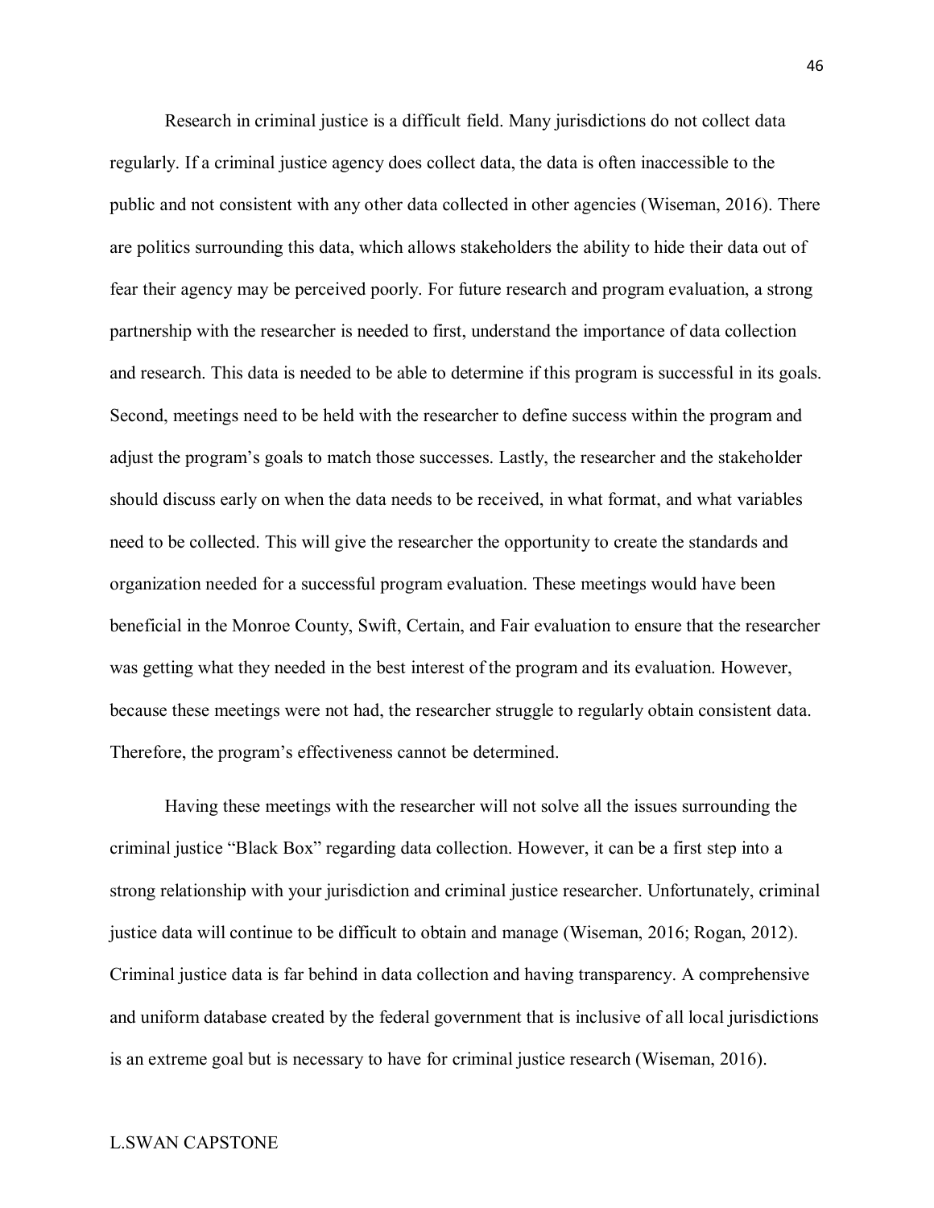Research in criminal justice is a difficult field. Many jurisdictions do not collect data regularly. If a criminal justice agency does collect data, the data is often inaccessible to the public and not consistent with any other data collected in other agencies (Wiseman, 2016). There are politics surrounding this data, which allows stakeholders the ability to hide their data out of fear their agency may be perceived poorly. For future research and program evaluation, a strong partnership with the researcher is needed to first, understand the importance of data collection and research. This data is needed to be able to determine if this program is successful in its goals. Second, meetings need to be held with the researcher to define success within the program and adjust the program's goals to match those successes. Lastly, the researcher and the stakeholder should discuss early on when the data needs to be received, in what format, and what variables need to be collected. This will give the researcher the opportunity to create the standards and organization needed for a successful program evaluation. These meetings would have been beneficial in the Monroe County, Swift, Certain, and Fair evaluation to ensure that the researcher was getting what they needed in the best interest of the program and its evaluation. However, because these meetings were not had, the researcher struggle to regularly obtain consistent data. Therefore, the program's effectiveness cannot be determined.

Having these meetings with the researcher will not solve all the issues surrounding the criminal justice "Black Box" regarding data collection. However, it can be a first step into a strong relationship with your jurisdiction and criminal justice researcher. Unfortunately, criminal justice data will continue to be difficult to obtain and manage (Wiseman, 2016; Rogan, 2012). Criminal justice data is far behind in data collection and having transparency. A comprehensive and uniform database created by the federal government that is inclusive of all local jurisdictions is an extreme goal but is necessary to have for criminal justice research (Wiseman, 2016).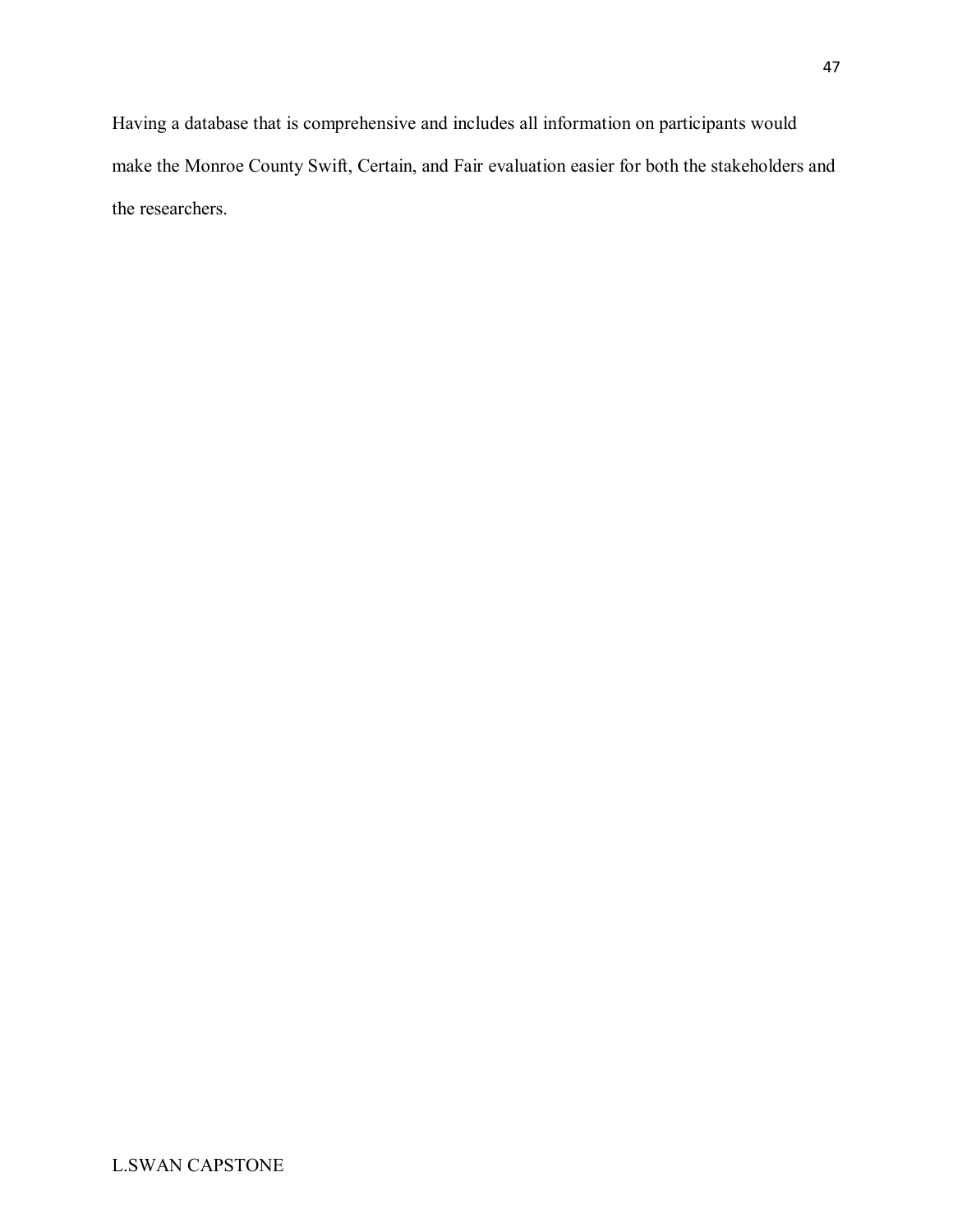Having a database that is comprehensive and includes all information on participants would make the Monroe County Swift, Certain, and Fair evaluation easier for both the stakeholders and the researchers.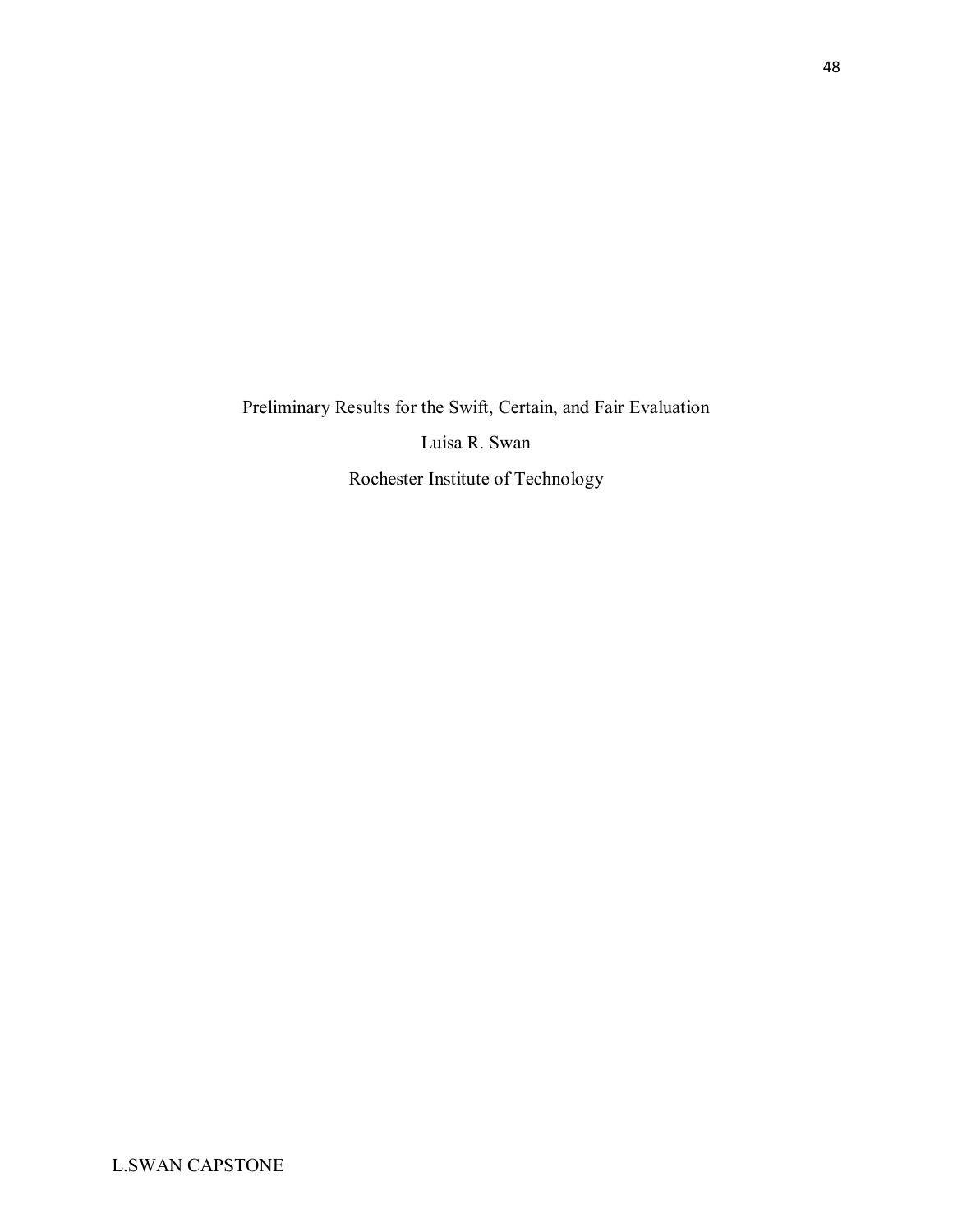Preliminary Results for the Swift, Certain, and Fair Evaluation

Luisa R. Swan

Rochester Institute of Technology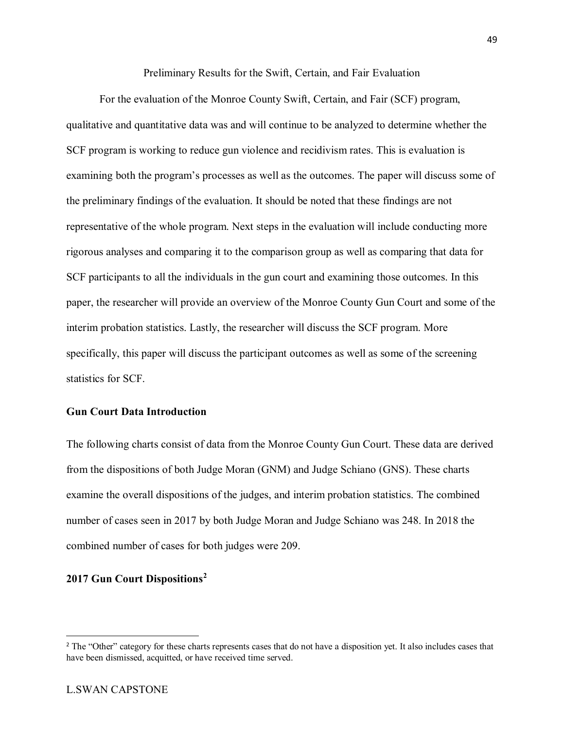# Preliminary Results for the Swift, Certain, and Fair Evaluation

For the evaluation of the Monroe County Swift, Certain, and Fair (SCF) program, qualitative and quantitative data was and will continue to be analyzed to determine whether the SCF program is working to reduce gun violence and recidivism rates. This is evaluation is examining both the program's processes as well as the outcomes. The paper will discuss some of the preliminary findings of the evaluation. It should be noted that these findings are not representative of the whole program. Next steps in the evaluation will include conducting more rigorous analyses and comparing it to the comparison group as well as comparing that data for SCF participants to all the individuals in the gun court and examining those outcomes. In this paper, the researcher will provide an overview of the Monroe County Gun Court and some of the interim probation statistics. Lastly, the researcher will discuss the SCF program. More specifically, this paper will discuss the participant outcomes as well as some of the screening statistics for SCF.

## Gun Court Data Introduction

The following charts consist of data from the Monroe County Gun Court. These data are derived from the dispositions of both Judge Moran (GNM) and Judge Schiano (GNS). These charts examine the overall dispositions of the judges, and interim probation statistics. The combined number of cases seen in 2017 by both Judge Moran and Judge Schiano was 248. In 2018 the combined number of cases for both judges were 209.

## 2017 Gun Court Dispositions[2]

[2] The "Other" category for these charts represents cases that do not have a disposition yet. It also includes cases that have been dismissed, acquitted, or have received time served.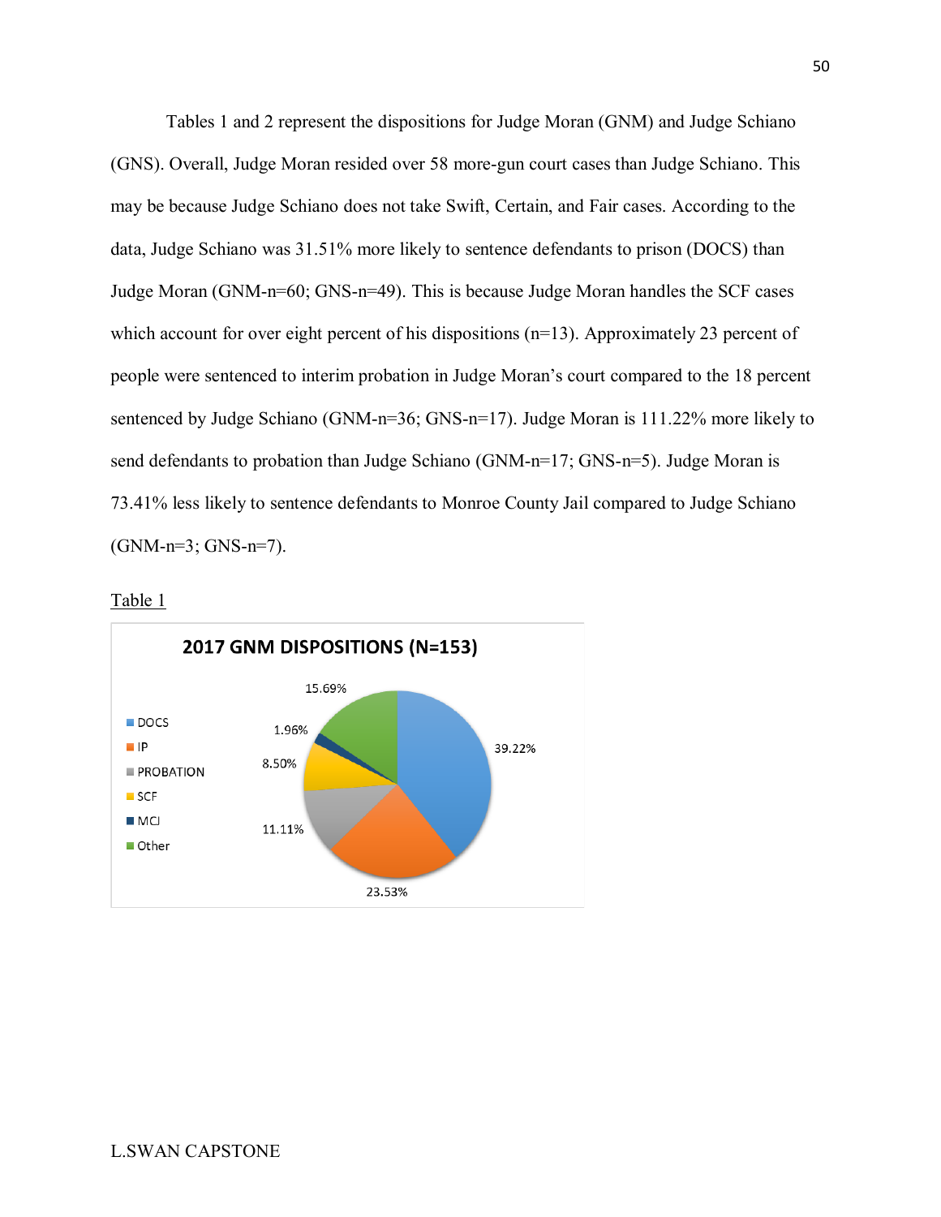Tables 1 and 2 represent the dispositions for Judge Moran (GNM) and Judge Schiano (GNS). Overall, Judge Moran resided over 58 more-gun court cases than Judge Schiano. This may be because Judge Schiano does not take Swift, Certain, and Fair cases. According to the data, Judge Schiano was 31.51% more likely to sentence defendants to prison (DOCS) than Judge Moran (GNM-n=60; GNS-n=49). This is because Judge Moran handles the SCF cases which account for over eight percent of his dispositions (n=13). Approximately 23 percent of people were sentenced to interim probation in Judge Moran's court compared to the 18 percent sentenced by Judge Schiano (GNM-n=36; GNS-n=17). Judge Moran is 111.22% more likely to send defendants to probation than Judge Schiano (GNM-n=17; GNS-n=5). Judge Moran is 73.41% less likely to sentence defendants to Monroe County Jail compared to Judge Schiano (GNM-n=3; GNS-n=7).

Table 1

**2017 GNM DISPOSITIONS (N=153)**

| Disposition | Percentage |
|---|---|
| DOCS | 39.22% |
| IP | 23.53% |
| PROBATION | 11.11% |
| SCF | 8.50% |
| MCJ | 1.96% |
| Other | 15.69% |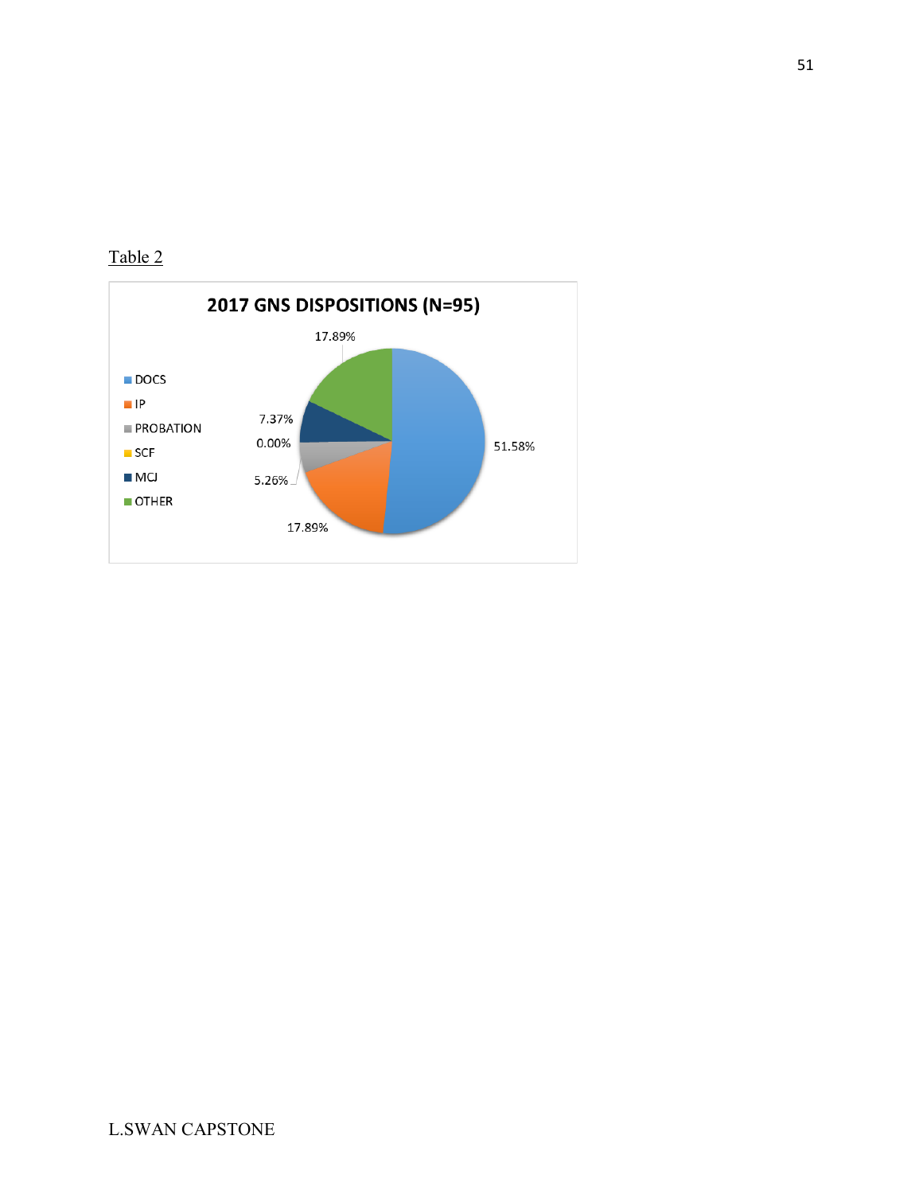Table 2

**2017 GNS DISPOSITIONS (N=95)**

| Disposition | Percentage |
| --- | --- |
| DOCS | 51.58% |
| IP | 17.89% |
| PROBATION | 5.26% |
| SCF | 0.00% |
| MCJ | 7.37% |
| OTHER | 17.89% |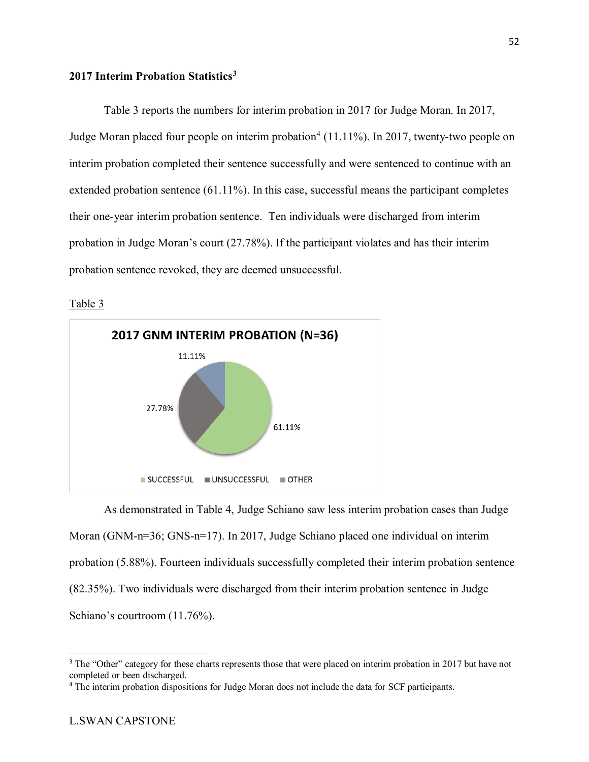**2017 Interim Probation Statistics[3]**

Table 3 reports the numbers for interim probation in 2017 for Judge Moran. In 2017, Judge Moran placed four people on interim probation[4] (11.11%). In 2017, twenty-two people on interim probation completed their sentence successfully and were sentenced to continue with an extended probation sentence (61.11%). In this case, successful means the participant completes their one-year interim probation sentence. Ten individuals were discharged from interim probation in Judge Moran's court (27.78%). If the participant violates and has their interim probation sentence revoked, they are deemed unsuccessful.

Table 3

**2017 GNM INTERIM PROBATION (N=36)**

11.11%

27.78%

61.11%

SUCCESSFUL UNSUCCESSFUL OTHER

As demonstrated in Table 4, Judge Schiano saw less interim probation cases than Judge Moran (GNM-n=36; GNS-n=17). In 2017, Judge Schiano placed one individual on interim probation (5.88%). Fourteen individuals successfully completed their interim probation sentence (82.35%). Two individuals were discharged from their interim probation sentence in Judge Schiano's courtroom (11.76%).

---

[3] The "Other" category for these charts represents those that were placed on interim probation in 2017 but have not completed or been discharged.

[4] The interim probation dispositions for Judge Moran does not include the data for SCF participants.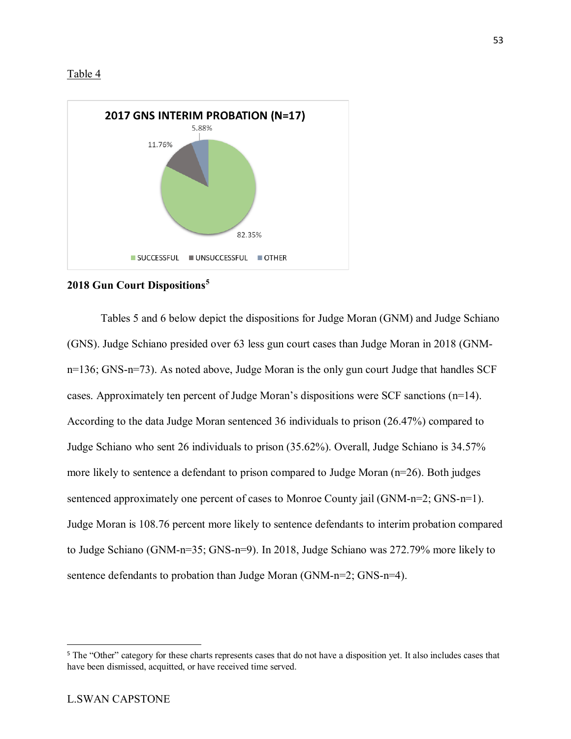Table 4

**2018 Gun Court Dispositions**[5]

Tables 5 and 6 below depict the dispositions for Judge Moran (GNM) and Judge Schiano (GNS). Judge Schiano presided over 63 less gun court cases than Judge Moran in 2018 (GNM-n=136; GNS-n=73). As noted above, Judge Moran is the only gun court Judge that handles SCF cases. Approximately ten percent of Judge Moran's dispositions were SCF sanctions (n=14). According to the data Judge Moran sentenced 36 individuals to prison (26.47%) compared to Judge Schiano who sent 26 individuals to prison (35.62%). Overall, Judge Schiano is 34.57% more likely to sentence a defendant to prison compared to Judge Moran (n=26). Both judges sentenced approximately one percent of cases to Monroe County jail (GNM-n=2; GNS-n=1). Judge Moran is 108.76 percent more likely to sentence defendants to interim probation compared to Judge Schiano (GNM-n=35; GNS-n=9). In 2018, Judge Schiano was 272.79% more likely to sentence defendants to probation than Judge Moran (GNM-n=2; GNS-n=4).

[5] The "Other" category for these charts represents cases that do not have a disposition yet. It also includes cases that have been dismissed, acquitted, or have received time served.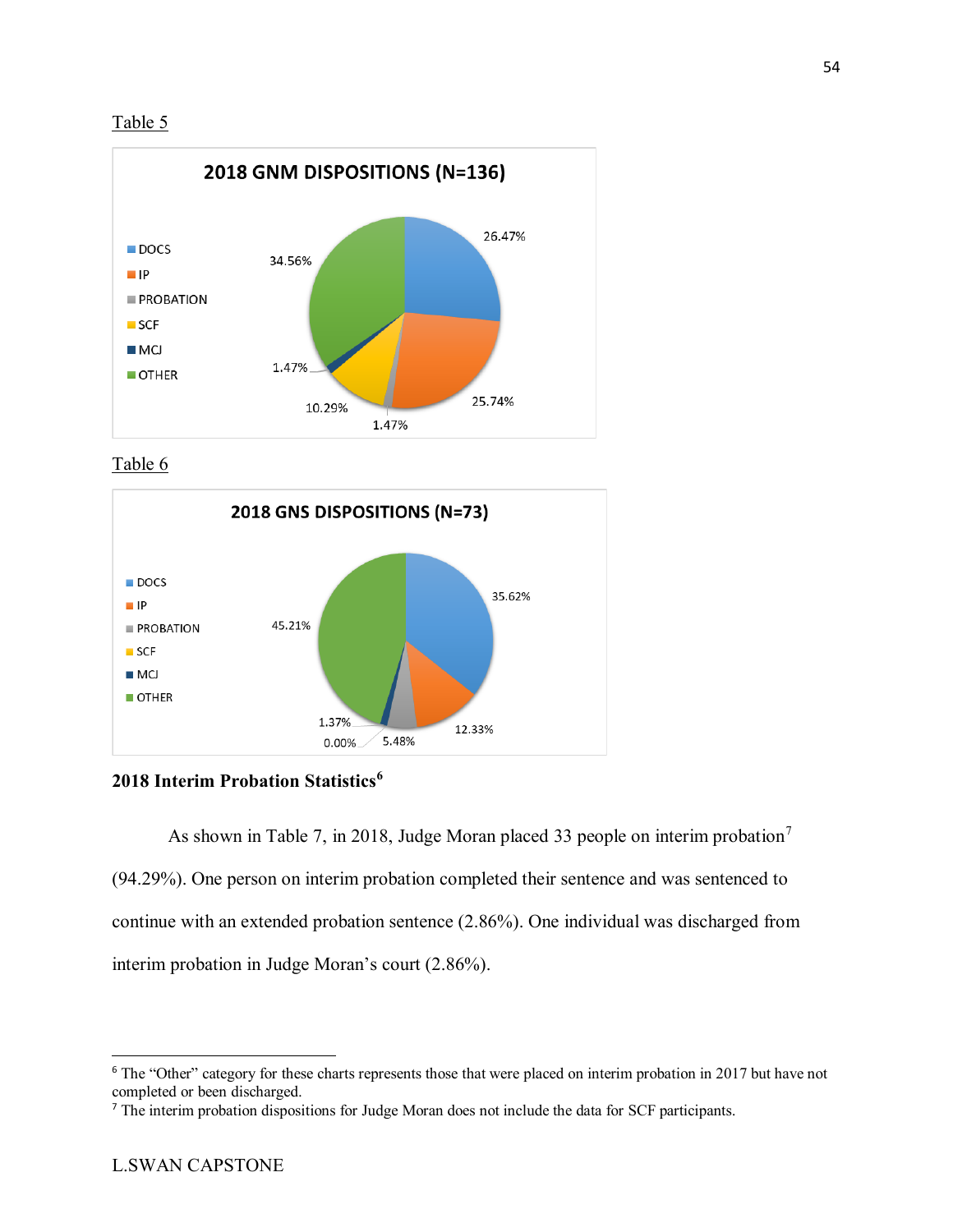Table 5

**2018 GNM DISPOSITIONS (N=136)**

| Category | Percentage |
| --- | --- |
| DOCS | 26.47% |
| IP | 25.74% |
| PROBATION | 1.47% |
| SCF | 10.29% |
| MCJ | 1.47% |
| OTHER | 34.56% |

Table 6

**2018 GNS DISPOSITIONS (N=73)**

| Category | Percentage |
| --- | --- |
| DOCS | 35.62% |
| IP | 12.33% |
| PROBATION | 5.48% |
| SCF | 0.00% |
| MCJ | 1.37% |
| OTHER | 45.21% |

**2018 Interim Probation Statistics**[6]

As shown in Table 7, in 2018, Judge Moran placed 33 people on interim probation[7] (94.29%). One person on interim probation completed their sentence and was sentenced to continue with an extended probation sentence (2.86%). One individual was discharged from interim probation in Judge Moran's court (2.86%).

---

[6] The "Other" category for these charts represents those that were placed on interim probation in 2017 but have not completed or been discharged.

[7] The interim probation dispositions for Judge Moran does not include the data for SCF participants.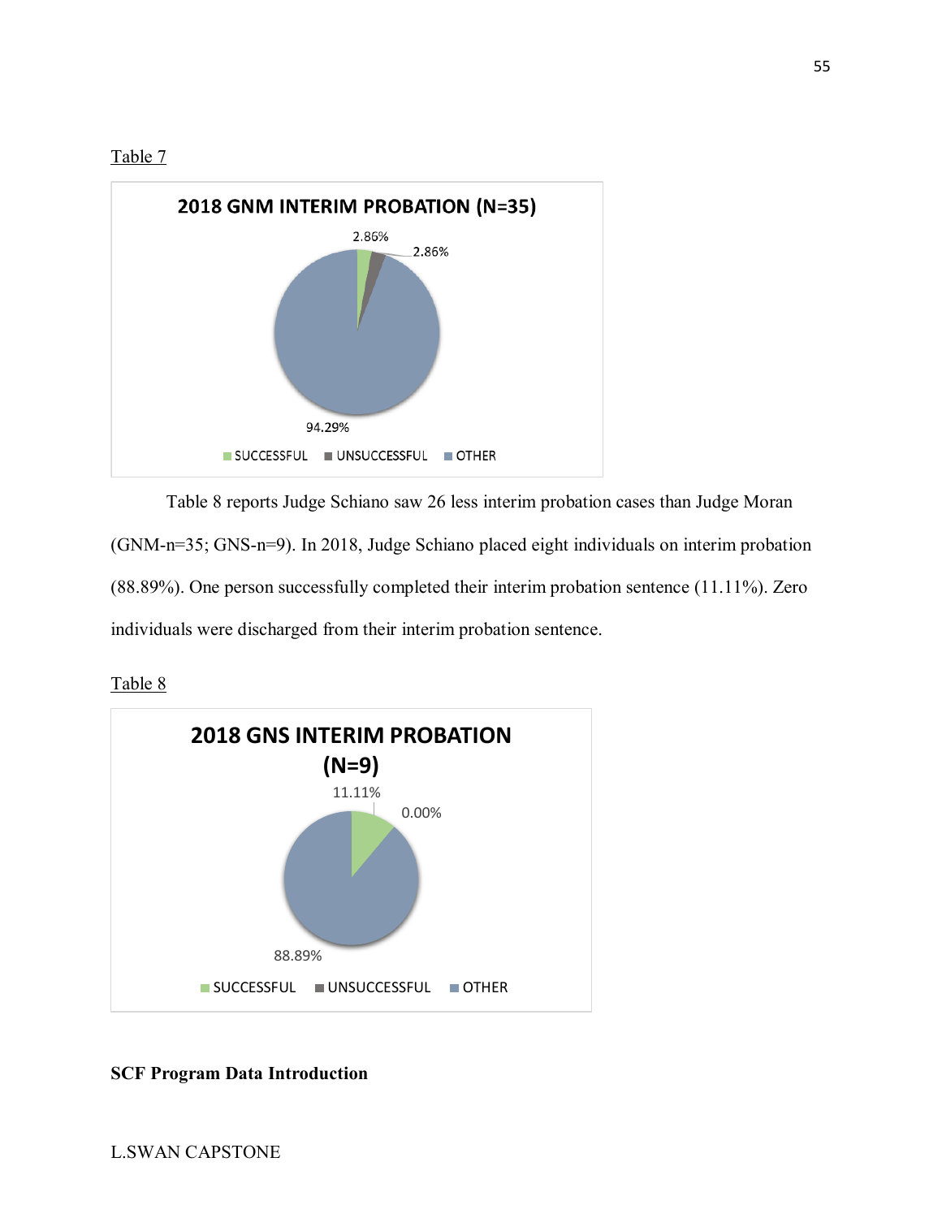Table 7

**2018 GNM INTERIM PROBATION (N=35)**

2.86%

2.86%

94.29%

SUCCESSFUL UNSUCCESSFUL OTHER

Table 8 reports Judge Schiano saw 26 less interim probation cases than Judge Moran (GNM-n=35; GNS-n=9). In 2018, Judge Schiano placed eight individuals on interim probation (88.89%). One person successfully completed their interim probation sentence (11.11%). Zero individuals were discharged from their interim probation sentence.

Table 8

**2018 GNS INTERIM PROBATION (N=9)**

11.11%

0.00%

88.89%

SUCCESSFUL UNSUCCESSFUL OTHER

**SCF Program Data Introduction**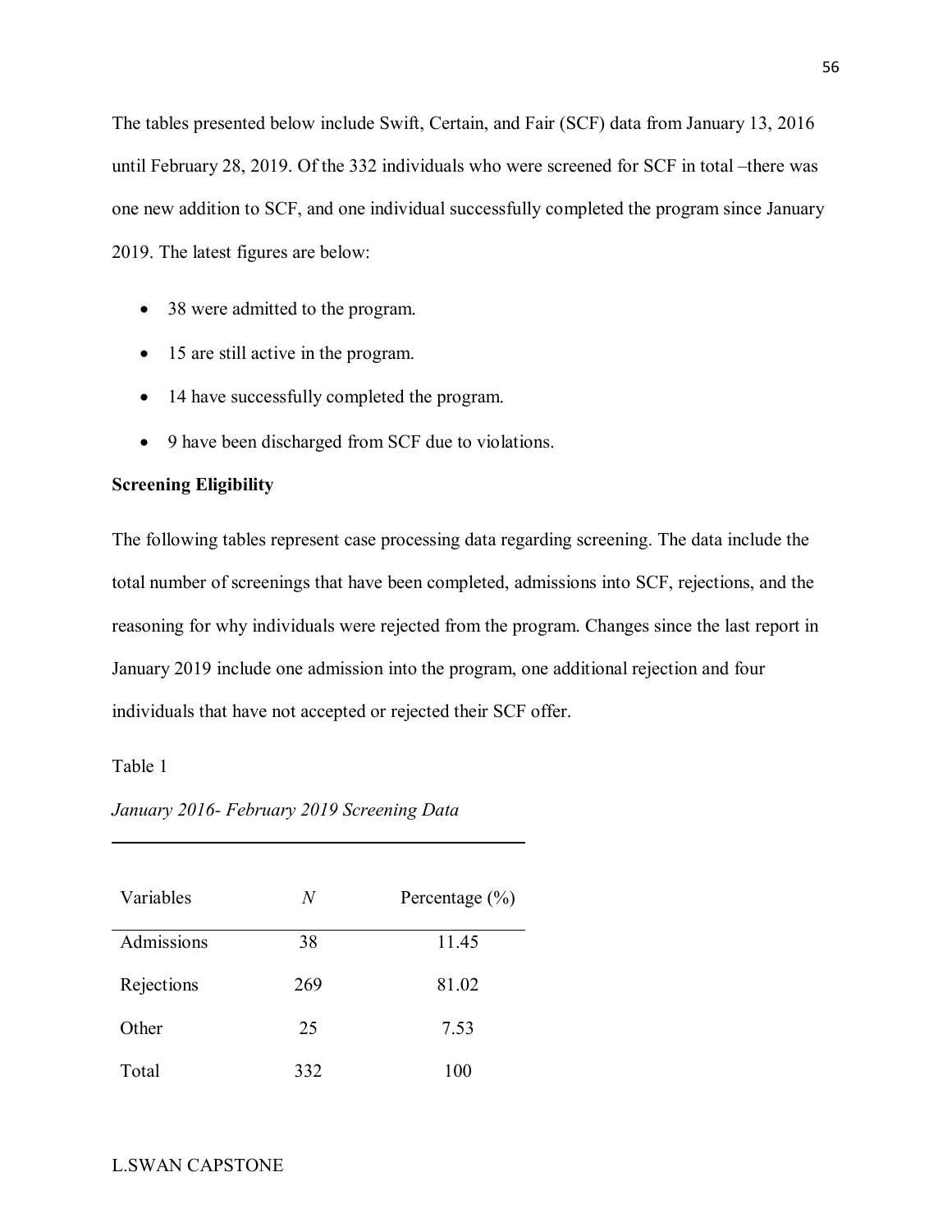The tables presented below include Swift, Certain, and Fair (SCF) data from January 13, 2016 until February 28, 2019. Of the 332 individuals who were screened for SCF in total –there was one new addition to SCF, and one individual successfully completed the program since January 2019. The latest figures are below:

- 38 were admitted to the program.
- 15 are still active in the program.
- 14 have successfully completed the program.
- 9 have been discharged from SCF due to violations.

**Screening Eligibility**

The following tables represent case processing data regarding screening. The data include the total number of screenings that have been completed, admissions into SCF, rejections, and the reasoning for why individuals were rejected from the program. Changes since the last report in January 2019 include one admission into the program, one additional rejection and four individuals that have not accepted or rejected their SCF offer.

Table 1

*January 2016- February 2019 Screening Data*

| Variables | *N* | Percentage (%) |
|---|---|---|
| Admissions | 38 | 11.45 |
| Rejections | 269 | 81.02 |
| Other | 25 | 7.53 |
| Total | 332 | 100 |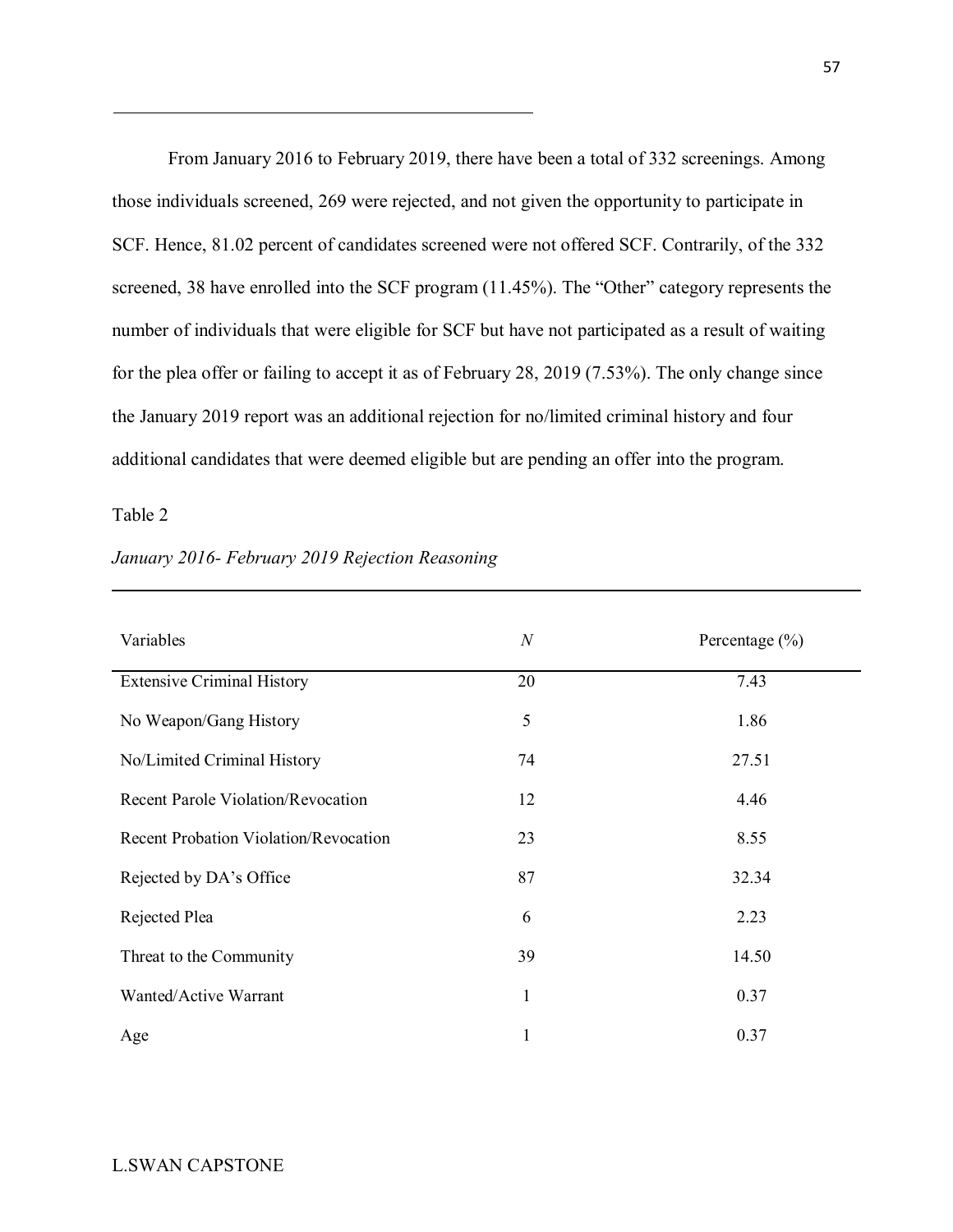From January 2016 to February 2019, there have been a total of 332 screenings. Among those individuals screened, 269 were rejected, and not given the opportunity to participate in SCF. Hence, 81.02 percent of candidates screened were not offered SCF. Contrarily, of the 332 screened, 38 have enrolled into the SCF program (11.45%). The "Other" category represents the number of individuals that were eligible for SCF but have not participated as a result of waiting for the plea offer or failing to accept it as of February 28, 2019 (7.53%). The only change since the January 2019 report was an additional rejection for no/limited criminal history and four additional candidates that were deemed eligible but are pending an offer into the program.

Table 2

*January 2016- February 2019 Rejection Reasoning*

| Variables | *N* | Percentage (%) |
| --- | --- | --- |
| Extensive Criminal History | 20 | 7.43 |
| No Weapon/Gang History | 5 | 1.86 |
| No/Limited Criminal History | 74 | 27.51 |
| Recent Parole Violation/Revocation | 12 | 4.46 |
| Recent Probation Violation/Revocation | 23 | 8.55 |
| Rejected by DA's Office | 87 | 32.34 |
| Rejected Plea | 6 | 2.23 |
| Threat to the Community | 39 | 14.50 |
| Wanted/Active Warrant | 1 | 0.37 |
| Age | 1 | 0.37 |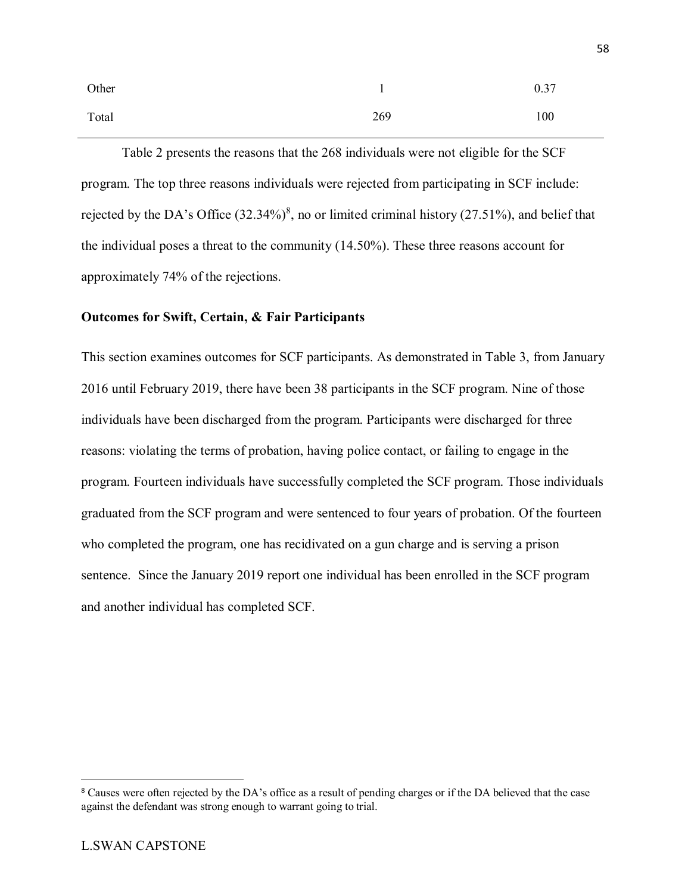| | | |
|---|---|---|
| Other | 1 | 0.37 |
| Total | 269 | 100 |

Table 2 presents the reasons that the 268 individuals were not eligible for the SCF program. The top three reasons individuals were rejected from participating in SCF include: rejected by the DA's Office (32.34%)[8], no or limited criminal history (27.51%), and belief that the individual poses a threat to the community (14.50%). These three reasons account for approximately 74% of the rejections.

**Outcomes for Swift, Certain, & Fair Participants**

This section examines outcomes for SCF participants. As demonstrated in Table 3, from January 2016 until February 2019, there have been 38 participants in the SCF program. Nine of those individuals have been discharged from the program. Participants were discharged for three reasons: violating the terms of probation, having police contact, or failing to engage in the program. Fourteen individuals have successfully completed the SCF program. Those individuals graduated from the SCF program and were sentenced to four years of probation. Of the fourteen who completed the program, one has recidivated on a gun charge and is serving a prison sentence. Since the January 2019 report one individual has been enrolled in the SCF program and another individual has completed SCF.

---

[8] Causes were often rejected by the DA's office as a result of pending charges or if the DA believed that the case against the defendant was strong enough to warrant going to trial.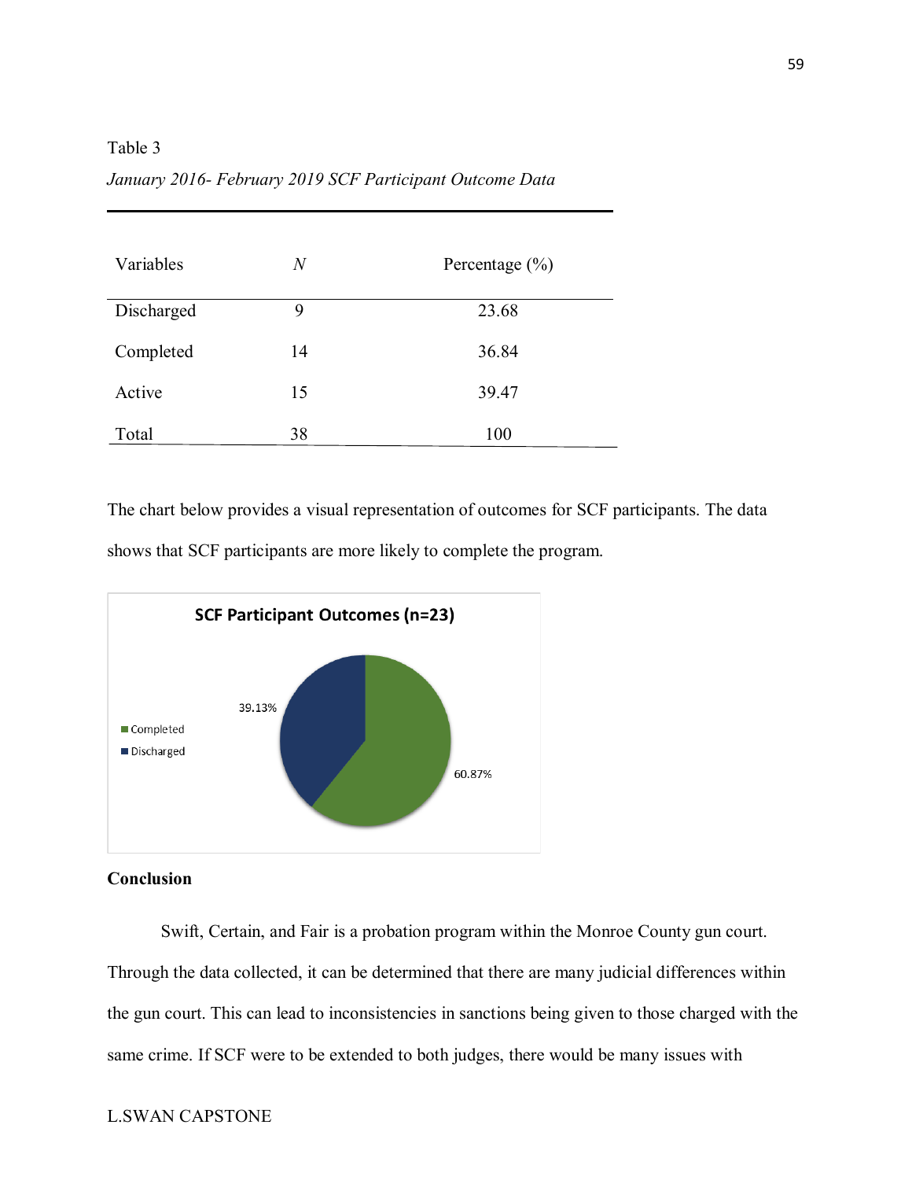Table 3

*January 2016- February 2019 SCF Participant Outcome Data*

| Variables | *N* | Percentage (%) |
|---|---|---|
| Discharged | 9 | 23.68 |
| Completed | 14 | 36.84 |
| Active | 15 | 39.47 |
| Total | 38 | 100 |

The chart below provides a visual representation of outcomes for SCF participants. The data shows that SCF participants are more likely to complete the program.

**SCF Participant Outcomes (n=23)**

- Completed: 60.87%
- Discharged: 39.13%

**Conclusion**

Swift, Certain, and Fair is a probation program within the Monroe County gun court. Through the data collected, it can be determined that there are many judicial differences within the gun court. This can lead to inconsistencies in sanctions being given to those charged with the same crime. If SCF were to be extended to both judges, there would be many issues with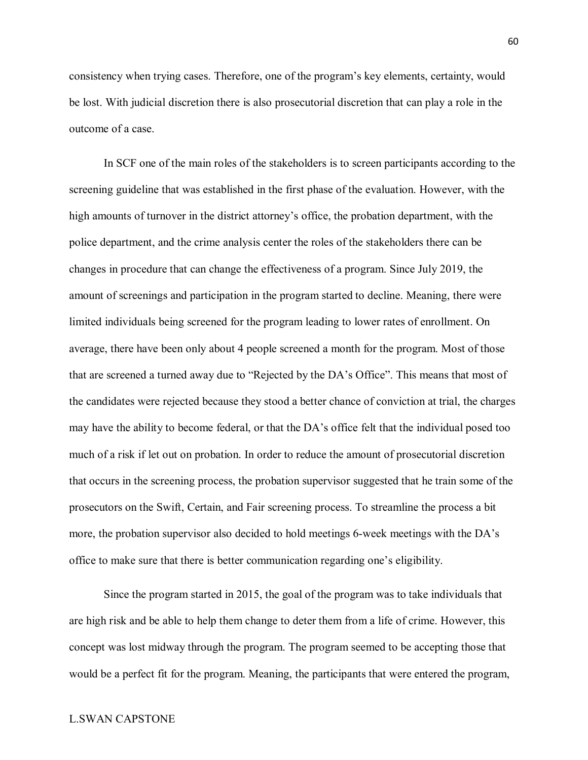consistency when trying cases. Therefore, one of the program's key elements, certainty, would be lost. With judicial discretion there is also prosecutorial discretion that can play a role in the outcome of a case.

In SCF one of the main roles of the stakeholders is to screen participants according to the screening guideline that was established in the first phase of the evaluation. However, with the high amounts of turnover in the district attorney's office, the probation department, with the police department, and the crime analysis center the roles of the stakeholders there can be changes in procedure that can change the effectiveness of a program. Since July 2019, the amount of screenings and participation in the program started to decline. Meaning, there were limited individuals being screened for the program leading to lower rates of enrollment. On average, there have been only about 4 people screened a month for the program. Most of those that are screened a turned away due to "Rejected by the DA's Office". This means that most of the candidates were rejected because they stood a better chance of conviction at trial, the charges may have the ability to become federal, or that the DA's office felt that the individual posed too much of a risk if let out on probation. In order to reduce the amount of prosecutorial discretion that occurs in the screening process, the probation supervisor suggested that he train some of the prosecutors on the Swift, Certain, and Fair screening process. To streamline the process a bit more, the probation supervisor also decided to hold meetings 6-week meetings with the DA's office to make sure that there is better communication regarding one's eligibility.

Since the program started in 2015, the goal of the program was to take individuals that are high risk and be able to help them change to deter them from a life of crime. However, this concept was lost midway through the program. The program seemed to be accepting those that would be a perfect fit for the program. Meaning, the participants that were entered the program,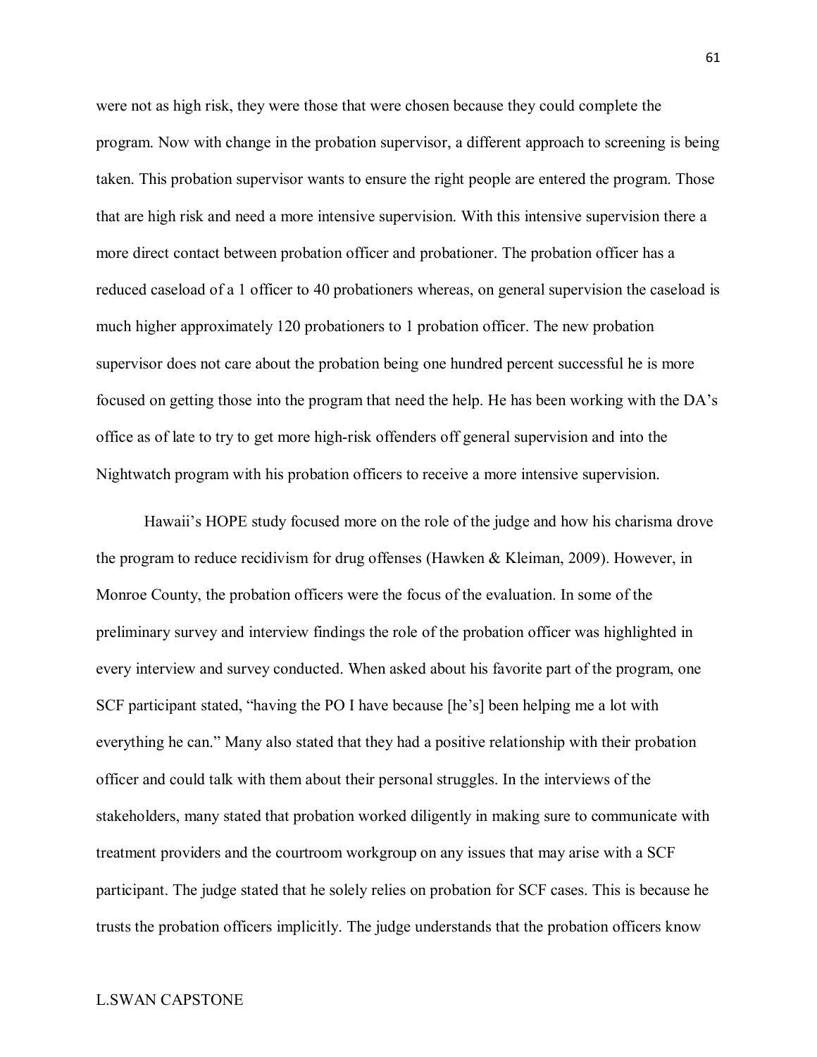were not as high risk, they were those that were chosen because they could complete the program. Now with change in the probation supervisor, a different approach to screening is being taken. This probation supervisor wants to ensure the right people are entered the program. Those that are high risk and need a more intensive supervision. With this intensive supervision there a more direct contact between probation officer and probationer. The probation officer has a reduced caseload of a 1 officer to 40 probationers whereas, on general supervision the caseload is much higher approximately 120 probationers to 1 probation officer. The new probation supervisor does not care about the probation being one hundred percent successful he is more focused on getting those into the program that need the help. He has been working with the DA's office as of late to try to get more high-risk offenders off general supervision and into the Nightwatch program with his probation officers to receive a more intensive supervision.

Hawaii's HOPE study focused more on the role of the judge and how his charisma drove the program to reduce recidivism for drug offenses (Hawken & Kleiman, 2009). However, in Monroe County, the probation officers were the focus of the evaluation. In some of the preliminary survey and interview findings the role of the probation officer was highlighted in every interview and survey conducted. When asked about his favorite part of the program, one SCF participant stated, "having the PO I have because [he's] been helping me a lot with everything he can." Many also stated that they had a positive relationship with their probation officer and could talk with them about their personal struggles. In the interviews of the stakeholders, many stated that probation worked diligently in making sure to communicate with treatment providers and the courtroom workgroup on any issues that may arise with a SCF participant. The judge stated that he solely relies on probation for SCF cases. This is because he trusts the probation officers implicitly. The judge understands that the probation officers know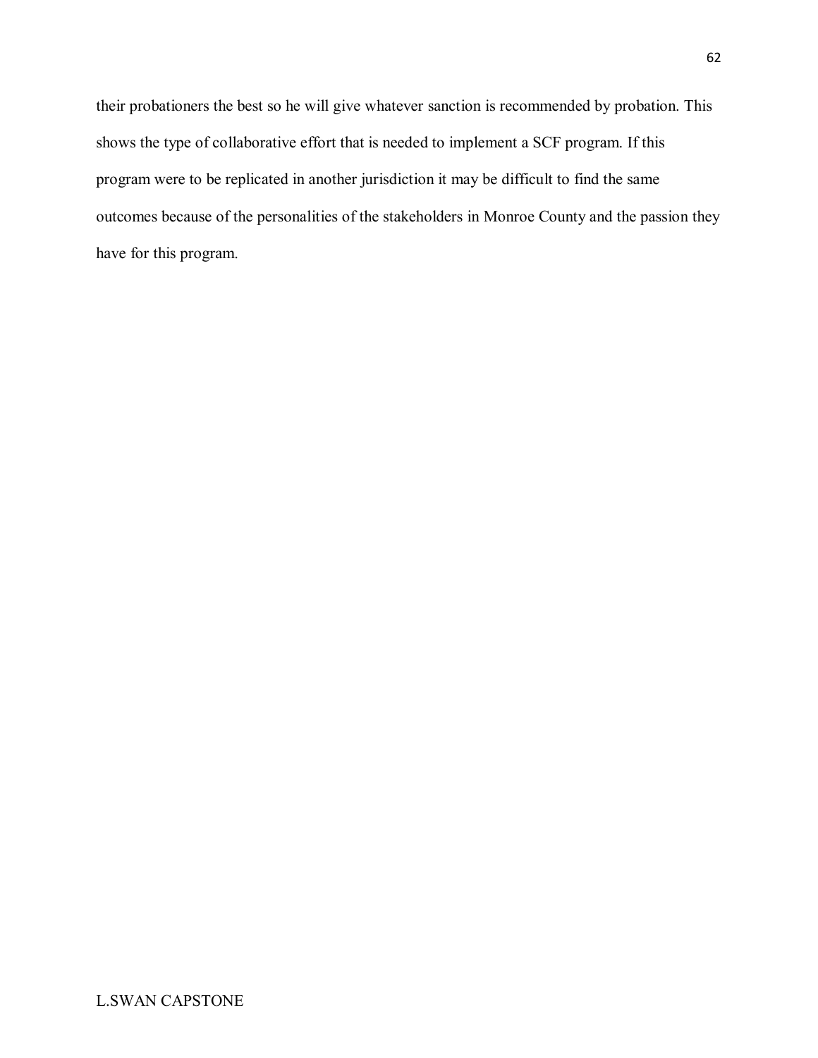their probationers the best so he will give whatever sanction is recommended by probation. This shows the type of collaborative effort that is needed to implement a SCF program. If this program were to be replicated in another jurisdiction it may be difficult to find the same outcomes because of the personalities of the stakeholders in Monroe County and the passion they have for this program.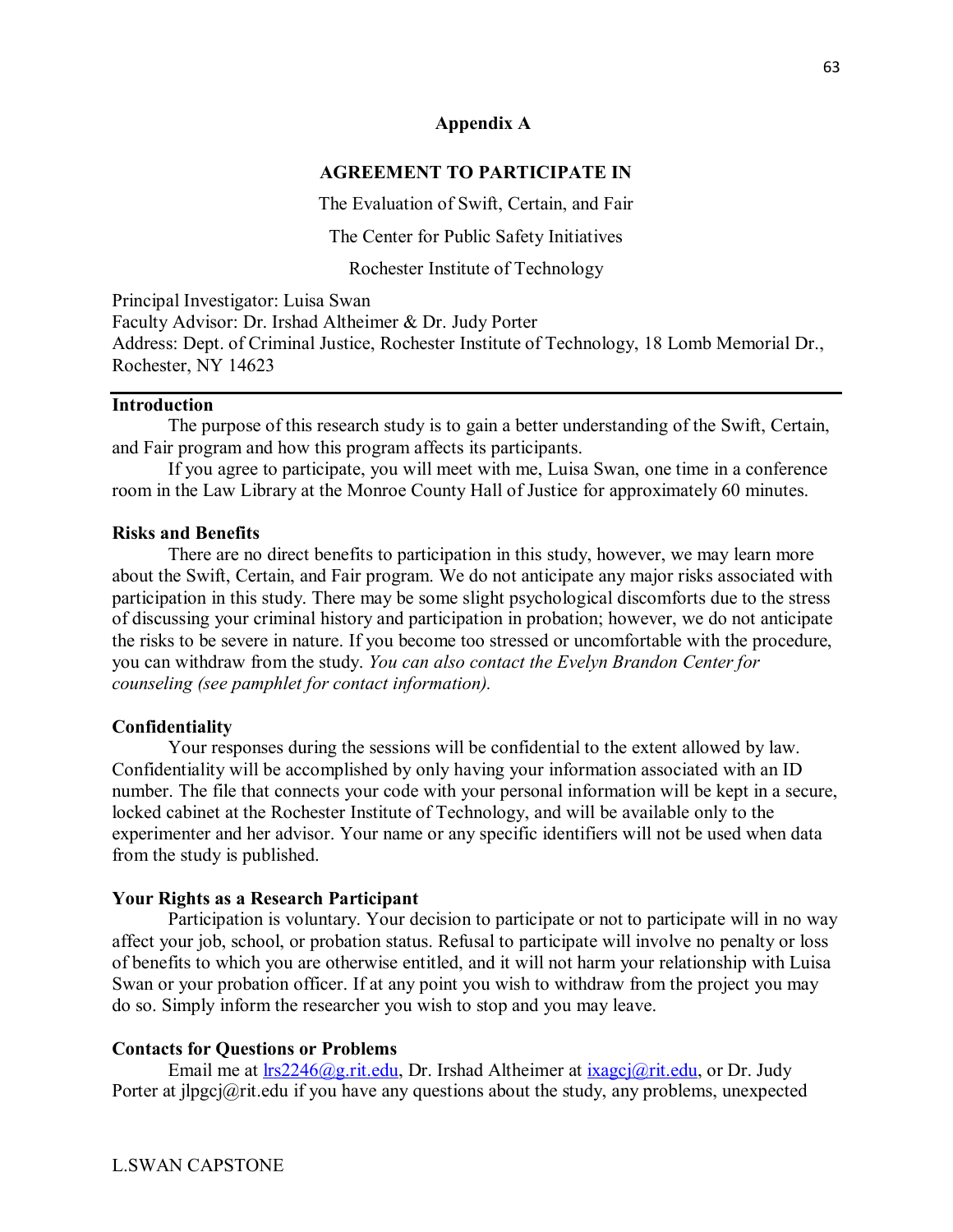## Appendix A

### AGREEMENT TO PARTICIPATE IN

The Evaluation of Swift, Certain, and Fair

The Center for Public Safety Initiatives

Rochester Institute of Technology

Principal Investigator: Luisa Swan
Faculty Advisor: Dr. Irshad Altheimer & Dr. Judy Porter
Address: Dept. of Criminal Justice, Rochester Institute of Technology, 18 Lomb Memorial Dr., Rochester, NY 14623

---

**Introduction**

The purpose of this research study is to gain a better understanding of the Swift, Certain, and Fair program and how this program affects its participants.

If you agree to participate, you will meet with me, Luisa Swan, one time in a conference room in the Law Library at the Monroe County Hall of Justice for approximately 60 minutes.

**Risks and Benefits**

There are no direct benefits to participation in this study, however, we may learn more about the Swift, Certain, and Fair program. We do not anticipate any major risks associated with participation in this study. There may be some slight psychological discomforts due to the stress of discussing your criminal history and participation in probation; however, we do not anticipate the risks to be severe in nature. If you become too stressed or uncomfortable with the procedure, you can withdraw from the study. *You can also contact the Evelyn Brandon Center for counseling (see pamphlet for contact information).*

**Confidentiality**

Your responses during the sessions will be confidential to the extent allowed by law. Confidentiality will be accomplished by only having your information associated with an ID number. The file that connects your code with your personal information will be kept in a secure, locked cabinet at the Rochester Institute of Technology, and will be available only to the experimenter and her advisor. Your name or any specific identifiers will not be used when data from the study is published.

**Your Rights as a Research Participant**

Participation is voluntary. Your decision to participate or not to participate will in no way affect your job, school, or probation status. Refusal to participate will involve no penalty or loss of benefits to which you are otherwise entitled, and it will not harm your relationship with Luisa Swan or your probation officer. If at any point you wish to withdraw from the project you may do so. Simply inform the researcher you wish to stop and you may leave.

**Contacts for Questions or Problems**

Email me at lrs2246@g.rit.edu, Dr. Irshad Altheimer at ixagcj@rit.edu, or Dr. Judy Porter at jlpgcj@rit.edu if you have any questions about the study, any problems, unexpected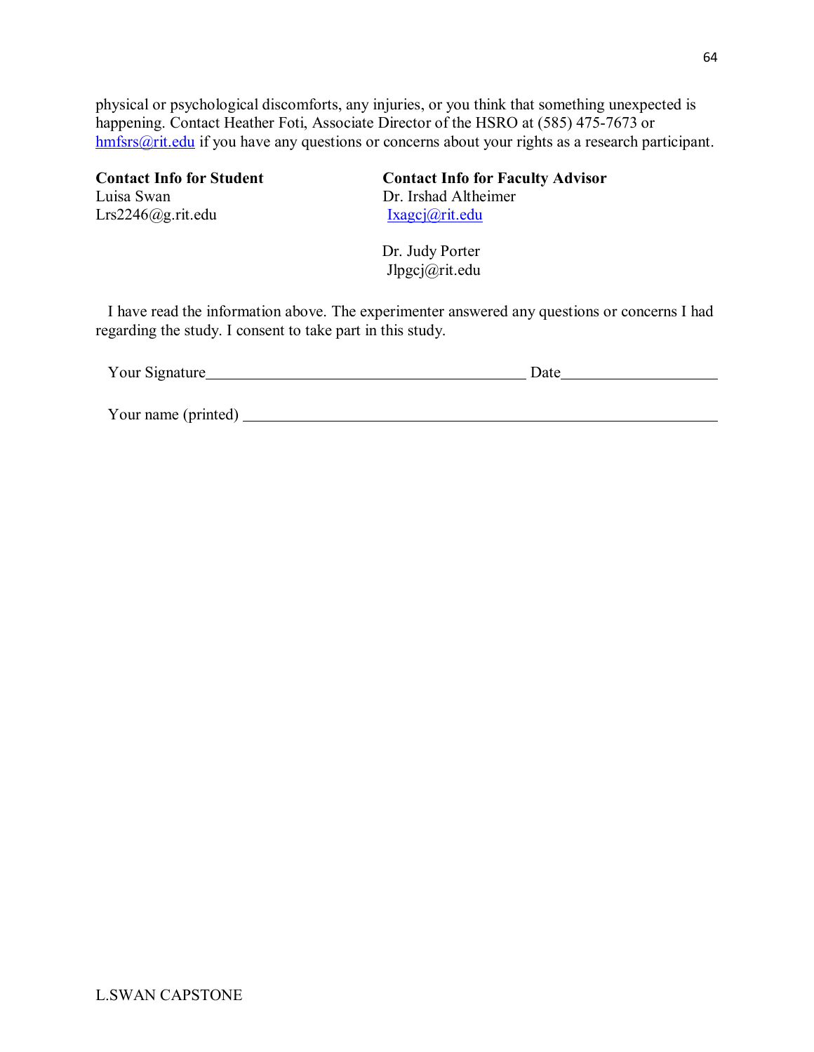physical or psychological discomforts, any injuries, or you think that something unexpected is happening. Contact Heather Foti, Associate Director of the HSRO at (585) 475-7673 or hmfsrs@rit.edu if you have any questions or concerns about your rights as a research participant.

**Contact Info for Student**
Luisa Swan
Lrs2246@g.rit.edu

**Contact Info for Faculty Advisor**
Dr. Irshad Altheimer
Ixagcj@rit.edu

Dr. Judy Porter
Jlpgcj@rit.edu

I have read the information above. The experimenter answered any questions or concerns I had regarding the study. I consent to take part in this study.

Your Signature_________________________________________ Date____________________

Your name (printed) ____________________________________________________________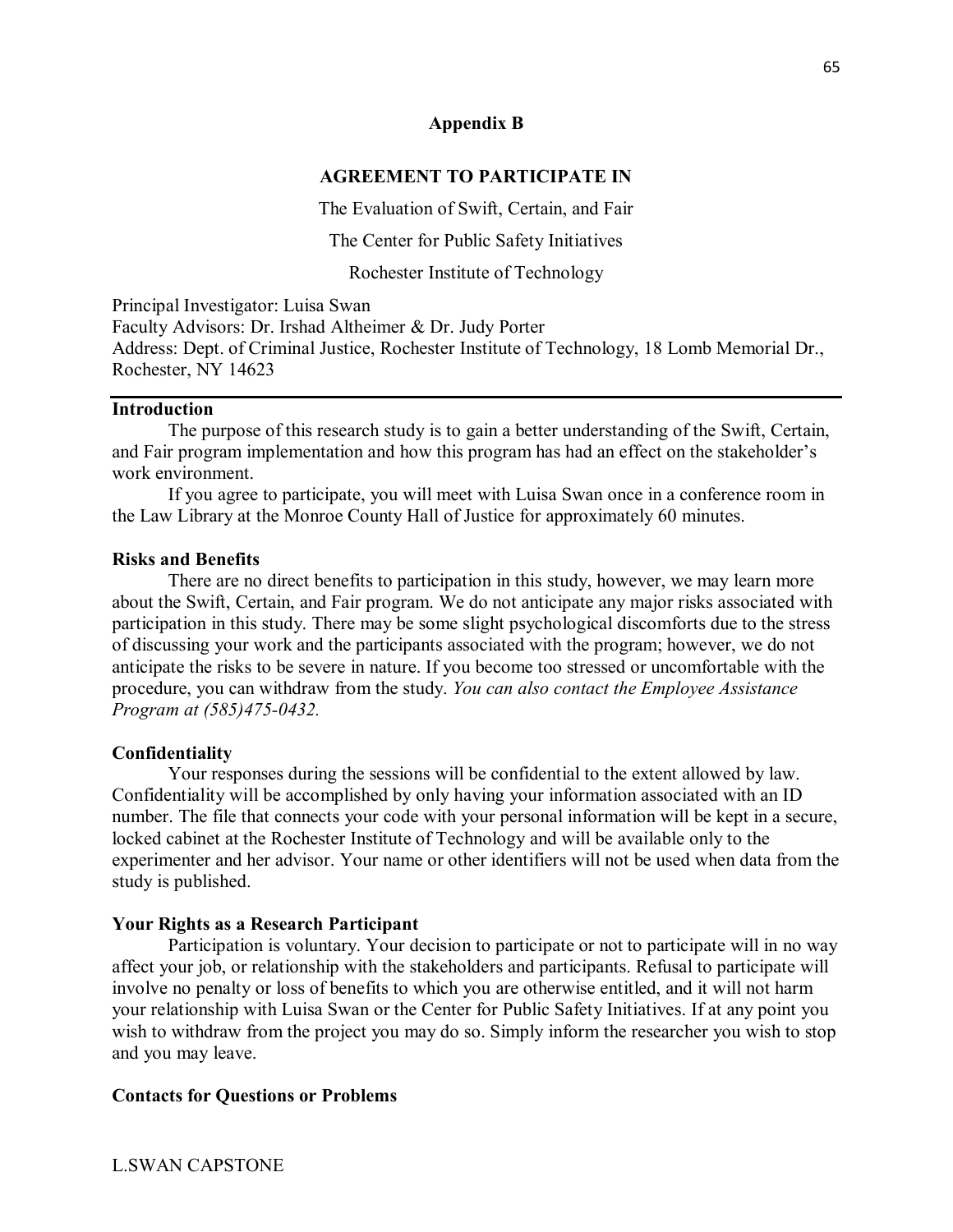## Appendix B

### AGREEMENT TO PARTICIPATE IN

The Evaluation of Swift, Certain, and Fair

The Center for Public Safety Initiatives

Rochester Institute of Technology

Principal Investigator: Luisa Swan
Faculty Advisors: Dr. Irshad Altheimer & Dr. Judy Porter
Address: Dept. of Criminal Justice, Rochester Institute of Technology, 18 Lomb Memorial Dr., Rochester, NY 14623

---

**Introduction**

The purpose of this research study is to gain a better understanding of the Swift, Certain, and Fair program implementation and how this program has had an effect on the stakeholder's work environment.

If you agree to participate, you will meet with Luisa Swan once in a conference room in the Law Library at the Monroe County Hall of Justice for approximately 60 minutes.

**Risks and Benefits**

There are no direct benefits to participation in this study, however, we may learn more about the Swift, Certain, and Fair program. We do not anticipate any major risks associated with participation in this study. There may be some slight psychological discomforts due to the stress of discussing your work and the participants associated with the program; however, we do not anticipate the risks to be severe in nature. If you become too stressed or uncomfortable with the procedure, you can withdraw from the study. *You can also contact the Employee Assistance Program at (585)475-0432.*

**Confidentiality**

Your responses during the sessions will be confidential to the extent allowed by law. Confidentiality will be accomplished by only having your information associated with an ID number. The file that connects your code with your personal information will be kept in a secure, locked cabinet at the Rochester Institute of Technology and will be available only to the experimenter and her advisor. Your name or other identifiers will not be used when data from the study is published.

**Your Rights as a Research Participant**

Participation is voluntary. Your decision to participate or not to participate will in no way affect your job, or relationship with the stakeholders and participants. Refusal to participate will involve no penalty or loss of benefits to which you are otherwise entitled, and it will not harm your relationship with Luisa Swan or the Center for Public Safety Initiatives. If at any point you wish to withdraw from the project you may do so. Simply inform the researcher you wish to stop and you may leave.

**Contacts for Questions or Problems**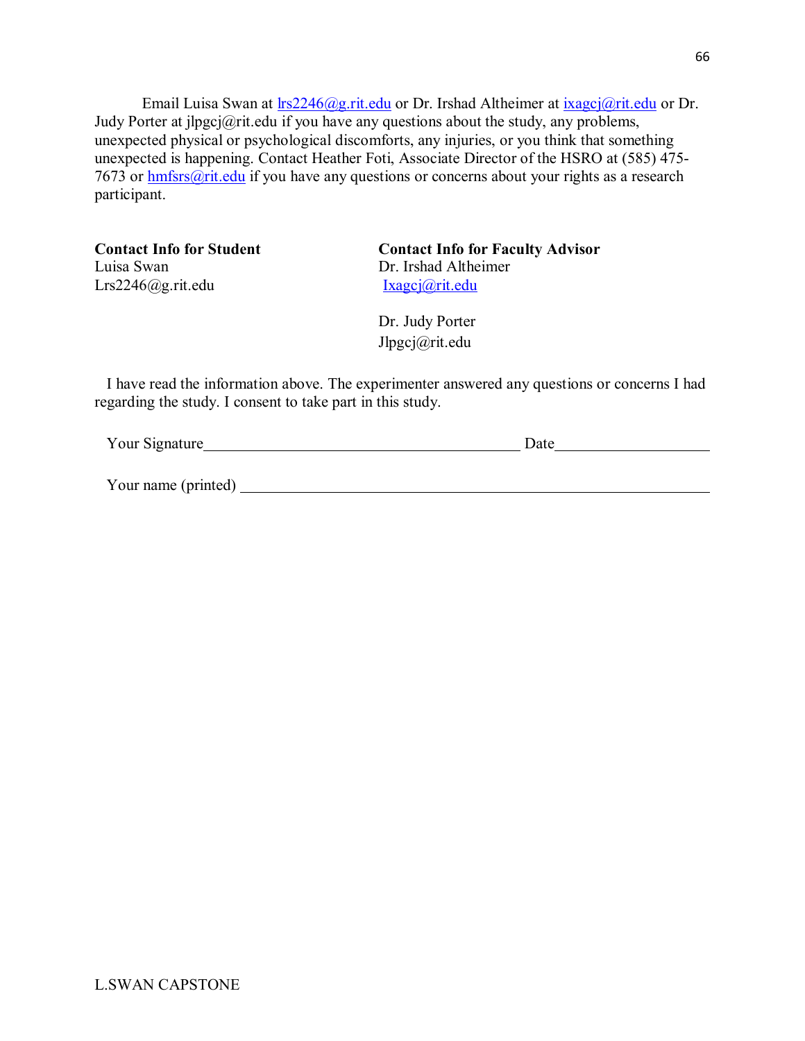Email Luisa Swan at lrs2246@g.rit.edu or Dr. Irshad Altheimer at ixagcj@rit.edu or Dr. Judy Porter at jlpgcj@rit.edu if you have any questions about the study, any problems, unexpected physical or psychological discomforts, any injuries, or you think that something unexpected is happening. Contact Heather Foti, Associate Director of the HSRO at (585) 475-7673 or hmfsrs@rit.edu if you have any questions or concerns about your rights as a research participant.

**Contact Info for Student**
Luisa Swan
Lrs2246@g.rit.edu

**Contact Info for Faculty Advisor**
Dr. Irshad Altheimer
Ixagcj@rit.edu

Dr. Judy Porter
Jlpgcj@rit.edu

I have read the information above. The experimenter answered any questions or concerns I had regarding the study. I consent to take part in this study.

Your Signature_________________________________________ Date___________________

Your name (printed) ____________________________________________________________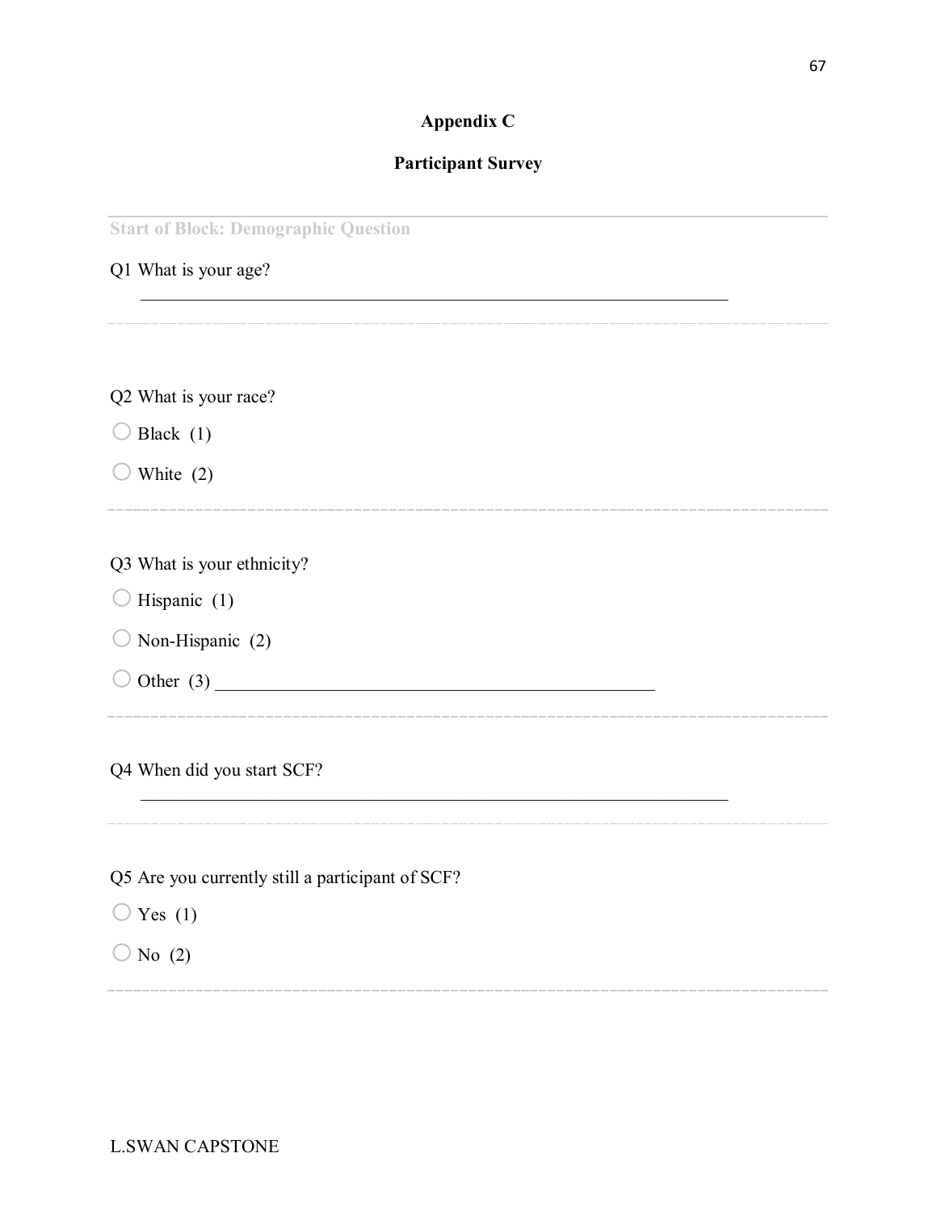## Appendix C

## Participant Survey

Start of Block: Demographic Question

Q1 What is your age?

________________________________________________________________

Q2 What is your race?

○ Black (1)

○ White (2)

Q3 What is your ethnicity?

○ Hispanic (1)

○ Non-Hispanic (2)

○ Other (3) ________________________________________________

Q4 When did you start SCF?

________________________________________________________________

Q5 Are you currently still a participant of SCF?

○ Yes (1)

○ No (2)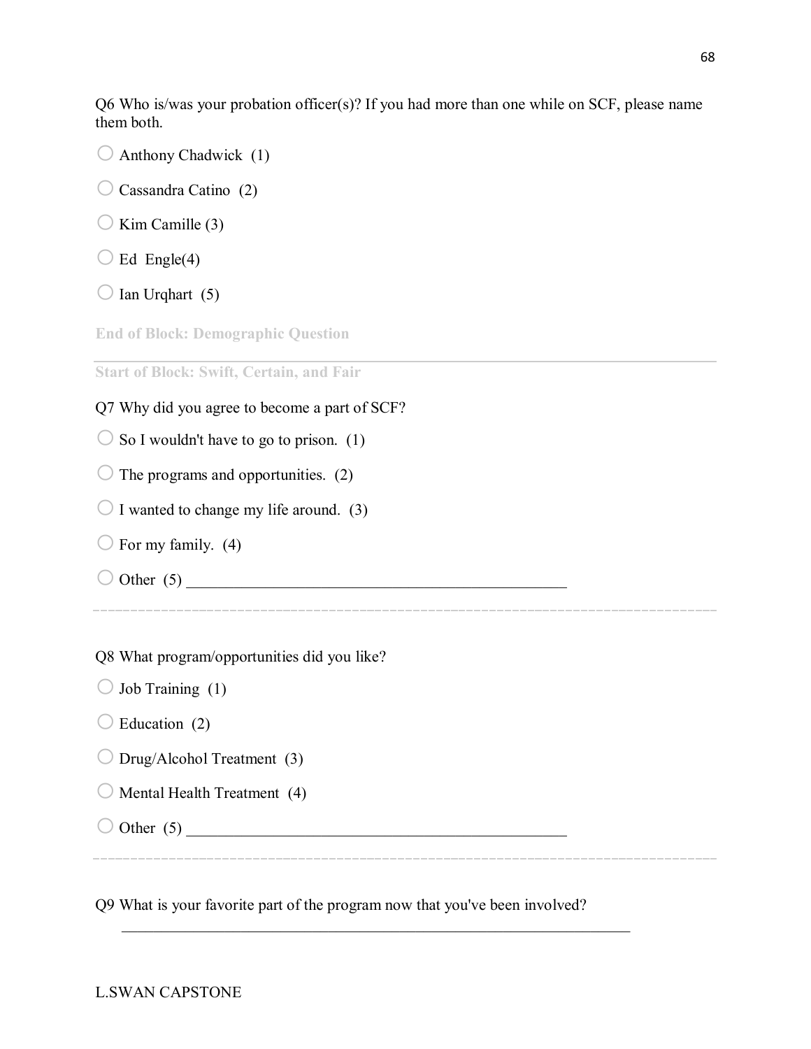Q6 Who is/was your probation officer(s)? If you had more than one while on SCF, please name them both.

- ○ Anthony Chadwick (1)
- ○ Cassandra Catino (2)
- ○ Kim Camille (3)
- ○ Ed Engle(4)
- ○ Ian Urqhart (5)

**End of Block: Demographic Question**

---

**Start of Block: Swift, Certain, and Fair**

Q7 Why did you agree to become a part of SCF?

- ○ So I wouldn't have to go to prison. (1)
- ○ The programs and opportunities. (2)
- ○ I wanted to change my life around. (3)
- ○ For my family. (4)
- ○ Other (5) ________________________________________________

---

Q8 What program/opportunities did you like?

- ○ Job Training (1)
- ○ Education (2)
- ○ Drug/Alcohol Treatment (3)
- ○ Mental Health Treatment (4)
- ○ Other (5) ________________________________________________

---

Q9 What is your favorite part of the program now that you've been involved?

________________________________________________________________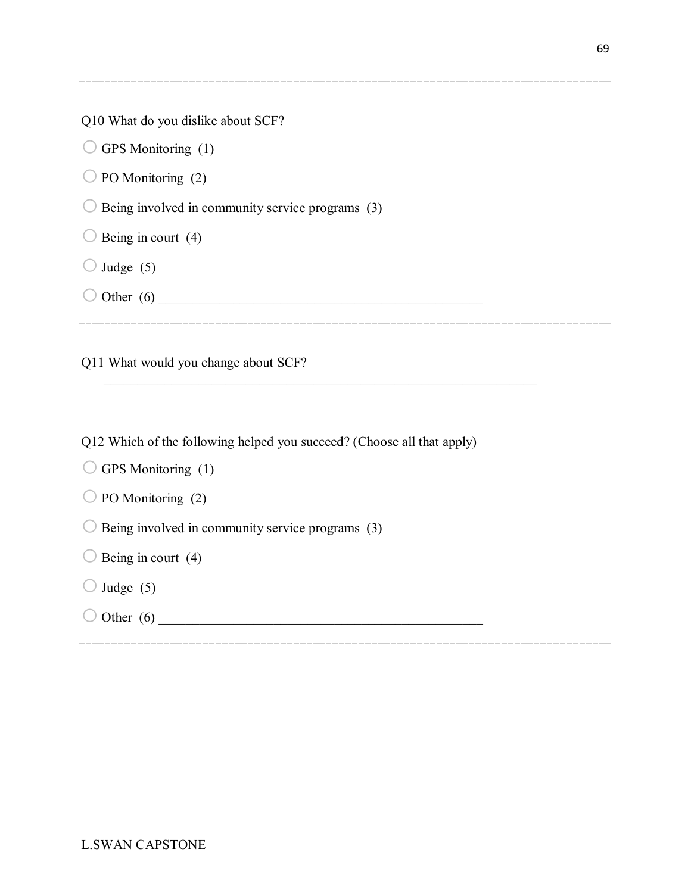Q10 What do you dislike about SCF?

- ○ GPS Monitoring (1)
- ○ PO Monitoring (2)
- ○ Being involved in community service programs (3)
- ○ Being in court (4)
- ○ Judge (5)
- ○ Other (6) ________________________________________________

---

Q11 What would you change about SCF?

________________________________________________________________

---

Q12 Which of the following helped you succeed? (Choose all that apply)

- ○ GPS Monitoring (1)
- ○ PO Monitoring (2)
- ○ Being involved in community service programs (3)
- ○ Being in court (4)
- ○ Judge (5)
- ○ Other (6) ________________________________________________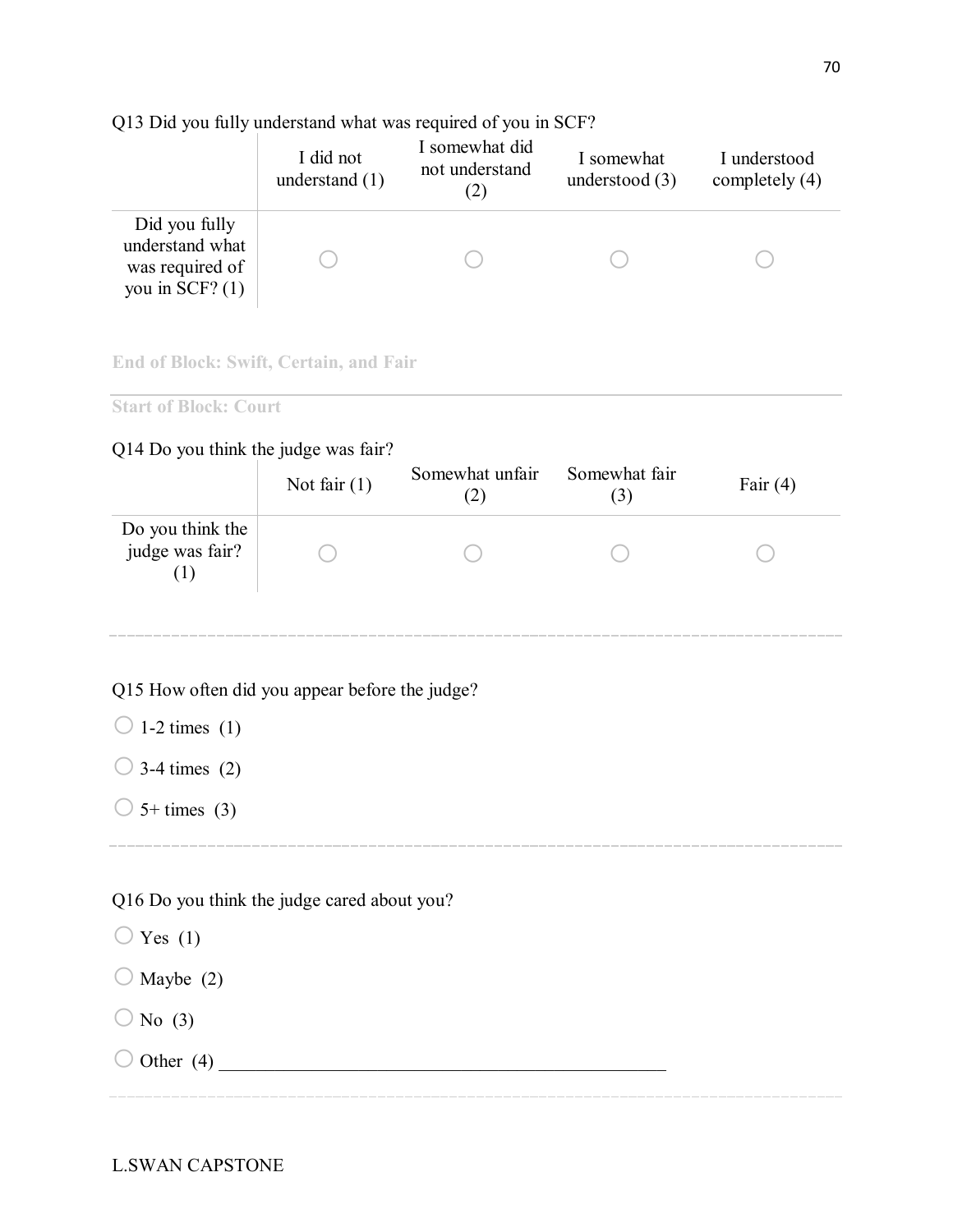Q13 Did you fully understand what was required of you in SCF?

| | I did not understand (1) | I somewhat did not understand (2) | I somewhat understood (3) | I understood completely (4) |
|---|---|---|---|---|
| Did you fully understand what was required of you in SCF? (1) | ○ | ○ | ○ | ○ |

End of Block: Swift, Certain, and Fair

Start of Block: Court

Q14 Do you think the judge was fair?

| | Not fair (1) | Somewhat unfair (2) | Somewhat fair (3) | Fair (4) |
|---|---|---|---|---|
| Do you think the judge was fair? (1) | ○ | ○ | ○ | ○ |

Q15 How often did you appear before the judge?

○ 1-2 times (1)

○ 3-4 times (2)

○ 5+ times (3)

Q16 Do you think the judge cared about you?

○ Yes (1)

○ Maybe (2)

○ No (3)

○ Other (4) ________________________________________________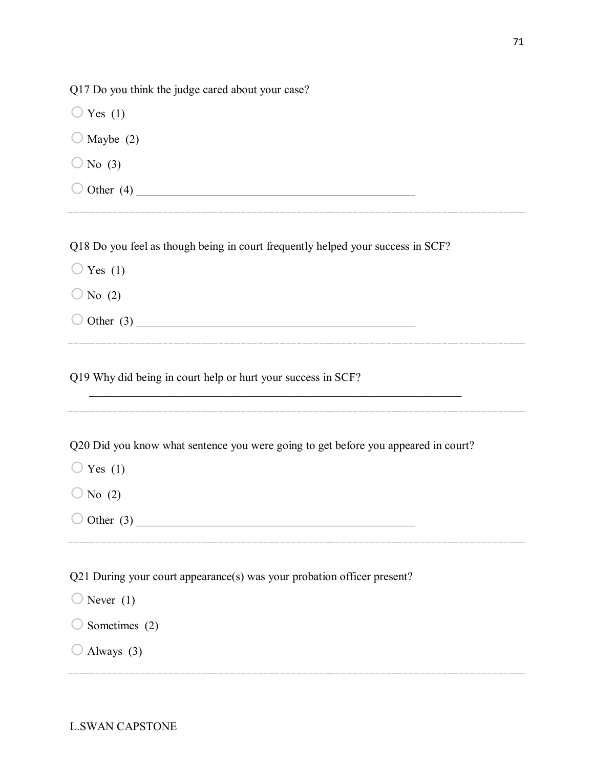Q17 Do you think the judge cared about your case?

- ○ Yes (1)
- ○ Maybe (2)
- ○ No (3)
- ○ Other (4) ________________________________________________

---

Q18 Do you feel as though being in court frequently helped your success in SCF?

- ○ Yes (1)
- ○ No (2)
- ○ Other (3) ________________________________________________

---

Q19 Why did being in court help or hurt your success in SCF?

________________________________________________________________

---

Q20 Did you know what sentence you were going to get before you appeared in court?

- ○ Yes (1)
- ○ No (2)
- ○ Other (3) ________________________________________________

---

Q21 During your court appearance(s) was your probation officer present?

- ○ Never (1)
- ○ Sometimes (2)
- ○ Always (3)

---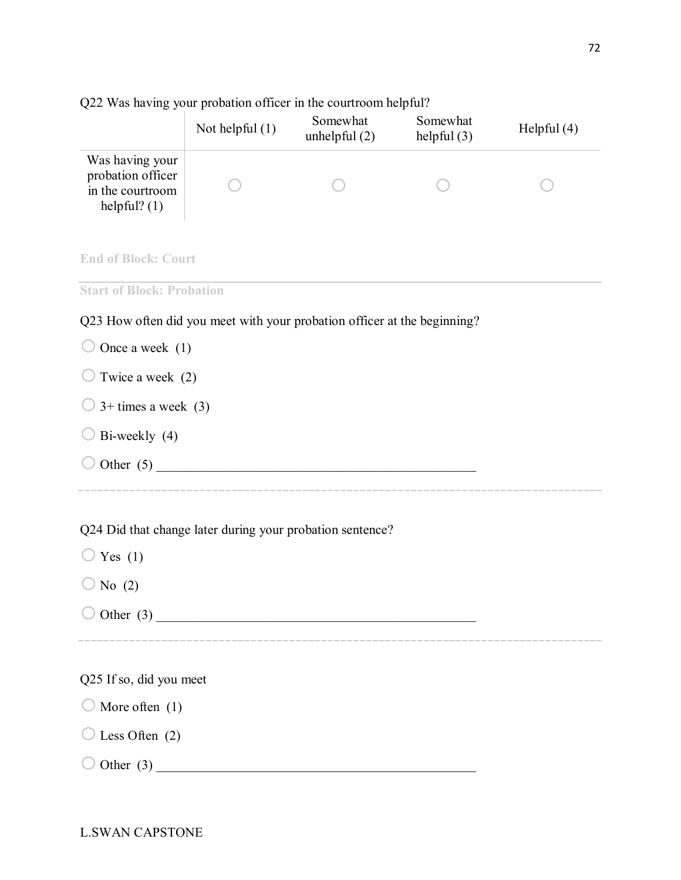Q22 Was having your probation officer in the courtroom helpful?

| | Not helpful (1) | Somewhat unhelpful (2) | Somewhat helpful (3) | Helpful (4) |
|---|---|---|---|---|
| Was having your probation officer in the courtroom helpful? (1) | ○ | ○ | ○ | ○ |

End of Block: Court

---

Start of Block: Probation

Q23 How often did you meet with your probation officer at the beginning?

○ Once a week (1)

○ Twice a week (2)

○ 3+ times a week (3)

○ Bi-weekly (4)

○ Other (5) ________________________________________________

---

Q24 Did that change later during your probation sentence?

○ Yes (1)

○ No (2)

○ Other (3) ________________________________________________

---

Q25 If so, did you meet

○ More often (1)

○ Less Often (2)

○ Other (3) ________________________________________________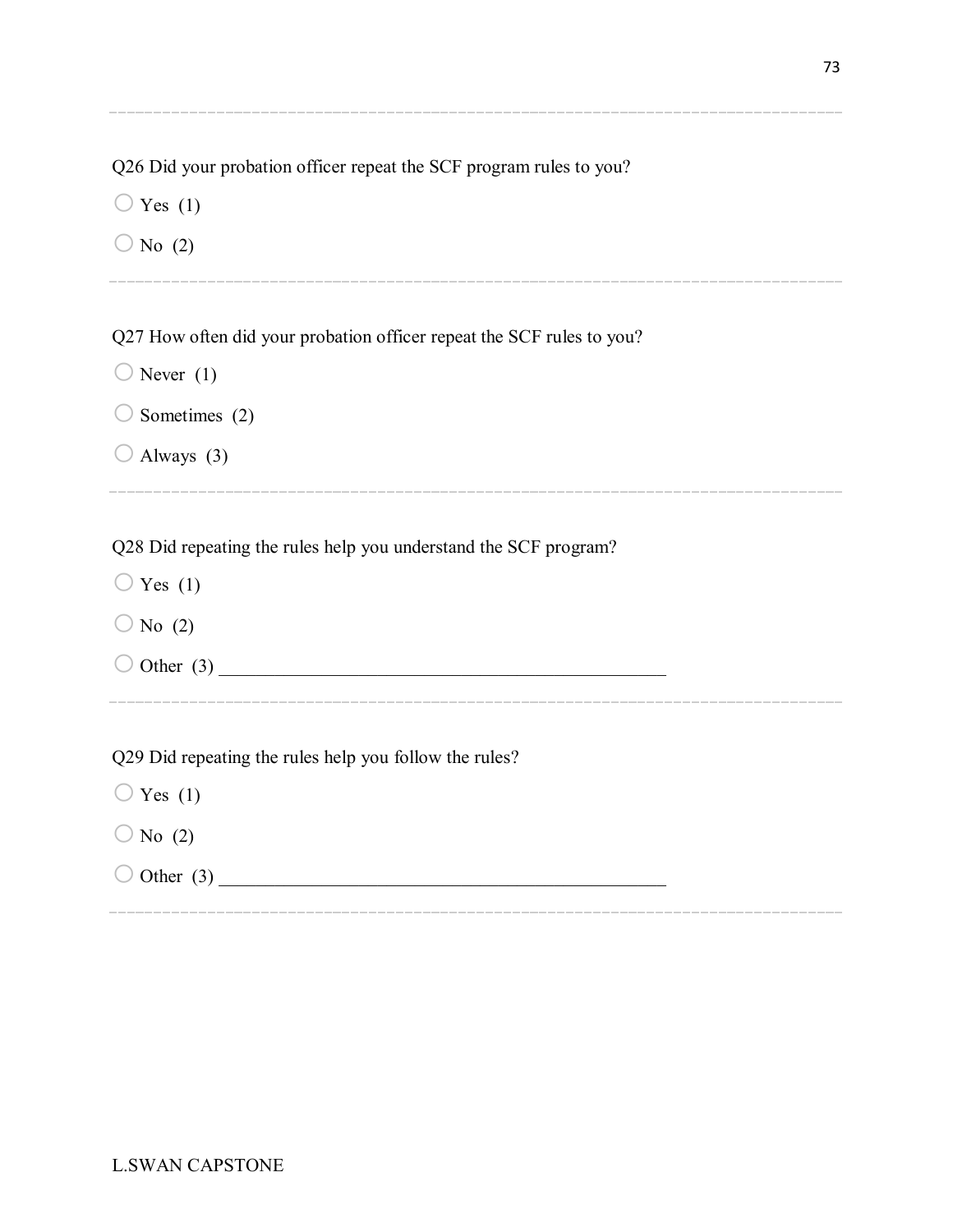Q26 Did your probation officer repeat the SCF program rules to you?

◯ Yes (1)

◯ No (2)

---

Q27 How often did your probation officer repeat the SCF rules to you?

◯ Never (1)

◯ Sometimes (2)

◯ Always (3)

---

Q28 Did repeating the rules help you understand the SCF program?

◯ Yes (1)

◯ No (2)

◯ Other (3) ________________________________________________

---

Q29 Did repeating the rules help you follow the rules?

◯ Yes (1)

◯ No (2)

◯ Other (3) ________________________________________________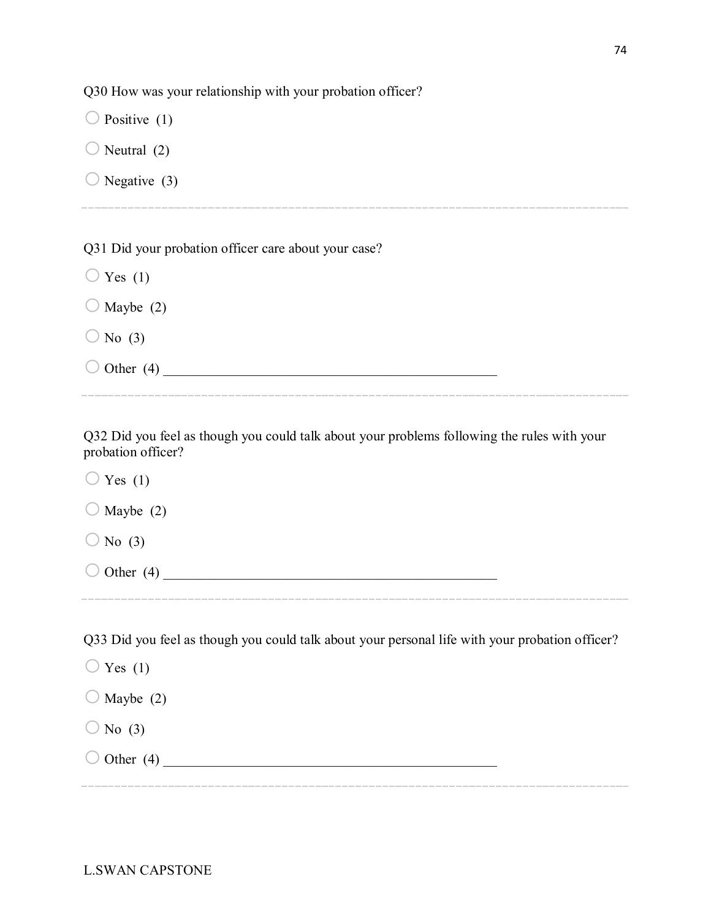Q30 How was your relationship with your probation officer?

- Positive (1)
- Neutral (2)
- Negative (3)

---

Q31 Did your probation officer care about your case?

- Yes (1)
- Maybe (2)
- No (3)
- Other (4) ________________________________________________

---

Q32 Did you feel as though you could talk about your problems following the rules with your probation officer?

- Yes (1)
- Maybe (2)
- No (3)
- Other (4) ________________________________________________

---

Q33 Did you feel as though you could talk about your personal life with your probation officer?

- Yes (1)
- Maybe (2)
- No (3)
- Other (4) ________________________________________________

---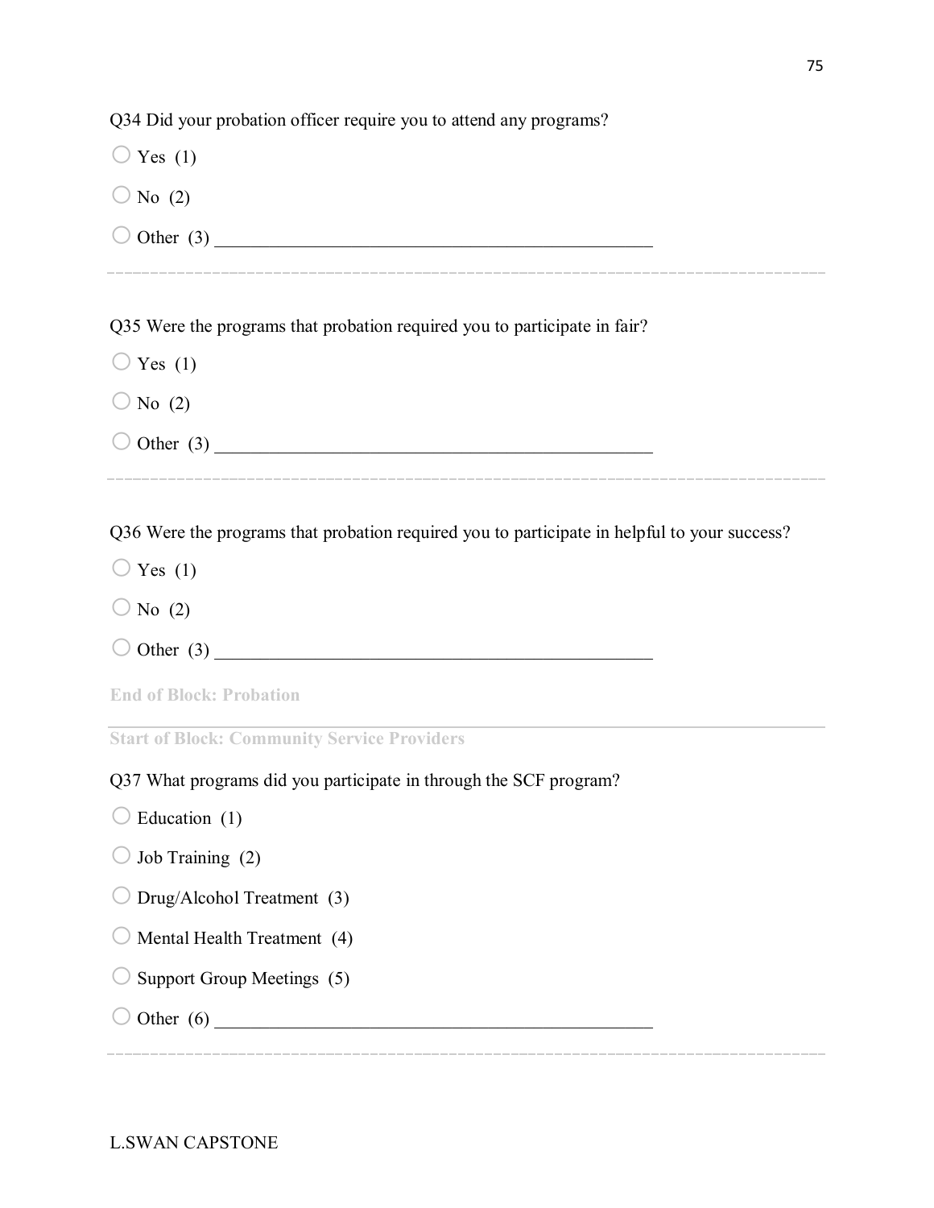Q34 Did your probation officer require you to attend any programs?

- ○ Yes (1)
- ○ No (2)
- ○ Other (3) ________________________________________________

---

Q35 Were the programs that probation required you to participate in fair?

- ○ Yes (1)
- ○ No (2)
- ○ Other (3) ________________________________________________

---

Q36 Were the programs that probation required you to participate in helpful to your success?

- ○ Yes (1)
- ○ No (2)
- ○ Other (3) ________________________________________________

**End of Block: Probation**

---

**Start of Block: Community Service Providers**

Q37 What programs did you participate in through the SCF program?

- ○ Education (1)
- ○ Job Training (2)
- ○ Drug/Alcohol Treatment (3)
- ○ Mental Health Treatment (4)
- ○ Support Group Meetings (5)
- ○ Other (6) ________________________________________________

---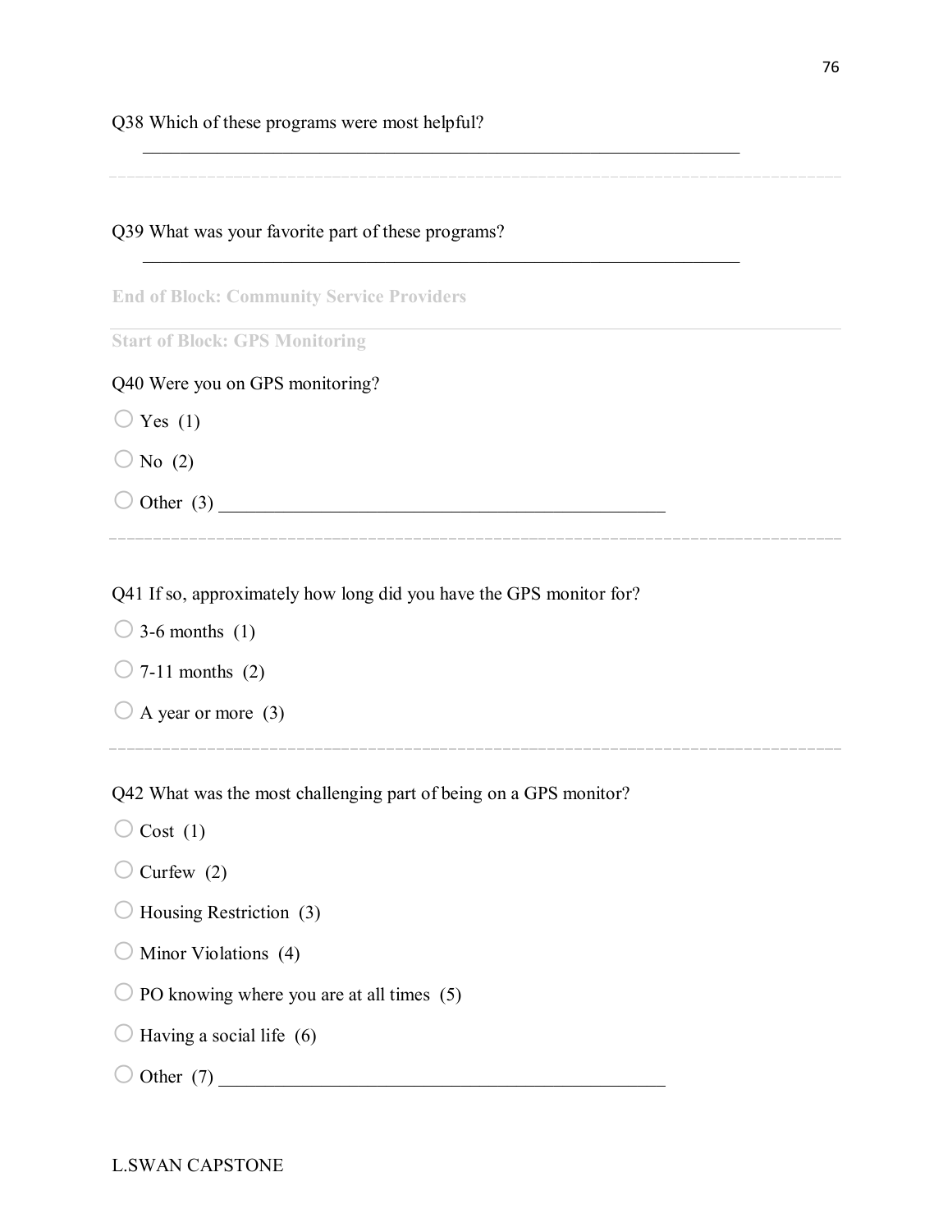Q38 Which of these programs were most helpful?

________________________________________________________________

Q39 What was your favorite part of these programs?

________________________________________________________________

End of Block: Community Service Providers

Start of Block: GPS Monitoring

Q40 Were you on GPS monitoring?

- ○ Yes (1)
- ○ No (2)
- ○ Other (3) ________________________________________________

Q41 If so, approximately how long did you have the GPS monitor for?

- ○ 3-6 months (1)
- ○ 7-11 months (2)
- ○ A year or more (3)

Q42 What was the most challenging part of being on a GPS monitor?

- ○ Cost (1)
- ○ Curfew (2)
- ○ Housing Restriction (3)
- ○ Minor Violations (4)
- ○ PO knowing where you are at all times (5)
- ○ Having a social life (6)
- ○ Other (7) ________________________________________________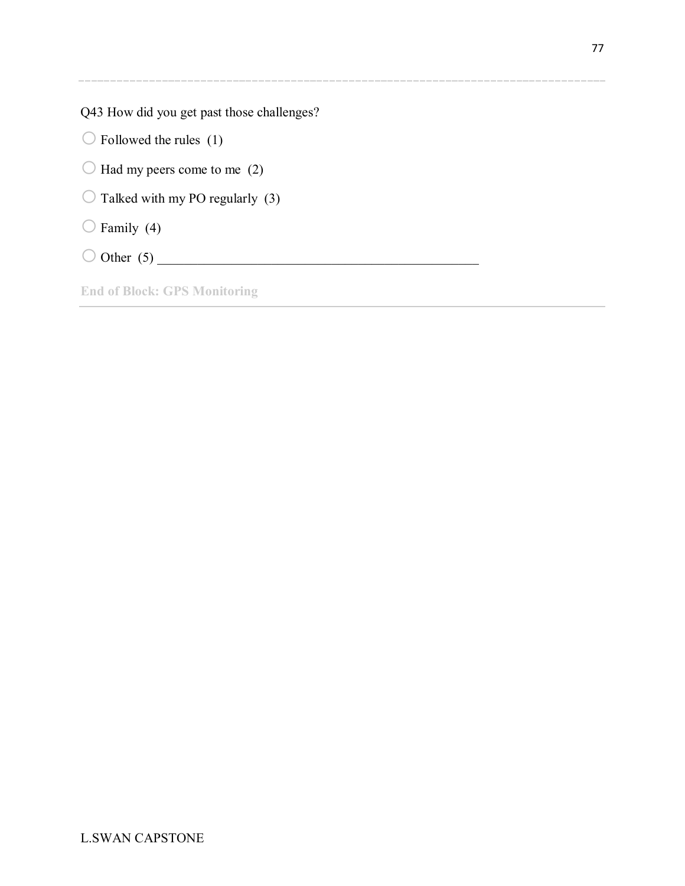Q43 How did you get past those challenges?

○ Followed the rules (1)

○ Had my peers come to me (2)

○ Talked with my PO regularly (3)

○ Family (4)

○ Other (5) ________________________________________________

**End of Block: GPS Monitoring**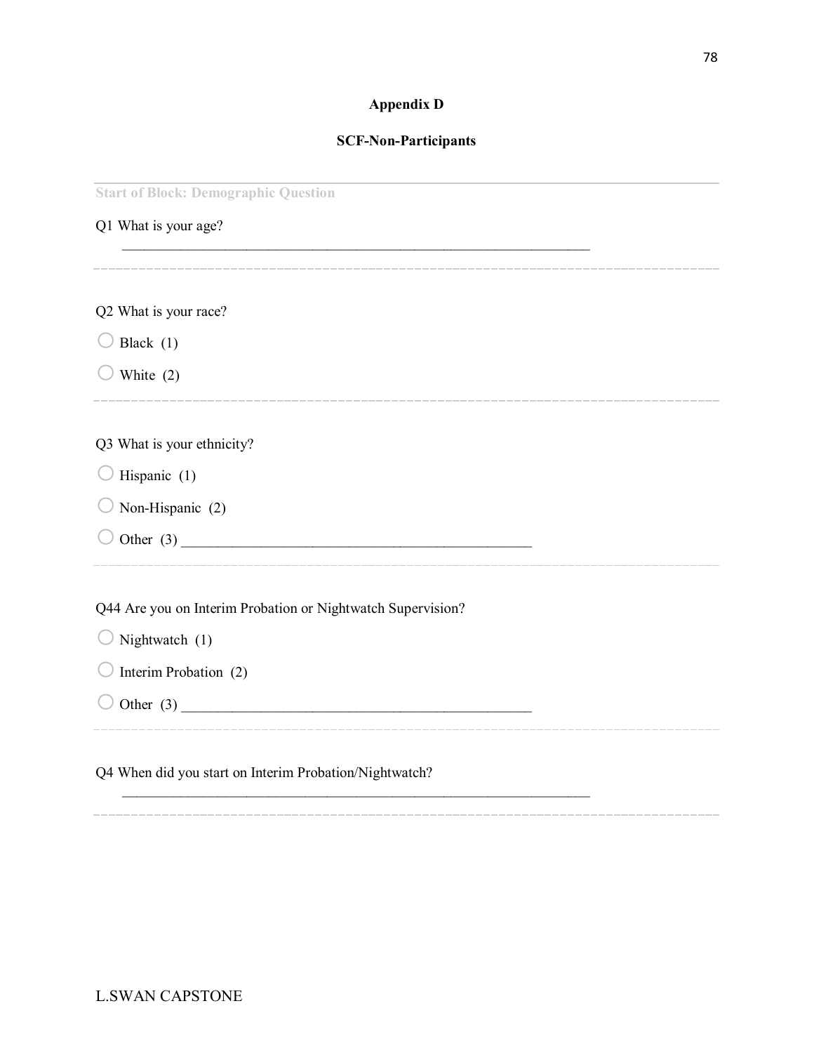## Appendix D

## SCF-Non-Participants

Start of Block: Demographic Question

Q1 What is your age?

________________________________________________________________

Q2 What is your race?

○ Black (1)

○ White (2)

Q3 What is your ethnicity?

○ Hispanic (1)

○ Non-Hispanic (2)

○ Other (3) ________________________________________________

Q44 Are you on Interim Probation or Nightwatch Supervision?

○ Nightwatch (1)

○ Interim Probation (2)

○ Other (3) ________________________________________________

Q4 When did you start on Interim Probation/Nightwatch?

________________________________________________________________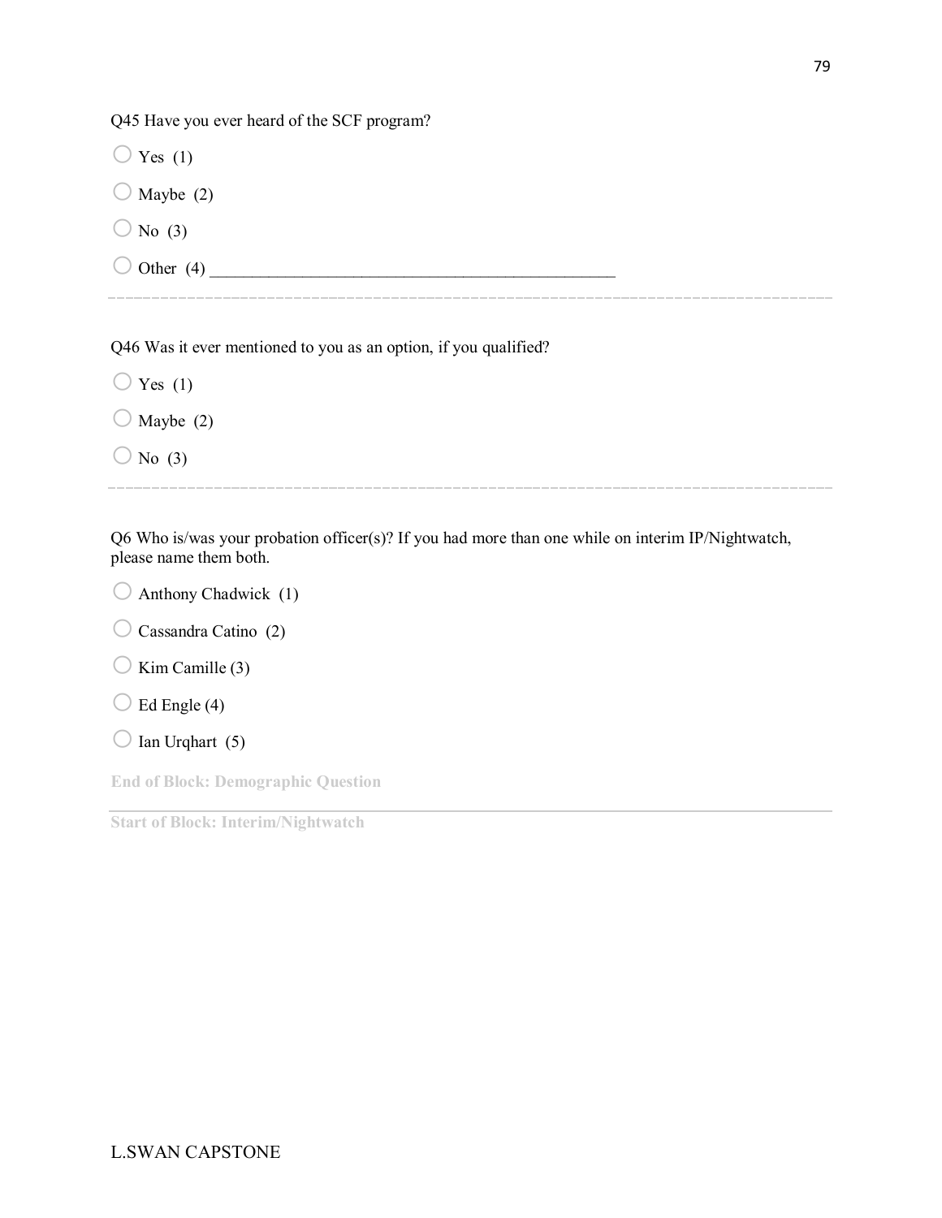Q45 Have you ever heard of the SCF program?

○ Yes (1)

○ Maybe (2)

○ No (3)

○ Other (4) ________________________________________________

---

Q46 Was it ever mentioned to you as an option, if you qualified?

○ Yes (1)

○ Maybe (2)

○ No (3)

---

Q6 Who is/was your probation officer(s)? If you had more than one while on interim IP/Nightwatch, please name them both.

○ Anthony Chadwick (1)

○ Cassandra Catino (2)

○ Kim Camille (3)

○ Ed Engle (4)

○ Ian Urqhart (5)

**End of Block: Demographic Question**

---

**Start of Block: Interim/Nightwatch**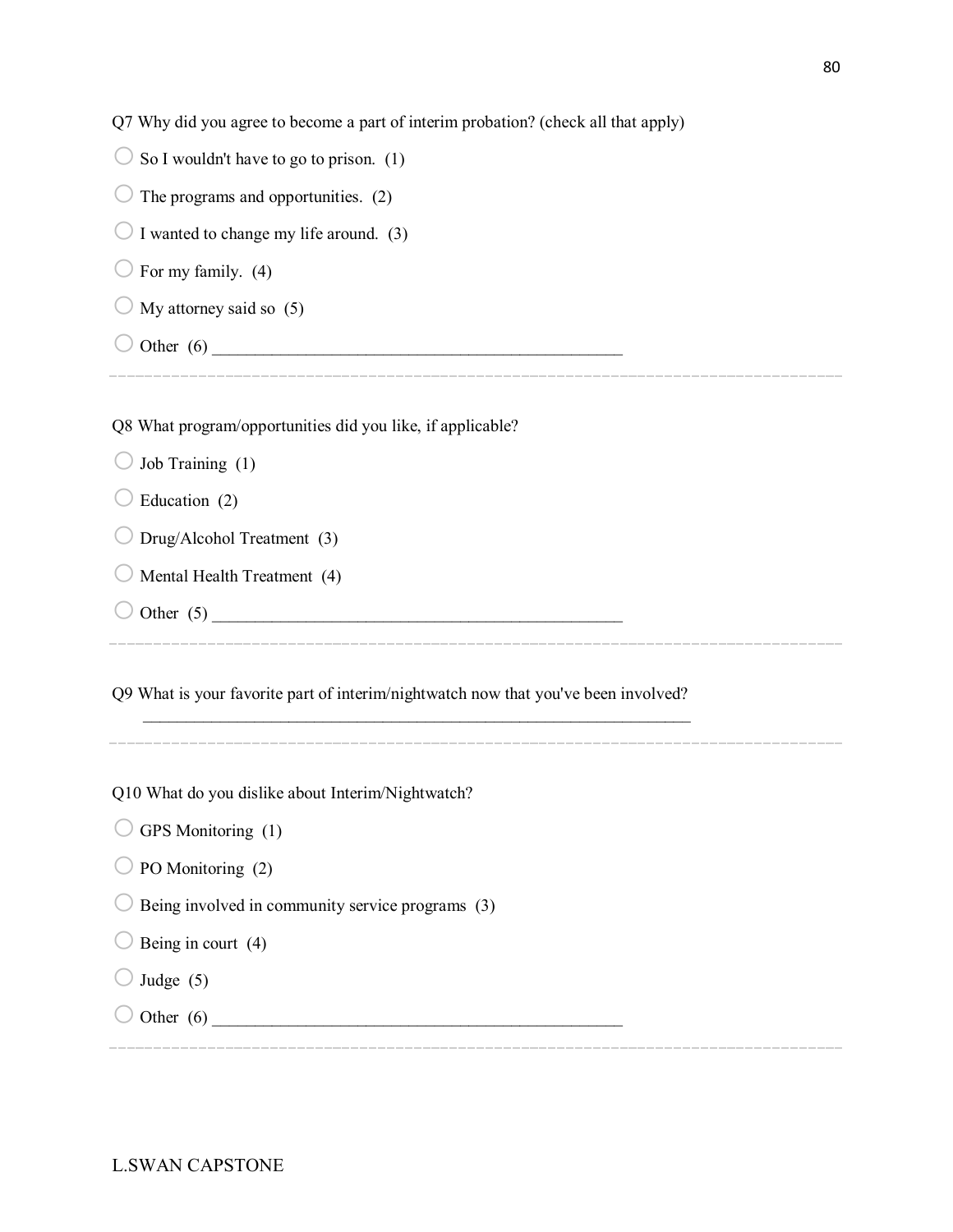Q7 Why did you agree to become a part of interim probation? (check all that apply)

- ○ So I wouldn't have to go to prison. (1)
- ○ The programs and opportunities. (2)
- ○ I wanted to change my life around. (3)
- ○ For my family. (4)
- ○ My attorney said so (5)
- ○ Other (6) ____________________________________________________

---

Q8 What program/opportunities did you like, if applicable?

- ○ Job Training (1)
- ○ Education (2)
- ○ Drug/Alcohol Treatment (3)
- ○ Mental Health Treatment (4)
- ○ Other (5) ____________________________________________________

---

Q9 What is your favorite part of interim/nightwatch now that you've been involved?

______________________________________________________________________

---

Q10 What do you dislike about Interim/Nightwatch?

- ○ GPS Monitoring (1)
- ○ PO Monitoring (2)
- ○ Being involved in community service programs (3)
- ○ Being in court (4)
- ○ Judge (5)
- ○ Other (6) ____________________________________________________

---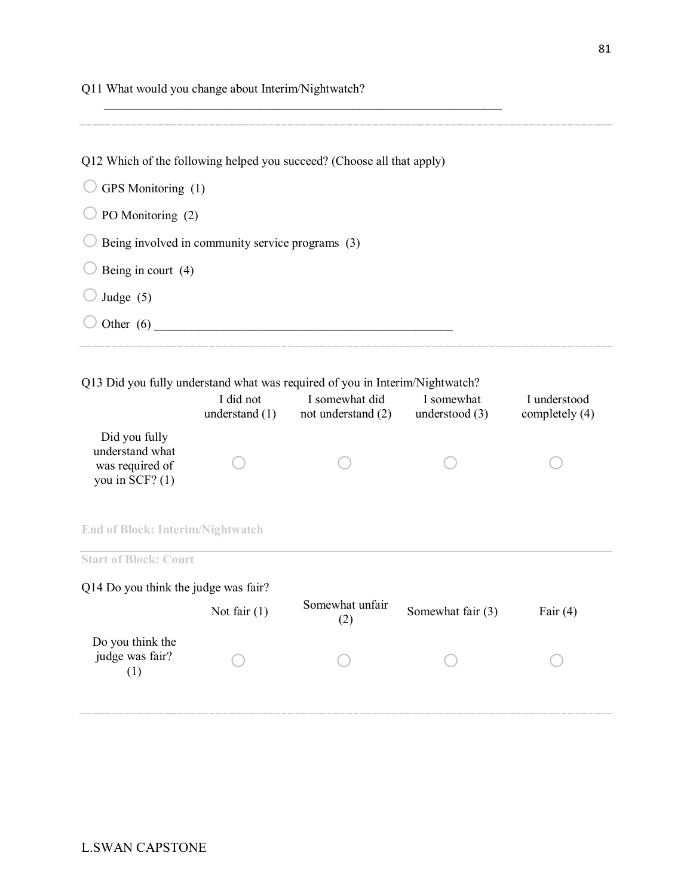Q11 What would you change about Interim/Nightwatch?

________________________________________________________________

---

Q12 Which of the following helped you succeed? (Choose all that apply)

- ◯ GPS Monitoring (1)
- ◯ PO Monitoring (2)
- ◯ Being involved in community service programs (3)
- ◯ Being in court (4)
- ◯ Judge (5)
- ◯ Other (6) ________________________________________________

---

Q13 Did you fully understand what was required of you in Interim/Nightwatch?

| | I did not understand (1) | I somewhat did not understand (2) | I somewhat understood (3) | I understood completely (4) |
|---|---|---|---|---|
| Did you fully understand what was required of you in SCF? (1) | ◯ | ◯ | ◯ | ◯ |

**End of Block: Interim/Nightwatch**

---

**Start of Block: Court**

Q14 Do you think the judge was fair?

| | Not fair (1) | Somewhat unfair (2) | Somewhat fair (3) | Fair (4) |
|---|---|---|---|---|
| Do you think the judge was fair? (1) | ◯ | ◯ | ◯ | ◯ |

---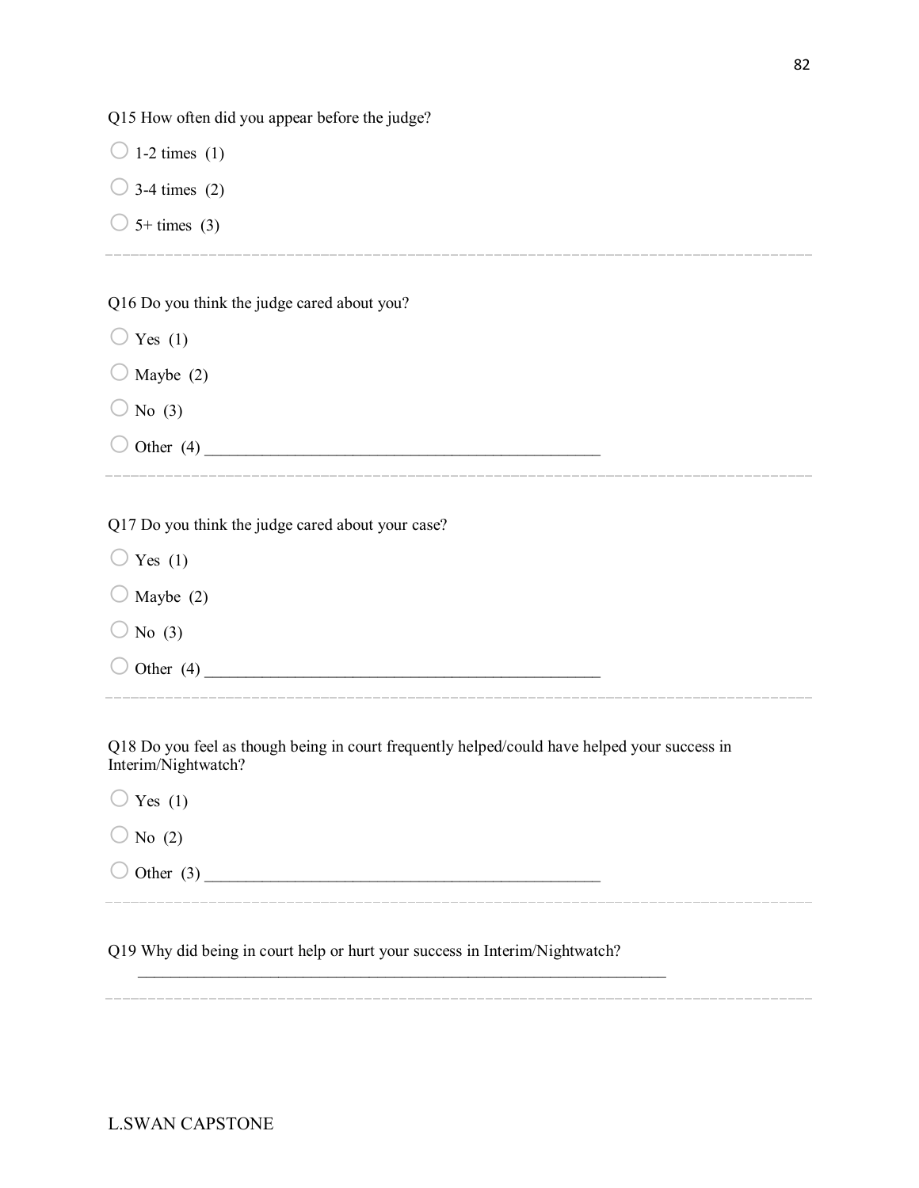Q15 How often did you appear before the judge?

- ○ 1-2 times (1)
- ○ 3-4 times (2)
- ○ 5+ times (3)

---

Q16 Do you think the judge cared about you?

- ○ Yes (1)
- ○ Maybe (2)
- ○ No (3)
- ○ Other (4) ________________________________________________

---

Q17 Do you think the judge cared about your case?

- ○ Yes (1)
- ○ Maybe (2)
- ○ No (3)
- ○ Other (4) ________________________________________________

---

Q18 Do you feel as though being in court frequently helped/could have helped your success in Interim/Nightwatch?

- ○ Yes (1)
- ○ No (2)
- ○ Other (3) ________________________________________________

---

Q19 Why did being in court help or hurt your success in Interim/Nightwatch?

________________________________________________________________

---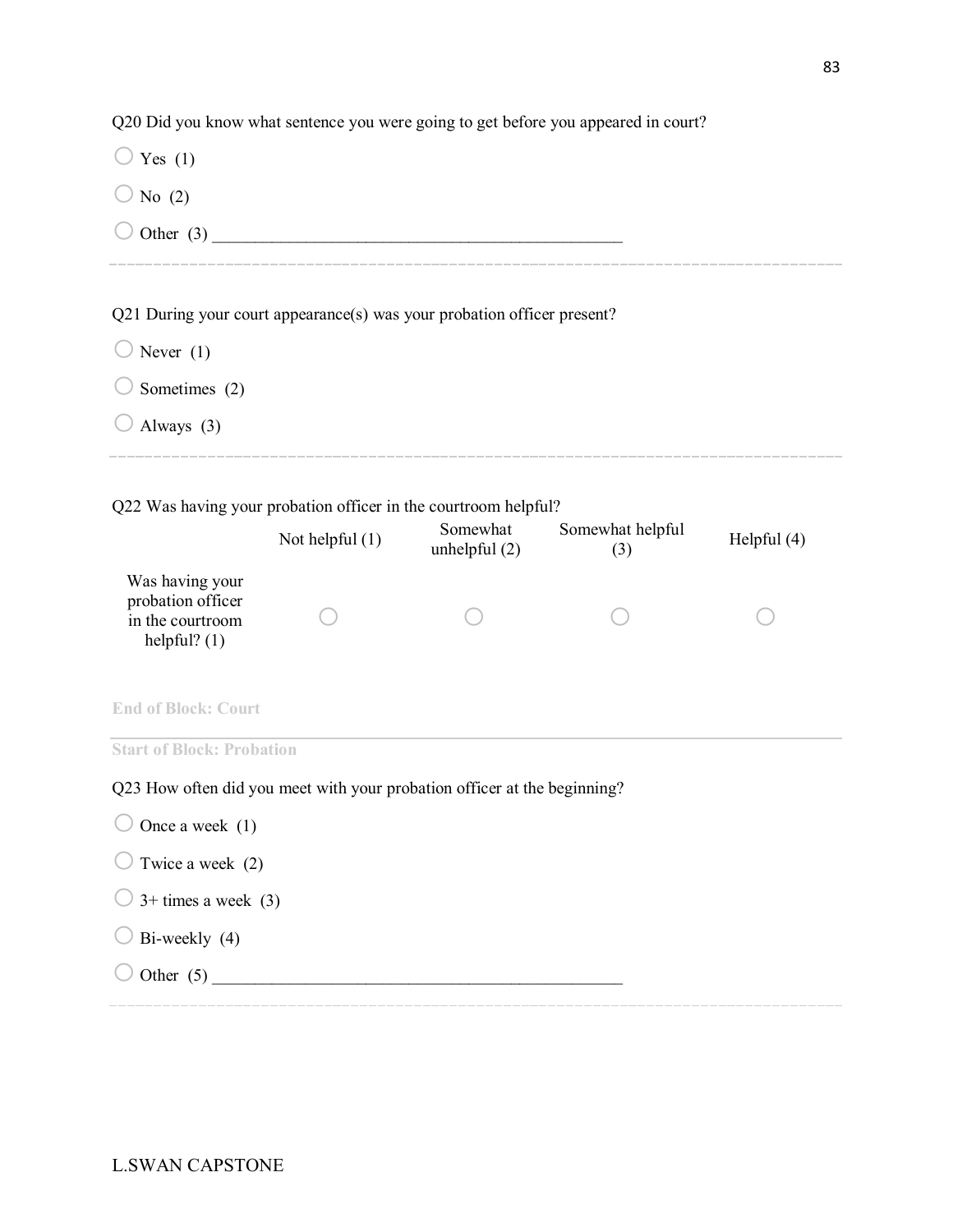Q20 Did you know what sentence you were going to get before you appeared in court?

- ○ Yes (1)
- ○ No (2)
- ○ Other (3) ________________________________________________

---

Q21 During your court appearance(s) was your probation officer present?

- ○ Never (1)
- ○ Sometimes (2)
- ○ Always (3)

---

Q22 Was having your probation officer in the courtroom helpful?

| | Not helpful (1) | Somewhat unhelpful (2) | Somewhat helpful (3) | Helpful (4) |
|---|---|---|---|---|
| Was having your probation officer in the courtroom helpful? (1) | ○ | ○ | ○ | ○ |

**End of Block: Court**

---

**Start of Block: Probation**

Q23 How often did you meet with your probation officer at the beginning?

- ○ Once a week (1)
- ○ Twice a week (2)
- ○ 3+ times a week (3)
- ○ Bi-weekly (4)
- ○ Other (5) ________________________________________________

---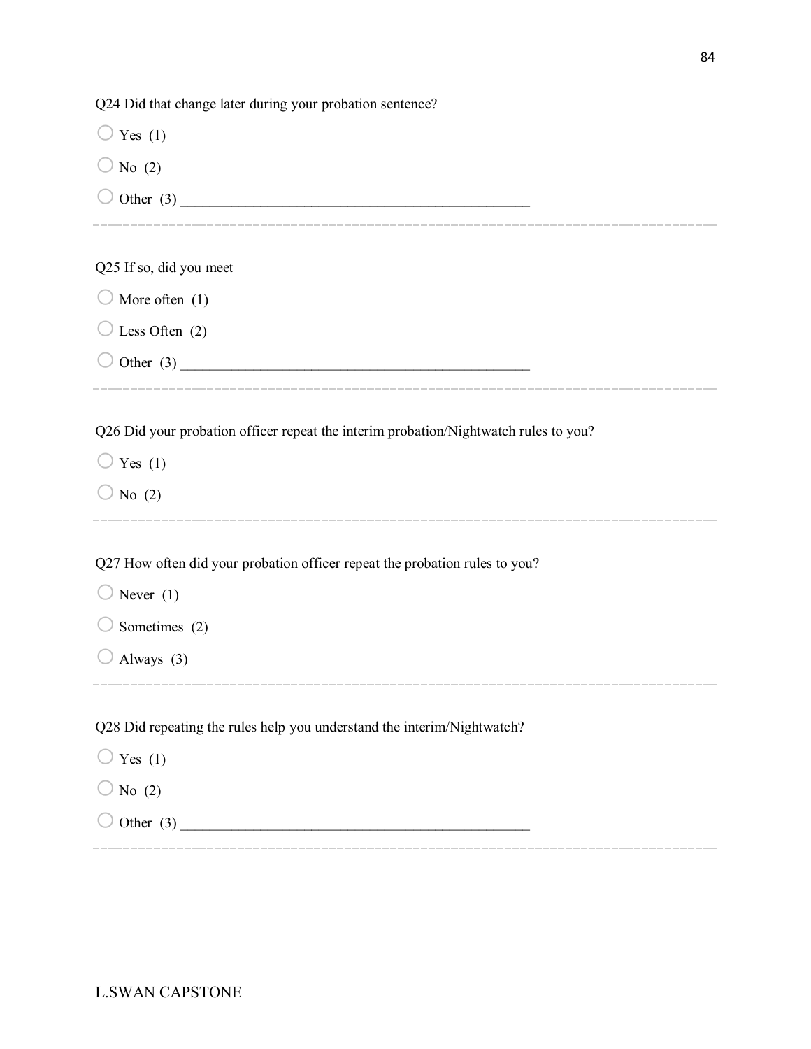Q24 Did that change later during your probation sentence?

- ○ Yes (1)
- ○ No (2)
- ○ Other (3) ________________________________________________

---

Q25 If so, did you meet

- ○ More often (1)
- ○ Less Often (2)
- ○ Other (3) ________________________________________________

---

Q26 Did your probation officer repeat the interim probation/Nightwatch rules to you?

- ○ Yes (1)
- ○ No (2)

---

Q27 How often did your probation officer repeat the probation rules to you?

- ○ Never (1)
- ○ Sometimes (2)
- ○ Always (3)

---

Q28 Did repeating the rules help you understand the interim/Nightwatch?

- ○ Yes (1)
- ○ No (2)
- ○ Other (3) ________________________________________________

---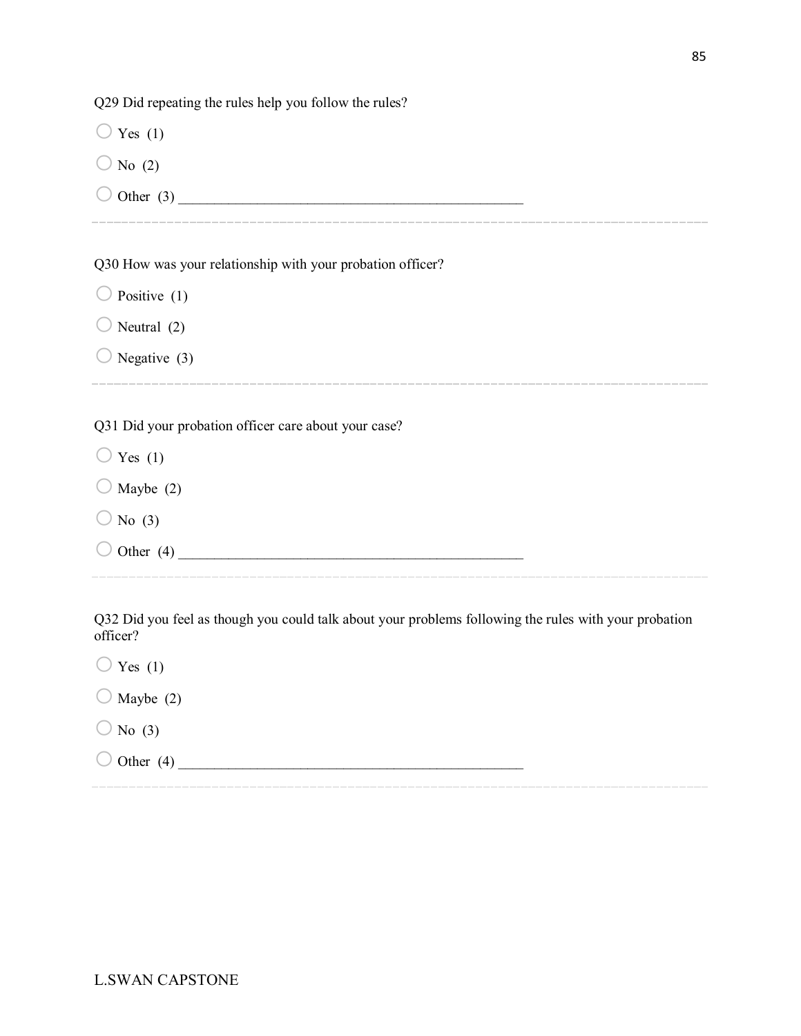Q29 Did repeating the rules help you follow the rules?

- ○ Yes (1)
- ○ No (2)
- ○ Other (3) ________________________________________________

---

Q30 How was your relationship with your probation officer?

- ○ Positive (1)
- ○ Neutral (2)
- ○ Negative (3)

---

Q31 Did your probation officer care about your case?

- ○ Yes (1)
- ○ Maybe (2)
- ○ No (3)
- ○ Other (4) ________________________________________________

---

Q32 Did you feel as though you could talk about your problems following the rules with your probation officer?

- ○ Yes (1)
- ○ Maybe (2)
- ○ No (3)
- ○ Other (4) ________________________________________________

---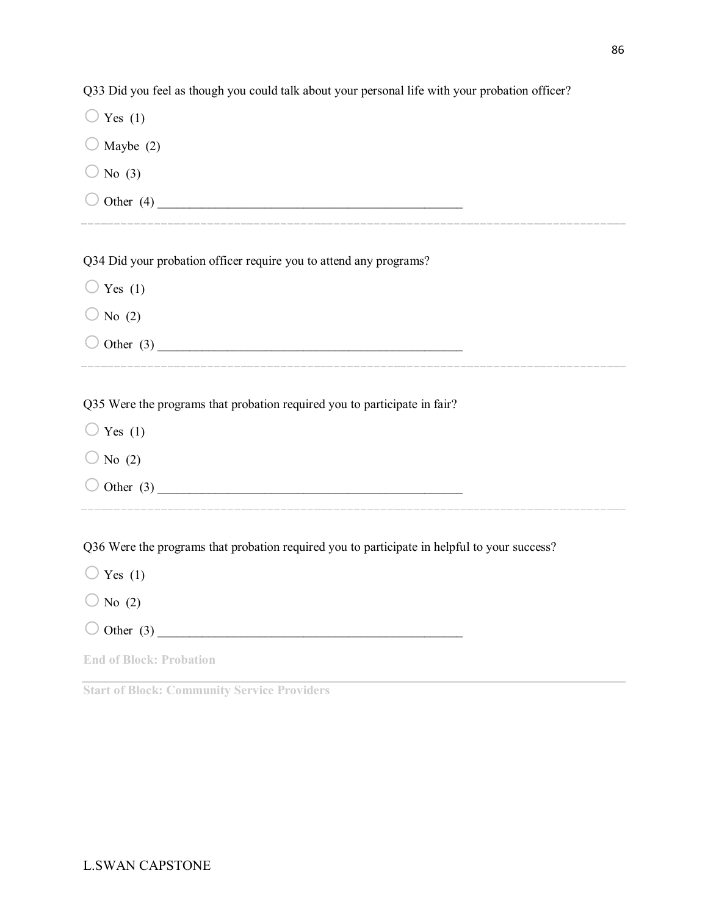Q33 Did you feel as though you could talk about your personal life with your probation officer?

◯ Yes (1)

◯ Maybe (2)

◯ No (3)

◯ Other (4) ________________________________________________

---

Q34 Did your probation officer require you to attend any programs?

◯ Yes (1)

◯ No (2)

◯ Other (3) ________________________________________________

---

Q35 Were the programs that probation required you to participate in fair?

◯ Yes (1)

◯ No (2)

◯ Other (3) ________________________________________________

---

Q36 Were the programs that probation required you to participate in helpful to your success?

◯ Yes (1)

◯ No (2)

◯ Other (3) ________________________________________________

**End of Block: Probation**

---

**Start of Block: Community Service Providers**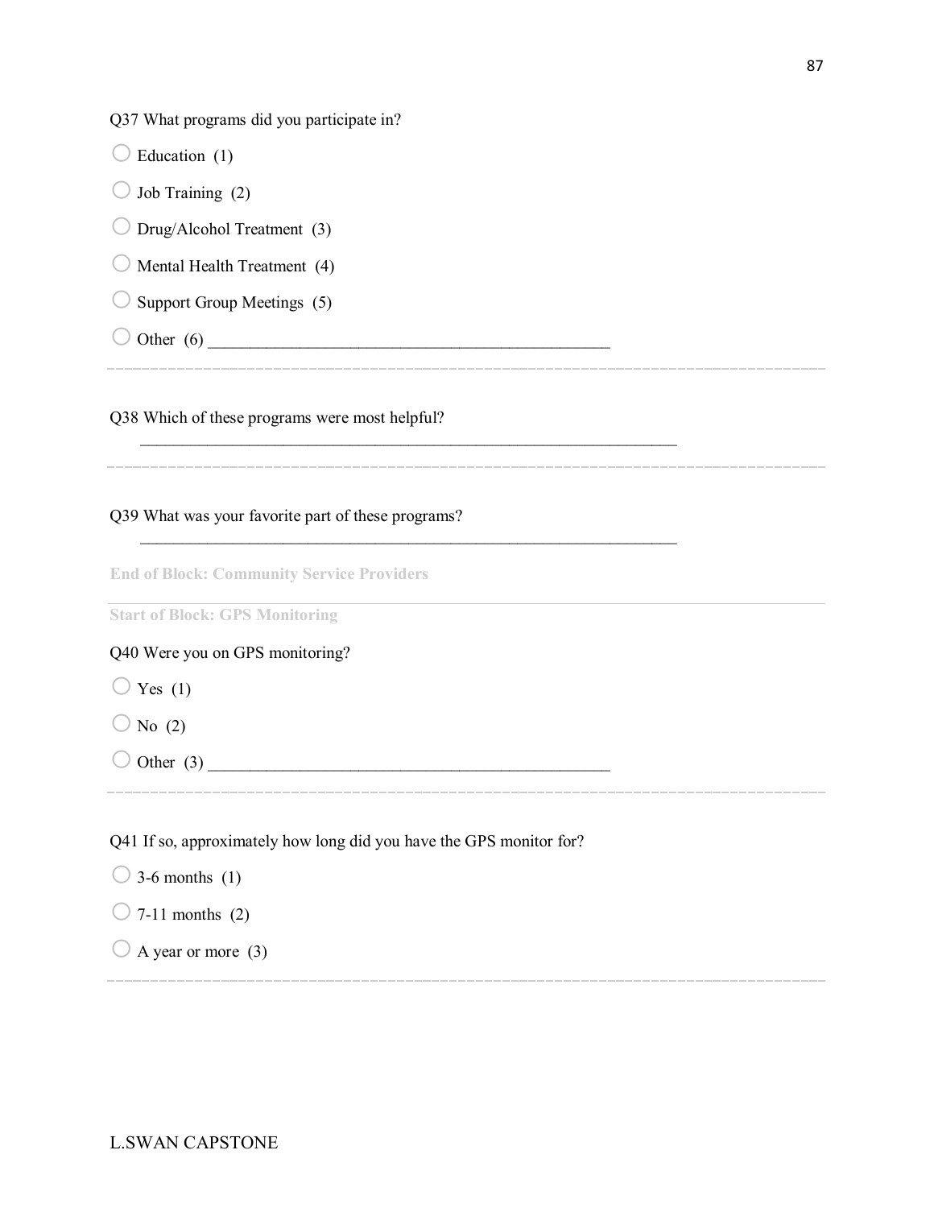Q37 What programs did you participate in?

◯ Education (1)

◯ Job Training (2)

◯ Drug/Alcohol Treatment (3)

◯ Mental Health Treatment (4)

◯ Support Group Meetings (5)

◯ Other (6) ________________________________________________

---

Q38 Which of these programs were most helpful?

________________________________________________________________

---

Q39 What was your favorite part of these programs?

________________________________________________________________

**End of Block: Community Service Providers**

---

**Start of Block: GPS Monitoring**

Q40 Were you on GPS monitoring?

◯ Yes (1)

◯ No (2)

◯ Other (3) ________________________________________________

---

Q41 If so, approximately how long did you have the GPS monitor for?

◯ 3-6 months (1)

◯ 7-11 months (2)

◯ A year or more (3)

---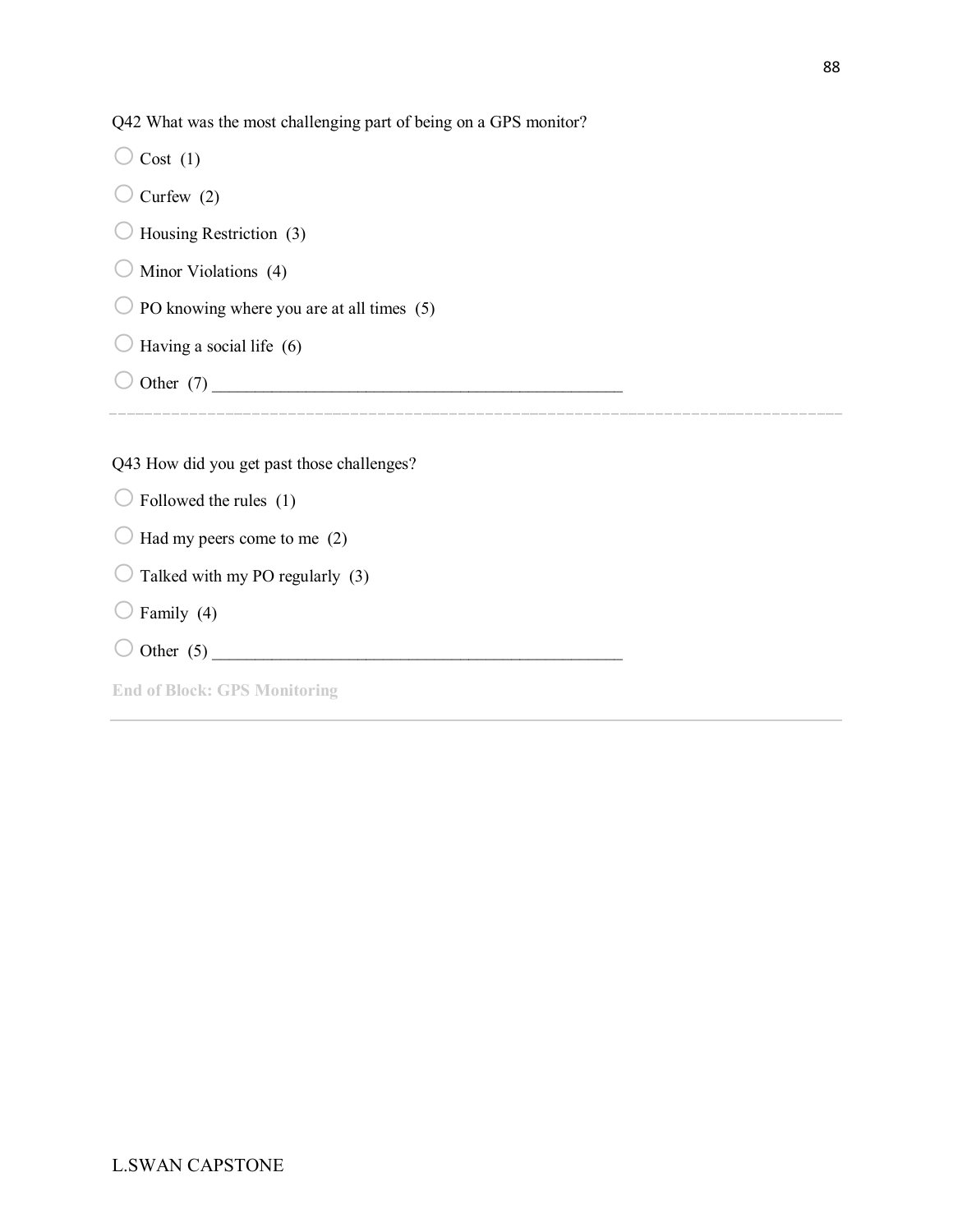Q42 What was the most challenging part of being on a GPS monitor?

- ○ Cost (1)
- ○ Curfew (2)
- ○ Housing Restriction (3)
- ○ Minor Violations (4)
- ○ PO knowing where you are at all times (5)
- ○ Having a social life (6)
- ○ Other (7) ________________________________________________

Q43 How did you get past those challenges?

- ○ Followed the rules (1)
- ○ Had my peers come to me (2)
- ○ Talked with my PO regularly (3)
- ○ Family (4)
- ○ Other (5) ________________________________________________

**End of Block: GPS Monitoring**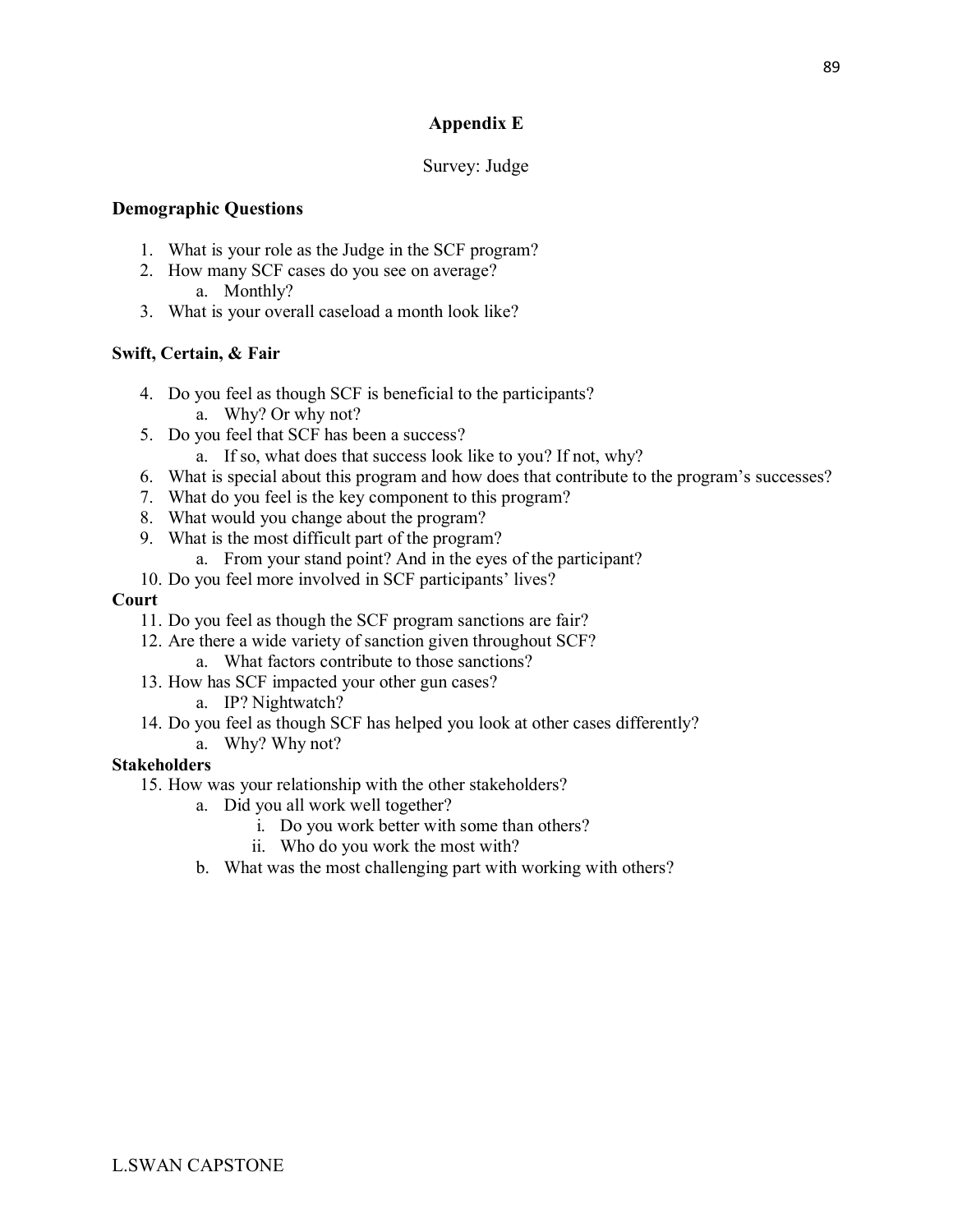## Appendix E

Survey: Judge

**Demographic Questions**

1. What is your role as the Judge in the SCF program?
2. How many SCF cases do you see on average?
    a. Monthly?
3. What is your overall caseload a month look like?

**Swift, Certain, & Fair**

4. Do you feel as though SCF is beneficial to the participants?
    a. Why? Or why not?
5. Do you feel that SCF has been a success?
    a. If so, what does that success look like to you? If not, why?
6. What is special about this program and how does that contribute to the program's successes?
7. What do you feel is the key component to this program?
8. What would you change about the program?
9. What is the most difficult part of the program?
    a. From your stand point? And in the eyes of the participant?
10. Do you feel more involved in SCF participants' lives?

**Court**

11. Do you feel as though the SCF program sanctions are fair?
12. Are there a wide variety of sanction given throughout SCF?
    a. What factors contribute to those sanctions?
13. How has SCF impacted your other gun cases?
    a. IP? Nightwatch?
14. Do you feel as though SCF has helped you look at other cases differently?
    a. Why? Why not?

**Stakeholders**

15. How was your relationship with the other stakeholders?
    a. Did you all work well together?
        i. Do you work better with some than others?
        ii. Who do you work the most with?
    b. What was the most challenging part with working with others?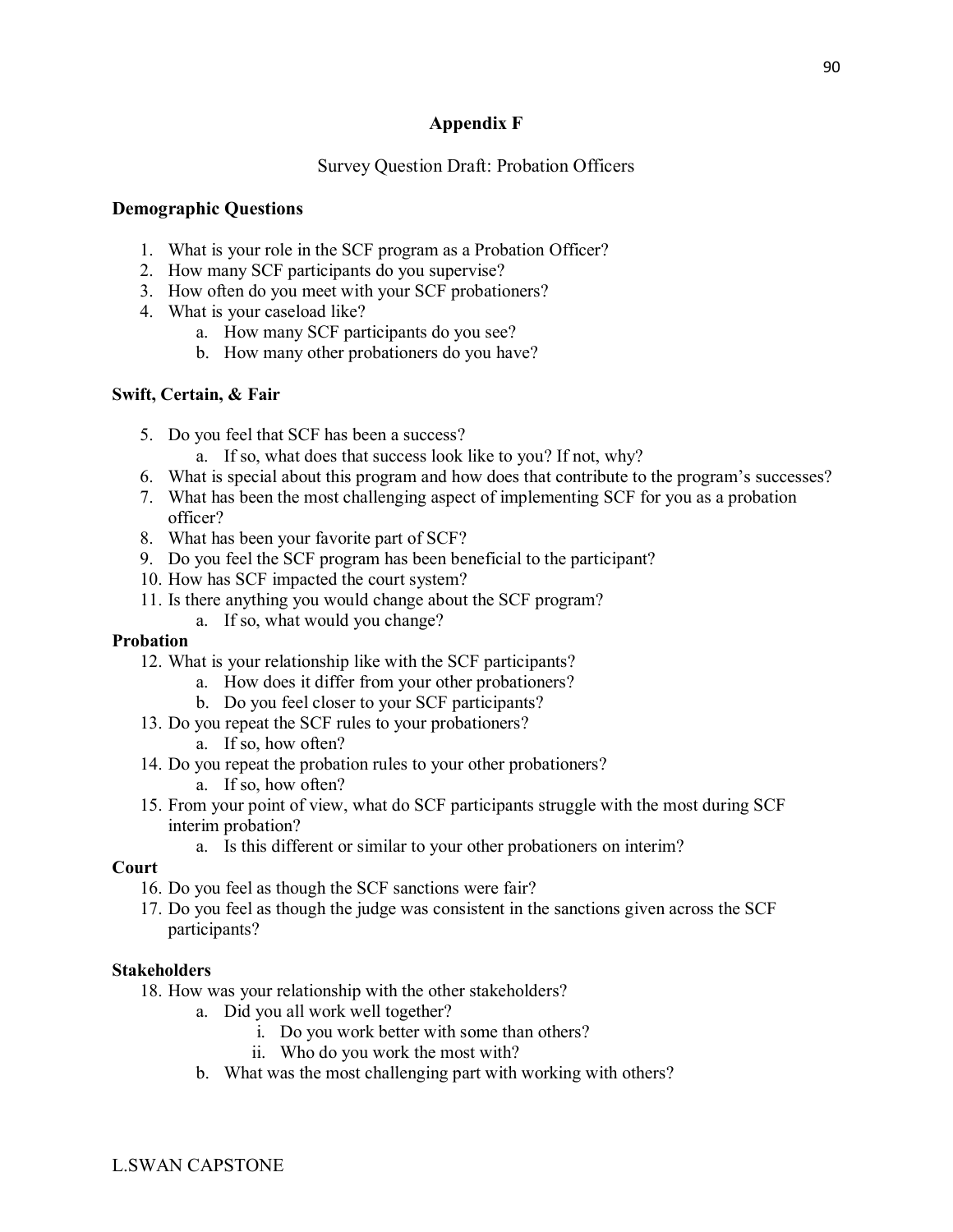# Appendix F

Survey Question Draft: Probation Officers

### Demographic Questions

1. What is your role in the SCF program as a Probation Officer?
2. How many SCF participants do you supervise?
3. How often do you meet with your SCF probationers?
4. What is your caseload like?
   a. How many SCF participants do you see?
   b. How many other probationers do you have?

### Swift, Certain, & Fair

5. Do you feel that SCF has been a success?
   a. If so, what does that success look like to you? If not, why?
6. What is special about this program and how does that contribute to the program's successes?
7. What has been the most challenging aspect of implementing SCF for you as a probation officer?
8. What has been your favorite part of SCF?
9. Do you feel the SCF program has been beneficial to the participant?
10. How has SCF impacted the court system?
11. Is there anything you would change about the SCF program?
    a. If so, what would you change?

### Probation

12. What is your relationship like with the SCF participants?
    a. How does it differ from your other probationers?
    b. Do you feel closer to your SCF participants?
13. Do you repeat the SCF rules to your probationers?
    a. If so, how often?
14. Do you repeat the probation rules to your other probationers?
    a. If so, how often?
15. From your point of view, what do SCF participants struggle with the most during SCF interim probation?
    a. Is this different or similar to your other probationers on interim?

### Court

16. Do you feel as though the SCF sanctions were fair?
17. Do you feel as though the judge was consistent in the sanctions given across the SCF participants?

### Stakeholders

18. How was your relationship with the other stakeholders?
    a. Did you all work well together?
       i. Do you work better with some than others?
       ii. Who do you work the most with?
    b. What was the most challenging part with working with others?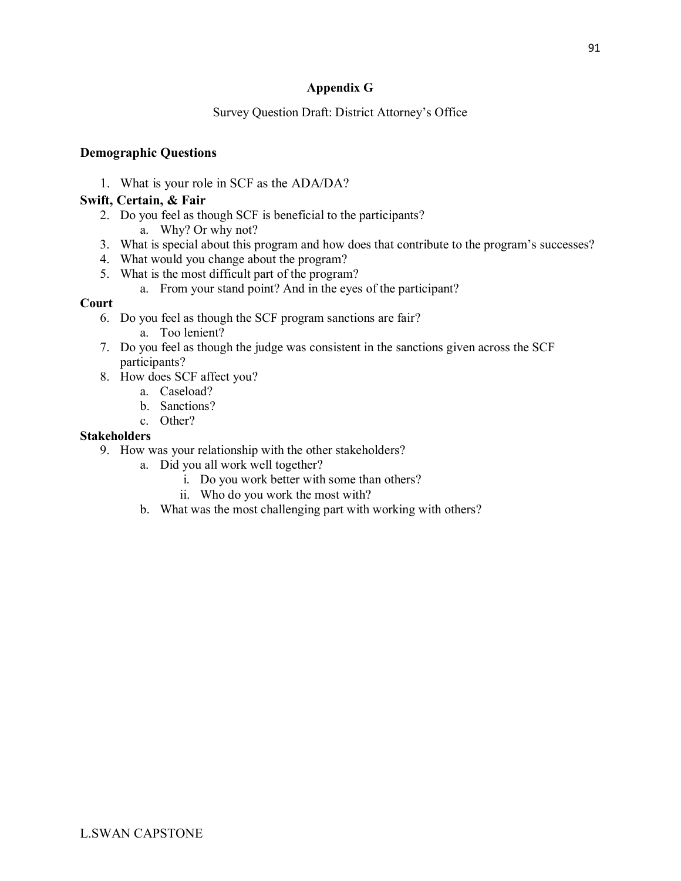## Appendix G

Survey Question Draft: District Attorney's Office

### Demographic Questions

1. What is your role in SCF as the ADA/DA?

**Swift, Certain, & Fair**

2. Do you feel as though SCF is beneficial to the participants?
    a. Why? Or why not?
3. What is special about this program and how does that contribute to the program's successes?
4. What would you change about the program?
5. What is the most difficult part of the program?
    a. From your stand point? And in the eyes of the participant?

**Court**

6. Do you feel as though the SCF program sanctions are fair?
    a. Too lenient?
7. Do you feel as though the judge was consistent in the sanctions given across the SCF participants?
8. How does SCF affect you?
    a. Caseload?
    b. Sanctions?
    c. Other?

**Stakeholders**

9. How was your relationship with the other stakeholders?
    a. Did you all work well together?
        i. Do you work better with some than others?
        ii. Who do you work the most with?
    b. What was the most challenging part with working with others?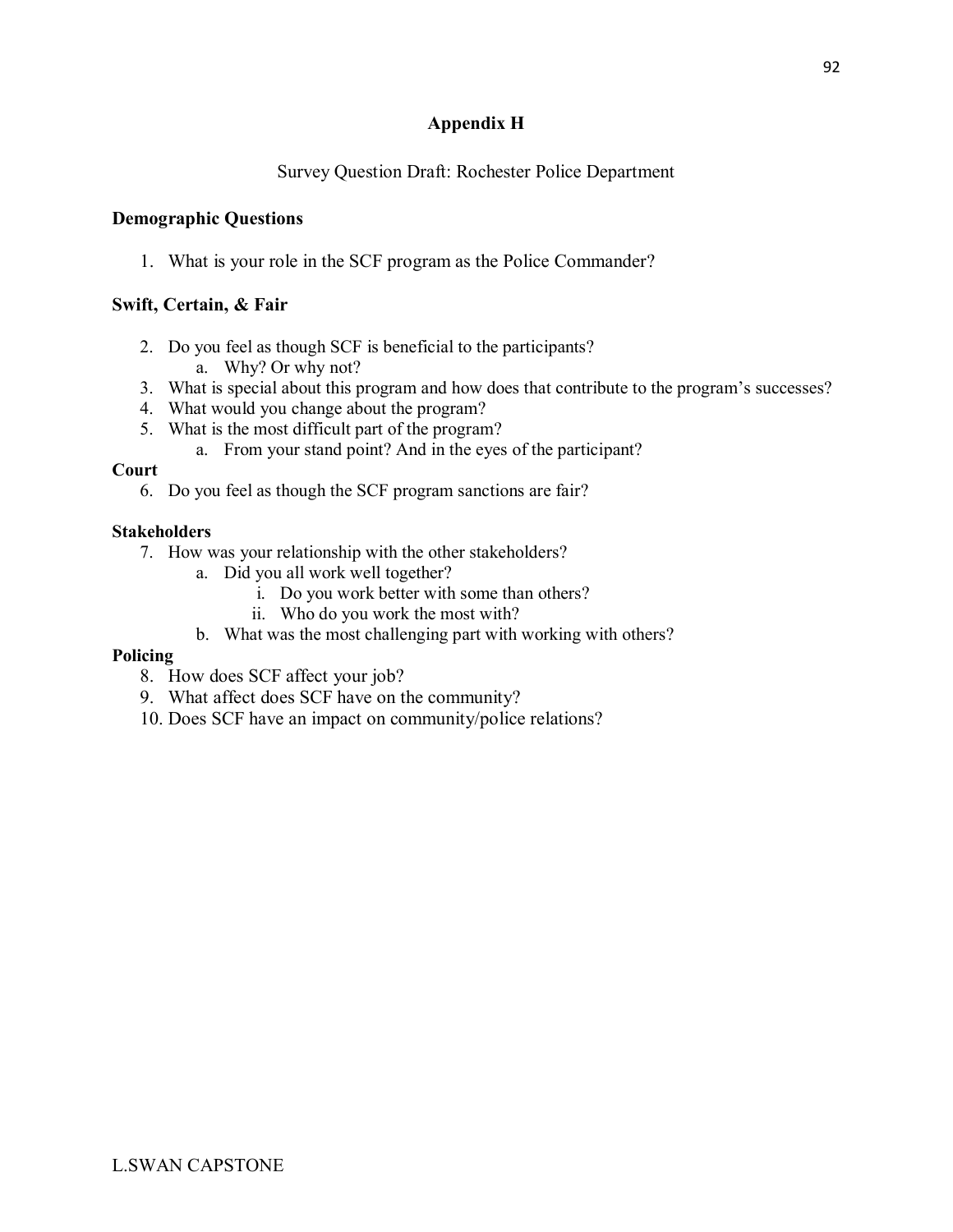# Appendix H

Survey Question Draft: Rochester Police Department

### Demographic Questions

1. What is your role in the SCF program as the Police Commander?

### Swift, Certain, & Fair

2. Do you feel as though SCF is beneficial to the participants?
   a. Why? Or why not?
3. What is special about this program and how does that contribute to the program's successes?
4. What would you change about the program?
5. What is the most difficult part of the program?
   a. From your stand point? And in the eyes of the participant?

### Court

6. Do you feel as though the SCF program sanctions are fair?

### Stakeholders

7. How was your relationship with the other stakeholders?
   a. Did you all work well together?
      i. Do you work better with some than others?
      ii. Who do you work the most with?
   b. What was the most challenging part with working with others?

### Policing

8. How does SCF affect your job?
9. What affect does SCF have on the community?
10. Does SCF have an impact on community/police relations?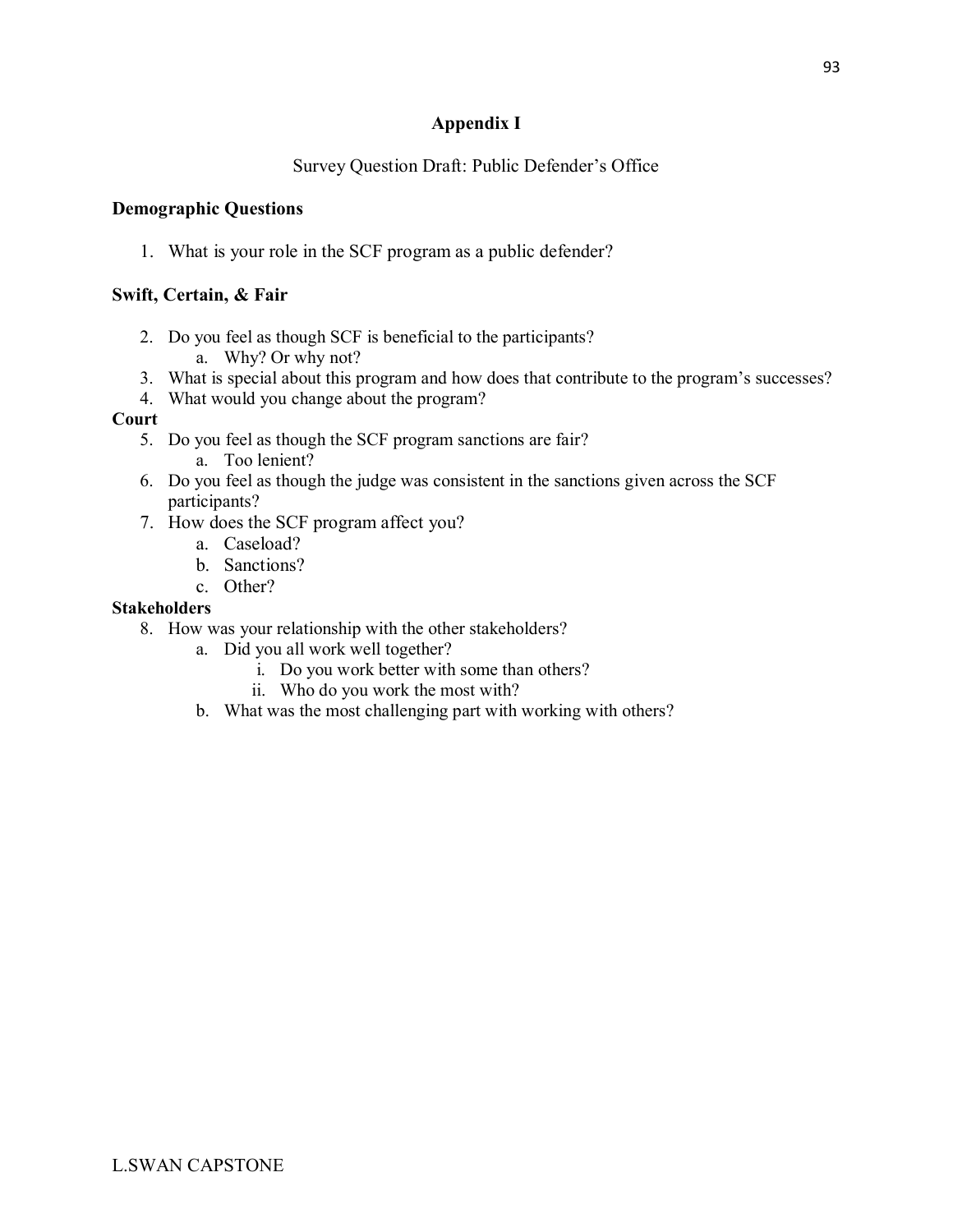# Appendix I

Survey Question Draft: Public Defender's Office

**Demographic Questions**

1. What is your role in the SCF program as a public defender?

**Swift, Certain, & Fair**

2. Do you feel as though SCF is beneficial to the participants?
    a. Why? Or why not?
3. What is special about this program and how does that contribute to the program's successes?
4. What would you change about the program?

**Court**

5. Do you feel as though the SCF program sanctions are fair?
    a. Too lenient?
6. Do you feel as though the judge was consistent in the sanctions given across the SCF participants?
7. How does the SCF program affect you?
    a. Caseload?
    b. Sanctions?
    c. Other?

**Stakeholders**

8. How was your relationship with the other stakeholders?
    a. Did you all work well together?
        i. Do you work better with some than others?
        ii. Who do you work the most with?
    b. What was the most challenging part with working with others?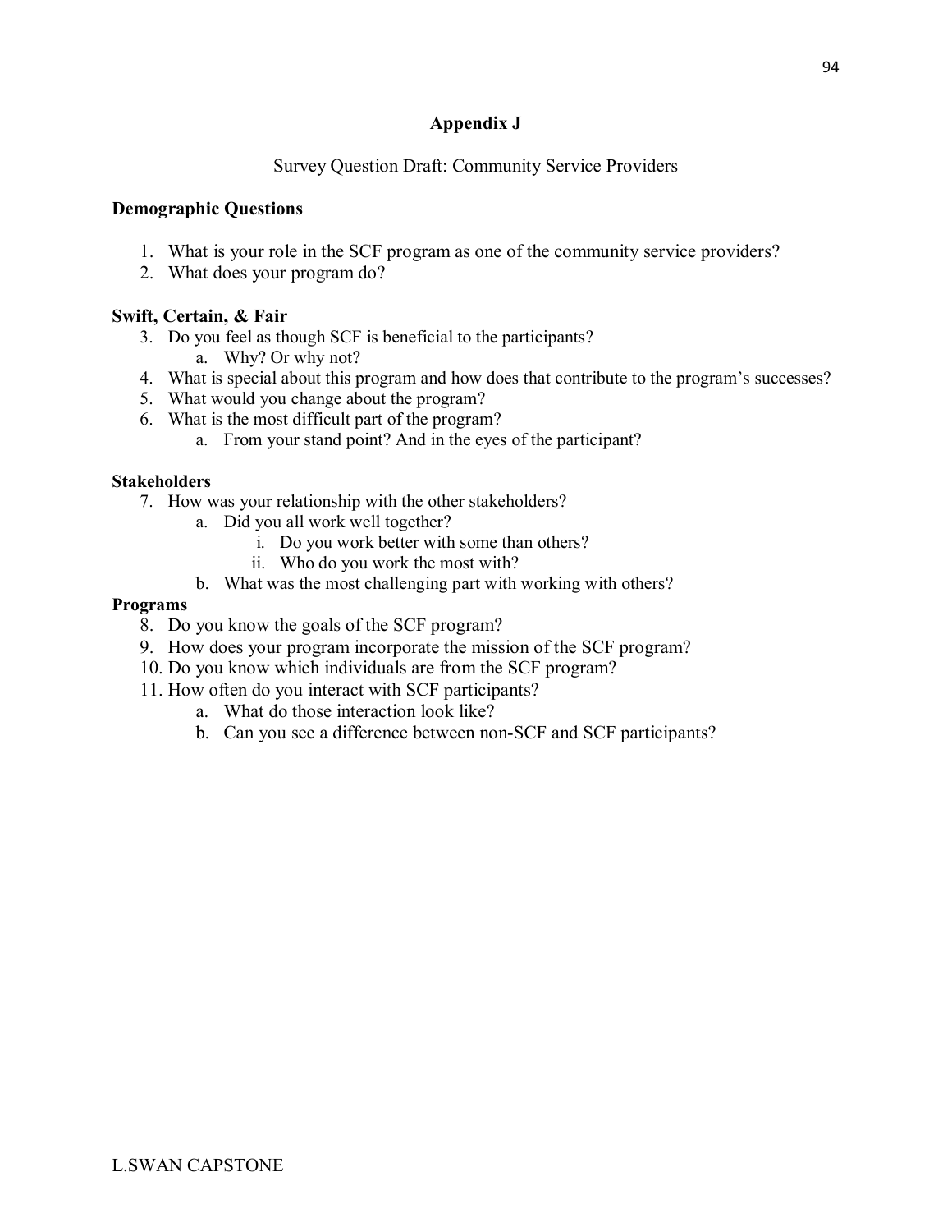# Appendix J

Survey Question Draft: Community Service Providers

**Demographic Questions**

1. What is your role in the SCF program as one of the community service providers?
2. What does your program do?

**Swift, Certain, & Fair**

3. Do you feel as though SCF is beneficial to the participants?
    a. Why? Or why not?
4. What is special about this program and how does that contribute to the program's successes?
5. What would you change about the program?
6. What is the most difficult part of the program?
    a. From your stand point? And in the eyes of the participant?

**Stakeholders**

7. How was your relationship with the other stakeholders?
    a. Did you all work well together?
        i. Do you work better with some than others?
        ii. Who do you work the most with?
    b. What was the most challenging part with working with others?

**Programs**

8. Do you know the goals of the SCF program?
9. How does your program incorporate the mission of the SCF program?
10. Do you know which individuals are from the SCF program?
11. How often do you interact with SCF participants?
    a. What do those interaction look like?
    b. Can you see a difference between non-SCF and SCF participants?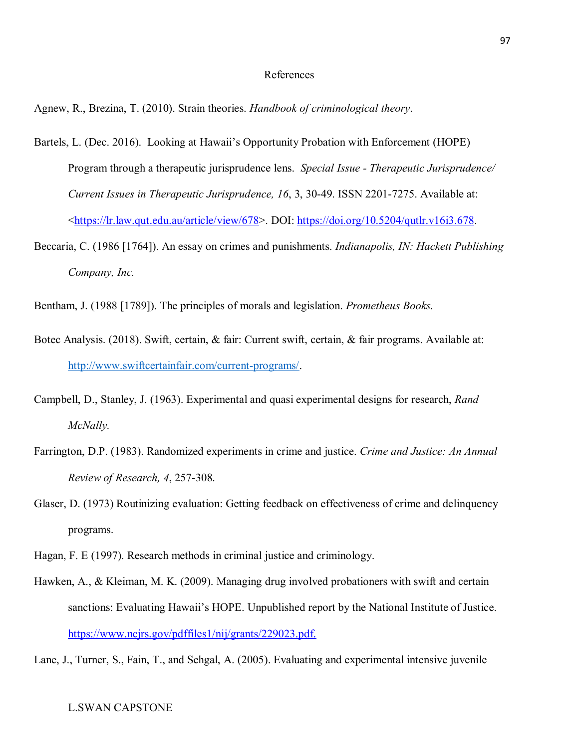# References

Agnew, R., Brezina, T. (2010). Strain theories. *Handbook of criminological theory*.

Bartels, L. (Dec. 2016). Looking at Hawaii's Opportunity Probation with Enforcement (HOPE) Program through a therapeutic jurisprudence lens. *Special Issue - Therapeutic Jurisprudence/ Current Issues in Therapeutic Jurisprudence, 16*, 3, 30-49. ISSN 2201-7275. Available at: <https://lr.law.qut.edu.au/article/view/678>. DOI: https://doi.org/10.5204/qutlr.v16i3.678.

Beccaria, C. (1986 [1764]). An essay on crimes and punishments. *Indianapolis, IN: Hackett Publishing Company, Inc.*

Bentham, J. (1988 [1789]). The principles of morals and legislation. *Prometheus Books.*

Botec Analysis. (2018). Swift, certain, & fair: Current swift, certain, & fair programs. Available at: http://www.swiftcertainfair.com/current-programs/.

Campbell, D., Stanley, J. (1963). Experimental and quasi experimental designs for research, *Rand McNally.*

Farrington, D.P. (1983). Randomized experiments in crime and justice. *Crime and Justice: An Annual Review of Research, 4*, 257-308.

Glaser, D. (1973) Routinizing evaluation: Getting feedback on effectiveness of crime and delinquency programs.

Hagan, F. E (1997). Research methods in criminal justice and criminology.

Hawken, A., & Kleiman, M. K. (2009). Managing drug involved probationers with swift and certain sanctions: Evaluating Hawaii's HOPE. Unpublished report by the National Institute of Justice. https://www.ncjrs.gov/pdffiles1/nij/grants/229023.pdf.

Lane, J., Turner, S., Fain, T., and Sehgal, A. (2005). Evaluating and experimental intensive juvenile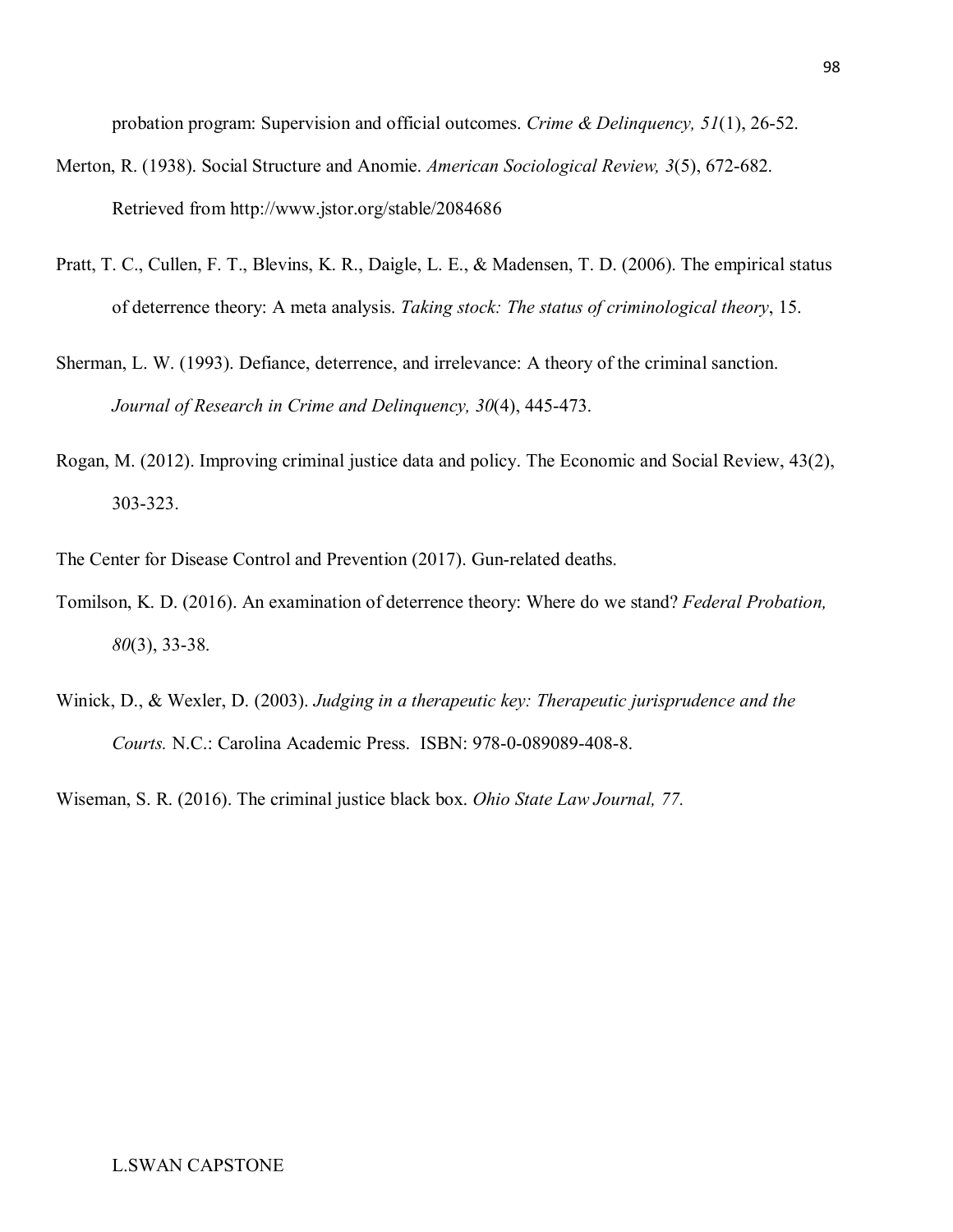probation program: Supervision and official outcomes. *Crime & Delinquency, 51*(1), 26-52.

Merton, R. (1938). Social Structure and Anomie. *American Sociological Review, 3*(5), 672-682. Retrieved from http://www.jstor.org/stable/2084686

Pratt, T. C., Cullen, F. T., Blevins, K. R., Daigle, L. E., & Madensen, T. D. (2006). The empirical status of deterrence theory: A meta analysis. *Taking stock: The status of criminological theory*, 15.

Sherman, L. W. (1993). Defiance, deterrence, and irrelevance: A theory of the criminal sanction. *Journal of Research in Crime and Delinquency, 30*(4), 445-473.

Rogan, M. (2012). Improving criminal justice data and policy. The Economic and Social Review, 43(2), 303-323.

The Center for Disease Control and Prevention (2017). Gun-related deaths.

Tomilson, K. D. (2016). An examination of deterrence theory: Where do we stand? *Federal Probation, 80*(3), 33-38.

Winick, D., & Wexler, D. (2003). *Judging in a therapeutic key: Therapeutic jurisprudence and the Courts.* N.C.: Carolina Academic Press. ISBN: 978-0-089089-408-8.

Wiseman, S. R. (2016). The criminal justice black box. *Ohio State Law Journal, 77.*